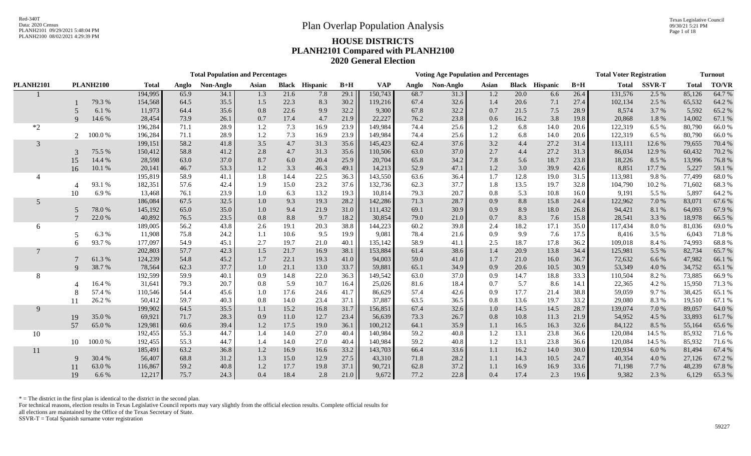Red-340T
Data: 2020 Census
PLANH2101 09/29/2021 5:48:04 PM
PLANH2100 08/02/2021 4:29:39 PM

Texas Legislative Council
09/30/21 5:21 PM

# Plan Overlap Population Analysis

## HOUSE DISTRICTS
## PLANH2101 Compared with PLANH2100
## 2020 General Election

| | | | Total Population and Percentages | | | | | | | Voting Age Population and Percentages | | | | | | | Total Voter Registration | | Turnout | |
|---|---|---|---|---|---|---|---|---|---|---|---|---|---|---|---|---|---|---|---|---|
| PLANH2101 | PLANH2100 | | Total | Anglo | Non-Anglo | Asian | Black | Hispanic | B+H | VAP | Anglo | Non-Anglo | Asian | Black | Hispanic | B+H | Total | SSVR-T | Total | TO/VR |
| 1 | | | 194,995 | 65.9 | 34.1 | 1.3 | 21.6 | 7.8 | 29.1 | 150,743 | 68.7 | 31.3 | 1.2 | 20.0 | 6.6 | 26.4 | 131,576 | 2.5 % | 85,126 | 64.7 % |
| | 1 | 79.3 % | 154,568 | 64.5 | 35.5 | 1.5 | 22.3 | 8.3 | 30.2 | 119,216 | 67.4 | 32.6 | 1.4 | 20.6 | 7.1 | 27.4 | 102,134 | 2.5 % | 65,532 | 64.2 % |
| | 5 | 6.1 % | 11,973 | 64.4 | 35.6 | 0.8 | 22.6 | 9.9 | 32.2 | 9,300 | 67.8 | 32.2 | 0.7 | 21.5 | 7.5 | 28.9 | 8,574 | 3.7 % | 5,592 | 65.2 % |
| | 9 | 14.6 % | 28,454 | 73.9 | 26.1 | 0.7 | 17.4 | 4.7 | 21.9 | 22,227 | 76.2 | 23.8 | 0.6 | 16.2 | 3.8 | 19.8 | 20,868 | 1.8 % | 14,002 | 67.1 % |
| *2 | | | 196,284 | 71.1 | 28.9 | 1.2 | 7.3 | 16.9 | 23.9 | 149,984 | 74.4 | 25.6 | 1.2 | 6.8 | 14.0 | 20.6 | 122,319 | 6.5 % | 80,790 | 66.0 % |
| | 2 | 100.0 % | 196,284 | 71.1 | 28.9 | 1.2 | 7.3 | 16.9 | 23.9 | 149,984 | 74.4 | 25.6 | 1.2 | 6.8 | 14.0 | 20.6 | 122,319 | 6.5 % | 80,790 | 66.0 % |
| 3 | | | 199,151 | 58.2 | 41.8 | 3.5 | 4.7 | 31.3 | 35.6 | 145,423 | 62.4 | 37.6 | 3.2 | 4.4 | 27.2 | 31.4 | 113,111 | 12.6 % | 79,655 | 70.4 % |
| | 3 | 75.5 % | 150,412 | 58.8 | 41.2 | 2.8 | 4.7 | 31.3 | 35.6 | 110,506 | 63.0 | 37.0 | 2.7 | 4.4 | 27.2 | 31.3 | 86,034 | 12.9 % | 60,432 | 70.2 % |
| | 15 | 14.4 % | 28,598 | 63.0 | 37.0 | 8.7 | 6.0 | 20.4 | 25.9 | 20,704 | 65.8 | 34.2 | 7.8 | 5.6 | 18.7 | 23.8 | 18,226 | 8.5 % | 13,996 | 76.8 % |
| | 16 | 10.1 % | 20,141 | 46.7 | 53.3 | 1.2 | 3.3 | 46.3 | 49.1 | 14,213 | 52.9 | 47.1 | 1.2 | 3.0 | 39.9 | 42.6 | 8,851 | 17.7 % | 5,227 | 59.1 % |
| 4 | | | 195,819 | 58.9 | 41.1 | 1.8 | 14.4 | 22.5 | 36.3 | 143,550 | 63.6 | 36.4 | 1.7 | 12.8 | 19.0 | 31.5 | 113,981 | 9.8 % | 77,499 | 68.0 % |
| | 4 | 93.1 % | 182,351 | 57.6 | 42.4 | 1.9 | 15.0 | 23.2 | 37.6 | 132,736 | 62.3 | 37.7 | 1.8 | 13.5 | 19.7 | 32.8 | 104,790 | 10.2 % | 71,602 | 68.3 % |
| | 10 | 6.9 % | 13,468 | 76.1 | 23.9 | 1.0 | 6.3 | 13.2 | 19.3 | 10,814 | 79.3 | 20.7 | 0.8 | 5.3 | 10.8 | 16.0 | 9,191 | 5.5 % | 5,897 | 64.2 % |
| 5 | | | 186,084 | 67.5 | 32.5 | 1.0 | 9.3 | 19.3 | 28.2 | 142,286 | 71.3 | 28.7 | 0.9 | 8.8 | 15.8 | 24.4 | 122,962 | 7.0 % | 83,071 | 67.6 % |
| | 5 | 78.0 % | 145,192 | 65.0 | 35.0 | 1.0 | 9.4 | 21.9 | 31.0 | 111,432 | 69.1 | 30.9 | 0.9 | 8.9 | 18.0 | 26.8 | 94,421 | 8.1 % | 64,093 | 67.9 % |
| | 7 | 22.0 % | 40,892 | 76.5 | 23.5 | 0.8 | 8.8 | 9.7 | 18.2 | 30,854 | 79.0 | 21.0 | 0.7 | 8.3 | 7.6 | 15.8 | 28,541 | 3.3 % | 18,978 | 66.5 % |
| 6 | | | 189,005 | 56.2 | 43.8 | 2.6 | 19.1 | 20.3 | 38.8 | 144,223 | 60.2 | 39.8 | 2.4 | 18.2 | 17.1 | 35.0 | 117,434 | 8.0 % | 81,036 | 69.0 % |
| | 5 | 6.3 % | 11,908 | 75.8 | 24.2 | 1.1 | 10.6 | 9.5 | 19.9 | 9,081 | 78.4 | 21.6 | 0.9 | 9.9 | 7.6 | 17.5 | 8,416 | 3.5 % | 6,043 | 71.8 % |
| | 6 | 93.7 % | 177,097 | 54.9 | 45.1 | 2.7 | 19.7 | 21.0 | 40.1 | 135,142 | 58.9 | 41.1 | 2.5 | 18.7 | 17.8 | 36.2 | 109,018 | 8.4 % | 74,993 | 68.8 % |
| 7 | | | 202,803 | 57.7 | 42.3 | 1.5 | 21.7 | 16.9 | 38.1 | 153,884 | 61.4 | 38.6 | 1.4 | 20.9 | 13.8 | 34.4 | 125,981 | 5.5 % | 82,734 | 65.7 % |
| | 7 | 61.3 % | 124,239 | 54.8 | 45.2 | 1.7 | 22.1 | 19.3 | 41.0 | 94,003 | 59.0 | 41.0 | 1.7 | 21.0 | 16.0 | 36.7 | 72,632 | 6.6 % | 47,982 | 66.1 % |
| | 9 | 38.7 % | 78,564 | 62.3 | 37.7 | 1.0 | 21.1 | 13.0 | 33.7 | 59,881 | 65.1 | 34.9 | 0.9 | 20.6 | 10.5 | 30.9 | 53,349 | 4.0 % | 34,752 | 65.1 % |
| 8 | | | 192,599 | 59.9 | 40.1 | 0.9 | 14.8 | 22.0 | 36.3 | 149,542 | 63.0 | 37.0 | 0.9 | 14.7 | 18.8 | 33.3 | 110,504 | 8.2 % | 73,885 | 66.9 % |
| | 4 | 16.4 % | 31,641 | 79.3 | 20.7 | 0.8 | 5.9 | 10.7 | 16.4 | 25,026 | 81.6 | 18.4 | 0.7 | 5.7 | 8.6 | 14.1 | 22,365 | 4.2 % | 15,950 | 71.3 % |
| | 8 | 57.4 % | 110,546 | 54.4 | 45.6 | 1.0 | 17.6 | 24.6 | 41.7 | 86,629 | 57.4 | 42.6 | 0.9 | 17.7 | 21.4 | 38.8 | 59,059 | 9.7 % | 38,425 | 65.1 % |
| | 11 | 26.2 % | 50,412 | 59.7 | 40.3 | 0.8 | 14.0 | 23.4 | 37.1 | 37,887 | 63.5 | 36.5 | 0.8 | 13.6 | 19.7 | 33.2 | 29,080 | 8.3 % | 19,510 | 67.1 % |
| 9 | | | 199,902 | 64.5 | 35.5 | 1.1 | 15.2 | 16.8 | 31.7 | 156,851 | 67.4 | 32.6 | 1.0 | 14.5 | 14.5 | 28.7 | 139,074 | 7.0 % | 89,057 | 64.0 % |
| | 19 | 35.0 % | 69,921 | 71.7 | 28.3 | 0.9 | 11.0 | 12.7 | 23.4 | 56,639 | 73.3 | 26.7 | 0.8 | 10.8 | 11.3 | 21.9 | 54,952 | 4.5 % | 33,893 | 61.7 % |
| | 57 | 65.0 % | 129,981 | 60.6 | 39.4 | 1.2 | 17.5 | 19.0 | 36.1 | 100,212 | 64.1 | 35.9 | 1.1 | 16.5 | 16.3 | 32.6 | 84,122 | 8.5 % | 55,164 | 65.6 % |
| 10 | | | 192,455 | 55.3 | 44.7 | 1.4 | 14.0 | 27.0 | 40.4 | 140,984 | 59.2 | 40.8 | 1.2 | 13.1 | 23.8 | 36.6 | 120,084 | 14.5 % | 85,932 | 71.6 % |
| | 10 | 100.0 % | 192,455 | 55.3 | 44.7 | 1.4 | 14.0 | 27.0 | 40.4 | 140,984 | 59.2 | 40.8 | 1.2 | 13.1 | 23.8 | 36.6 | 120,084 | 14.5 % | 85,932 | 71.6 % |
| 11 | | | 185,491 | 63.2 | 36.8 | 1.2 | 16.9 | 16.6 | 33.2 | 143,703 | 66.4 | 33.6 | 1.1 | 16.2 | 14.0 | 30.0 | 120,934 | 6.0 % | 81,494 | 67.4 % |
| | 9 | 30.4 % | 56,407 | 68.8 | 31.2 | 1.3 | 15.0 | 12.9 | 27.5 | 43,310 | 71.8 | 28.2 | 1.1 | 14.3 | 10.5 | 24.7 | 40,354 | 4.0 % | 27,126 | 67.2 % |
| | 11 | 63.0 % | 116,867 | 59.2 | 40.8 | 1.2 | 17.7 | 19.8 | 37.1 | 90,721 | 62.8 | 37.2 | 1.1 | 16.9 | 16.9 | 33.6 | 71,198 | 7.7 % | 48,239 | 67.8 % |
| | 19 | 6.6 % | 12,217 | 75.7 | 24.3 | 0.4 | 18.4 | 2.8 | 21.0 | 9,672 | 77.2 | 22.8 | 0.4 | 17.4 | 2.3 | 19.6 | 9,382 | 2.3 % | 6,129 | 65.3 % |

* = The district in the first plan is identical to the district in the second plan.
For technical reasons, election results in Texas Legislative Council reports may vary slightly from the official election results. Complete official results for all elections are maintained by the Office of the Texas Secretary of State.
SSVR-T = Total Spanish surname voter registration

59227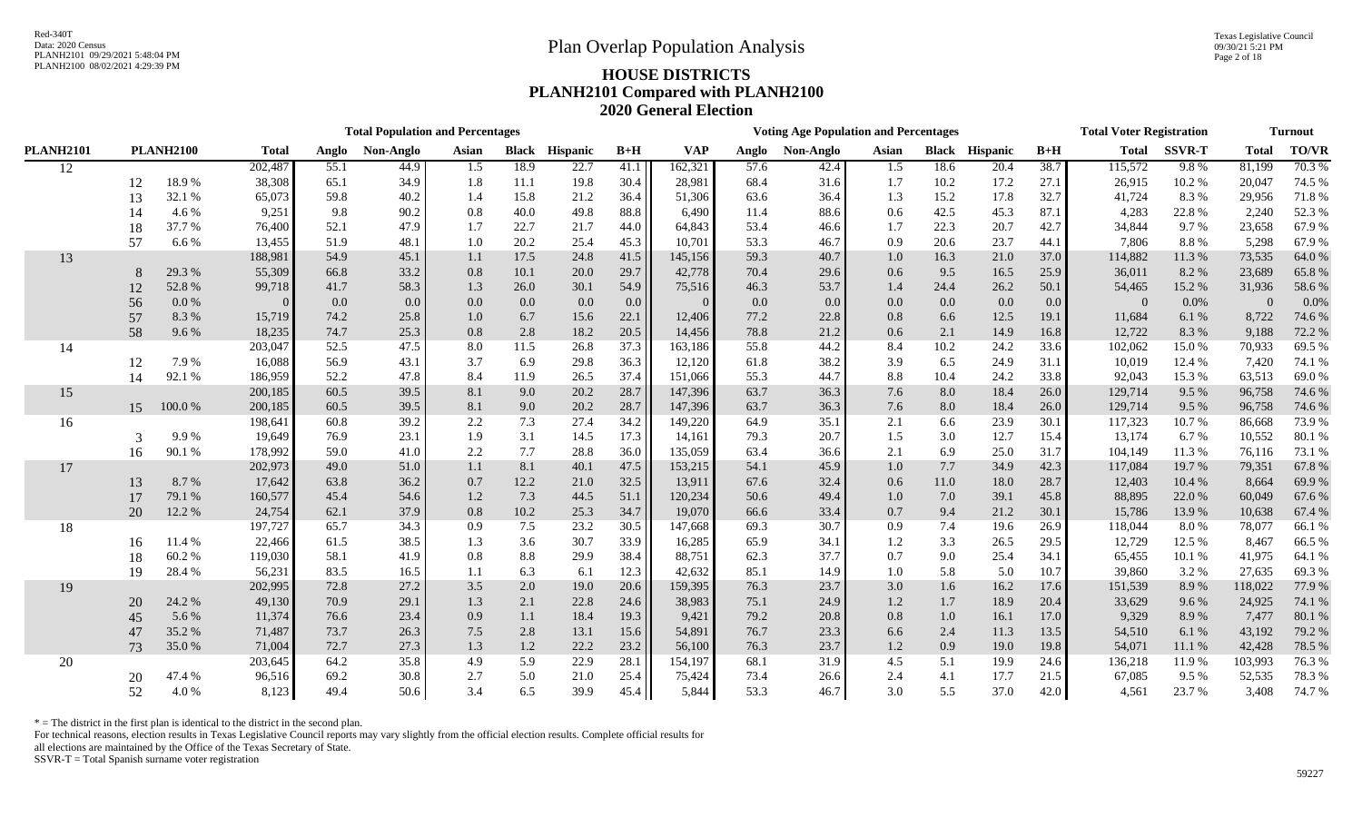# Plan Overlap Population Analysis

## HOUSE DISTRICTS
## PLANH2101 Compared with PLANH2100
## 2020 General Election

| PLANH2101 | PLANH2100 | | Total Population and Percentages: Total | Anglo | Non-Anglo | Asian | Black | Hispanic | B+H | Voting Age Population and Percentages: VAP | Anglo | Non-Anglo | Asian | Black | Hispanic | B+H | Total Voter Registration: Total | SSVR-T | Turnout: Total | TO/VR |
|---|---|---|---|---|---|---|---|---|---|---|---|---|---|---|---|---|---|---|---|---|
| 12 | | | 202,487 | 55.1 | 44.9 | 1.5 | 18.9 | 22.7 | 41.1 | 162,321 | 57.6 | 42.4 | 1.5 | 18.6 | 20.4 | 38.7 | 115,572 | 9.8 % | 81,199 | 70.3 % |
| | 12 | 18.9 % | 38,308 | 65.1 | 34.9 | 1.8 | 11.1 | 19.8 | 30.4 | 28,981 | 68.4 | 31.6 | 1.7 | 10.2 | 17.2 | 27.1 | 26,915 | 10.2 % | 20,047 | 74.5 % |
| | 13 | 32.1 % | 65,073 | 59.8 | 40.2 | 1.4 | 15.8 | 21.2 | 36.4 | 51,306 | 63.6 | 36.4 | 1.3 | 15.2 | 17.8 | 32.7 | 41,724 | 8.3 % | 29,956 | 71.8 % |
| | 14 | 4.6 % | 9,251 | 9.8 | 90.2 | 0.8 | 40.0 | 49.8 | 88.8 | 6,490 | 11.4 | 88.6 | 0.6 | 42.5 | 45.3 | 87.1 | 4,283 | 22.8 % | 2,240 | 52.3 % |
| | 18 | 37.7 % | 76,400 | 52.1 | 47.9 | 1.7 | 22.7 | 21.7 | 44.0 | 64,843 | 53.4 | 46.6 | 1.7 | 22.3 | 20.7 | 42.7 | 34,844 | 9.7 % | 23,658 | 67.9 % |
| | 57 | 6.6 % | 13,455 | 51.9 | 48.1 | 1.0 | 20.2 | 25.4 | 45.3 | 10,701 | 53.3 | 46.7 | 0.9 | 20.6 | 23.7 | 44.1 | 7,806 | 8.8 % | 5,298 | 67.9 % |
| 13 | | | 188,981 | 54.9 | 45.1 | 1.1 | 17.5 | 24.8 | 41.5 | 145,156 | 59.3 | 40.7 | 1.0 | 16.3 | 21.0 | 37.0 | 114,882 | 11.3 % | 73,535 | 64.0 % |
| | 8 | 29.3 % | 55,309 | 66.8 | 33.2 | 0.8 | 10.1 | 20.0 | 29.7 | 42,778 | 70.4 | 29.6 | 0.6 | 9.5 | 16.5 | 25.9 | 36,011 | 8.2 % | 23,689 | 65.8 % |
| | 12 | 52.8 % | 99,718 | 41.7 | 58.3 | 1.3 | 26.0 | 30.1 | 54.9 | 75,516 | 46.3 | 53.7 | 1.4 | 24.4 | 26.2 | 50.1 | 54,465 | 15.2 % | 31,936 | 58.6 % |
| | 56 | 0.0 % | 0 | 0.0 | 0.0 | 0.0 | 0.0 | 0.0 | 0.0 | 0 | 0.0 | 0.0 | 0.0 | 0.0 | 0.0 | 0.0 | 0 | 0.0% | 0 | 0.0% |
| | 57 | 8.3 % | 15,719 | 74.2 | 25.8 | 1.0 | 6.7 | 15.6 | 22.1 | 12,406 | 77.2 | 22.8 | 0.8 | 6.6 | 12.5 | 19.1 | 11,684 | 6.1 % | 8,722 | 74.6 % |
| | 58 | 9.6 % | 18,235 | 74.7 | 25.3 | 0.8 | 2.8 | 18.2 | 20.5 | 14,456 | 78.8 | 21.2 | 0.6 | 2.1 | 14.9 | 16.8 | 12,722 | 8.3 % | 9,188 | 72.2 % |
| 14 | | | 203,047 | 52.5 | 47.5 | 8.0 | 11.5 | 26.8 | 37.3 | 163,186 | 55.8 | 44.2 | 8.4 | 10.2 | 24.2 | 33.6 | 102,062 | 15.0 % | 70,933 | 69.5 % |
| | 12 | 7.9 % | 16,088 | 56.9 | 43.1 | 3.7 | 6.9 | 29.8 | 36.3 | 12,120 | 61.8 | 38.2 | 3.9 | 6.5 | 24.9 | 31.1 | 10,019 | 12.4 % | 7,420 | 74.1 % |
| | 14 | 92.1 % | 186,959 | 52.2 | 47.8 | 8.4 | 11.9 | 26.5 | 37.4 | 151,066 | 55.3 | 44.7 | 8.8 | 10.4 | 24.2 | 33.8 | 92,043 | 15.3 % | 63,513 | 69.0 % |
| 15 | | | 200,185 | 60.5 | 39.5 | 8.1 | 9.0 | 20.2 | 28.7 | 147,396 | 63.7 | 36.3 | 7.6 | 8.0 | 18.4 | 26.0 | 129,714 | 9.5 % | 96,758 | 74.6 % |
| | 15 | 100.0 % | 200,185 | 60.5 | 39.5 | 8.1 | 9.0 | 20.2 | 28.7 | 147,396 | 63.7 | 36.3 | 7.6 | 8.0 | 18.4 | 26.0 | 129,714 | 9.5 % | 96,758 | 74.6 % |
| 16 | | | 198,641 | 60.8 | 39.2 | 2.2 | 7.3 | 27.4 | 34.2 | 149,220 | 64.9 | 35.1 | 2.1 | 6.6 | 23.9 | 30.1 | 117,323 | 10.7 % | 86,668 | 73.9 % |
| | 3 | 9.9 % | 19,649 | 76.9 | 23.1 | 1.9 | 3.1 | 14.5 | 17.3 | 14,161 | 79.3 | 20.7 | 1.5 | 3.0 | 12.7 | 15.4 | 13,174 | 6.7 % | 10,552 | 80.1 % |
| | 16 | 90.1 % | 178,992 | 59.0 | 41.0 | 2.2 | 7.7 | 28.8 | 36.0 | 135,059 | 63.4 | 36.6 | 2.1 | 6.9 | 25.0 | 31.7 | 104,149 | 11.3 % | 76,116 | 73.1 % |
| 17 | | | 202,973 | 49.0 | 51.0 | 1.1 | 8.1 | 40.1 | 47.5 | 153,215 | 54.1 | 45.9 | 1.0 | 7.7 | 34.9 | 42.3 | 117,084 | 19.7 % | 79,351 | 67.8 % |
| | 13 | 8.7 % | 17,642 | 63.8 | 36.2 | 0.7 | 12.2 | 21.0 | 32.5 | 13,911 | 67.6 | 32.4 | 0.6 | 11.0 | 18.0 | 28.7 | 12,403 | 10.4 % | 8,664 | 69.9 % |
| | 17 | 79.1 % | 160,577 | 45.4 | 54.6 | 1.2 | 7.3 | 44.5 | 51.1 | 120,234 | 50.6 | 49.4 | 1.0 | 7.0 | 39.1 | 45.8 | 88,895 | 22.0 % | 60,049 | 67.6 % |
| | 20 | 12.2 % | 24,754 | 62.1 | 37.9 | 0.8 | 10.2 | 25.3 | 34.7 | 19,070 | 66.6 | 33.4 | 0.7 | 9.4 | 21.2 | 30.1 | 15,786 | 13.9 % | 10,638 | 67.4 % |
| 18 | | | 197,727 | 65.7 | 34.3 | 0.9 | 7.5 | 23.2 | 30.5 | 147,668 | 69.3 | 30.7 | 0.9 | 7.4 | 19.6 | 26.9 | 118,044 | 8.0 % | 78,077 | 66.1 % |
| | 16 | 11.4 % | 22,466 | 61.5 | 38.5 | 1.3 | 3.6 | 30.7 | 33.9 | 16,285 | 65.9 | 34.1 | 1.2 | 3.3 | 26.5 | 29.5 | 12,729 | 12.5 % | 8,467 | 66.5 % |
| | 18 | 60.2 % | 119,030 | 58.1 | 41.9 | 0.8 | 8.8 | 29.9 | 38.4 | 88,751 | 62.3 | 37.7 | 0.7 | 9.0 | 25.4 | 34.1 | 65,455 | 10.1 % | 41,975 | 64.1 % |
| | 19 | 28.4 % | 56,231 | 83.5 | 16.5 | 1.1 | 6.3 | 6.1 | 12.3 | 42,632 | 85.1 | 14.9 | 1.0 | 5.8 | 5.0 | 10.7 | 39,860 | 3.2 % | 27,635 | 69.3 % |
| 19 | | | 202,995 | 72.8 | 27.2 | 3.5 | 2.0 | 19.0 | 20.6 | 159,395 | 76.3 | 23.7 | 3.0 | 1.6 | 16.2 | 17.6 | 151,539 | 8.9 % | 118,022 | 77.9 % |
| | 20 | 24.2 % | 49,130 | 70.9 | 29.1 | 1.3 | 2.1 | 22.8 | 24.6 | 38,983 | 75.1 | 24.9 | 1.2 | 1.7 | 18.9 | 20.4 | 33,629 | 9.6 % | 24,925 | 74.1 % |
| | 45 | 5.6 % | 11,374 | 76.6 | 23.4 | 0.9 | 1.1 | 18.4 | 19.3 | 9,421 | 79.2 | 20.8 | 0.8 | 1.0 | 16.1 | 17.0 | 9,329 | 8.9 % | 7,477 | 80.1 % |
| | 47 | 35.2 % | 71,487 | 73.7 | 26.3 | 7.5 | 2.8 | 13.1 | 15.6 | 54,891 | 76.7 | 23.3 | 6.6 | 2.4 | 11.3 | 13.5 | 54,510 | 6.1 % | 43,192 | 79.2 % |
| | 73 | 35.0 % | 71,004 | 72.7 | 27.3 | 1.3 | 1.2 | 22.2 | 23.2 | 56,100 | 76.3 | 23.7 | 1.2 | 0.9 | 19.0 | 19.8 | 54,071 | 11.1 % | 42,428 | 78.5 % |
| 20 | | | 203,645 | 64.2 | 35.8 | 4.9 | 5.9 | 22.9 | 28.1 | 154,197 | 68.1 | 31.9 | 4.5 | 5.1 | 19.9 | 24.6 | 136,218 | 11.9 % | 103,993 | 76.3 % |
| | 20 | 47.4 % | 96,516 | 69.2 | 30.8 | 2.7 | 5.0 | 21.0 | 25.4 | 75,424 | 73.4 | 26.6 | 2.4 | 4.1 | 17.7 | 21.5 | 67,085 | 9.5 % | 52,535 | 78.3 % |
| | 52 | 4.0 % | 8,123 | 49.4 | 50.6 | 3.4 | 6.5 | 39.9 | 45.4 | 5,844 | 53.3 | 46.7 | 3.0 | 5.5 | 37.0 | 42.0 | 4,561 | 23.7 % | 3,408 | 74.7 % |

* = The district in the first plan is identical to the district in the second plan.

For technical reasons, election results in Texas Legislative Council reports may vary slightly from the official election results. Complete official results for all elections are maintained by the Office of the Texas Secretary of State.

SSVR-T = Total Spanish surname voter registration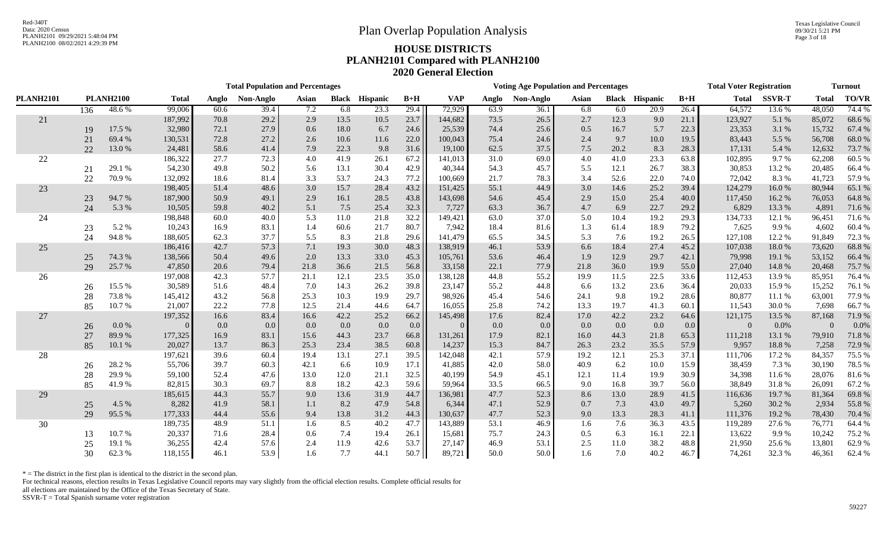# Plan Overlap Population Analysis

## HOUSE DISTRICTS
## PLANH2101 Compared with PLANH2100
## 2020 General Election

Red-340T
Data: 2020 Census
PLANH2101 09/29/2021 5:48:04 PM
PLANH2100 08/02/2021 4:29:39 PM

Texas Legislative Council
09/30/21 5:21 PM

| | | | Total Population and Percentages | | | | | | | | Voting Age Population and Percentages | | | | | | | Total Voter Registration | | Turnout | |
|---|---|---|---|---|---|---|---|---|---|---|---|---|---|---|---|---|---|---|---|---|---|
| PLANH2101 | PLANH2100 | | Total | Anglo | Non-Anglo | Asian | Black | Hispanic | B+H | VAP | Anglo | Non-Anglo | Asian | Black | Hispanic | B+H | Total | SSVR-T | Total | TO/VR |
| | 136 | 48.6 % | 99,006 | 60.6 | 39.4 | 7.2 | 6.8 | 23.3 | 29.4 | 72,929 | 63.9 | 36.1 | 6.8 | 6.0 | 20.9 | 26.4 | 64,572 | 13.6 % | 48,050 | 74.4 % |
| 21 | | | 187,992 | 70.8 | 29.2 | 2.9 | 13.5 | 10.5 | 23.7 | 144,682 | 73.5 | 26.5 | 2.7 | 12.3 | 9.0 | 21.1 | 123,927 | 5.1 % | 85,072 | 68.6 % |
| | 19 | 17.5 % | 32,980 | 72.1 | 27.9 | 0.6 | 18.0 | 6.7 | 24.6 | 25,539 | 74.4 | 25.6 | 0.5 | 16.7 | 5.7 | 22.3 | 23,353 | 3.1 % | 15,732 | 67.4 % |
| | 21 | 69.4 % | 130,531 | 72.8 | 27.2 | 2.6 | 10.6 | 11.6 | 22.0 | 100,043 | 75.4 | 24.6 | 2.4 | 9.7 | 10.0 | 19.5 | 83,443 | 5.5 % | 56,708 | 68.0 % |
| | 22 | 13.0 % | 24,481 | 58.6 | 41.4 | 7.9 | 22.3 | 9.8 | 31.6 | 19,100 | 62.5 | 37.5 | 7.5 | 20.2 | 8.3 | 28.3 | 17,131 | 5.4 % | 12,632 | 73.7 % |
| 22 | | | 186,322 | 27.7 | 72.3 | 4.0 | 41.9 | 26.1 | 67.2 | 141,013 | 31.0 | 69.0 | 4.0 | 41.0 | 23.3 | 63.8 | 102,895 | 9.7 % | 62,208 | 60.5 % |
| | 21 | 29.1 % | 54,230 | 49.8 | 50.2 | 5.6 | 13.1 | 30.4 | 42.9 | 40,344 | 54.3 | 45.7 | 5.5 | 12.1 | 26.7 | 38.3 | 30,853 | 13.2 % | 20,485 | 66.4 % |
| | 22 | 70.9 % | 132,092 | 18.6 | 81.4 | 3.3 | 53.7 | 24.3 | 77.2 | 100,669 | 21.7 | 78.3 | 3.4 | 52.6 | 22.0 | 74.0 | 72,042 | 8.3 % | 41,723 | 57.9 % |
| 23 | | | 198,405 | 51.4 | 48.6 | 3.0 | 15.7 | 28.4 | 43.2 | 151,425 | 55.1 | 44.9 | 3.0 | 14.6 | 25.2 | 39.4 | 124,279 | 16.0 % | 80,944 | 65.1 % |
| | 23 | 94.7 % | 187,900 | 50.9 | 49.1 | 2.9 | 16.1 | 28.5 | 43.8 | 143,698 | 54.6 | 45.4 | 2.9 | 15.0 | 25.4 | 40.0 | 117,450 | 16.2 % | 76,053 | 64.8 % |
| | 24 | 5.3 % | 10,505 | 59.8 | 40.2 | 5.1 | 7.5 | 25.4 | 32.3 | 7,727 | 63.3 | 36.7 | 4.7 | 6.9 | 22.7 | 29.2 | 6,829 | 13.3 % | 4,891 | 71.6 % |
| 24 | | | 198,848 | 60.0 | 40.0 | 5.3 | 11.0 | 21.8 | 32.2 | 149,421 | 63.0 | 37.0 | 5.0 | 10.4 | 19.2 | 29.3 | 134,733 | 12.1 % | 96,451 | 71.6 % |
| | 23 | 5.2 % | 10,243 | 16.9 | 83.1 | 1.4 | 60.6 | 21.7 | 80.7 | 7,942 | 18.4 | 81.6 | 1.3 | 61.4 | 18.9 | 79.2 | 7,625 | 9.9 % | 4,602 | 60.4 % |
| | 24 | 94.8 % | 188,605 | 62.3 | 37.7 | 5.5 | 8.3 | 21.8 | 29.6 | 141,479 | 65.5 | 34.5 | 5.3 | 7.6 | 19.2 | 26.5 | 127,108 | 12.2 % | 91,849 | 72.3 % |
| 25 | | | 186,416 | 42.7 | 57.3 | 7.1 | 19.3 | 30.0 | 48.3 | 138,919 | 46.1 | 53.9 | 6.6 | 18.4 | 27.4 | 45.2 | 107,038 | 18.0 % | 73,620 | 68.8 % |
| | 25 | 74.3 % | 138,566 | 50.4 | 49.6 | 2.0 | 13.3 | 33.0 | 45.3 | 105,761 | 53.6 | 46.4 | 1.9 | 12.9 | 29.7 | 42.1 | 79,998 | 19.1 % | 53,152 | 66.4 % |
| | 29 | 25.7 % | 47,850 | 20.6 | 79.4 | 21.8 | 36.6 | 21.5 | 56.8 | 33,158 | 22.1 | 77.9 | 21.8 | 36.0 | 19.9 | 55.0 | 27,040 | 14.8 % | 20,468 | 75.7 % |
| 26 | | | 197,008 | 42.3 | 57.7 | 21.1 | 12.1 | 23.5 | 35.0 | 138,128 | 44.8 | 55.2 | 19.9 | 11.5 | 22.5 | 33.6 | 112,453 | 13.9 % | 85,951 | 76.4 % |
| | 26 | 15.5 % | 30,589 | 51.6 | 48.4 | 7.0 | 14.3 | 26.2 | 39.8 | 23,147 | 55.2 | 44.8 | 6.6 | 13.2 | 23.6 | 36.4 | 20,033 | 15.9 % | 15,252 | 76.1 % |
| | 28 | 73.8 % | 145,412 | 43.2 | 56.8 | 25.3 | 10.3 | 19.9 | 29.7 | 98,926 | 45.4 | 54.6 | 24.1 | 9.8 | 19.2 | 28.6 | 80,877 | 11.1 % | 63,001 | 77.9 % |
| | 85 | 10.7 % | 21,007 | 22.2 | 77.8 | 12.5 | 21.4 | 44.6 | 64.7 | 16,055 | 25.8 | 74.2 | 13.3 | 19.7 | 41.3 | 60.1 | 11,543 | 30.0 % | 7,698 | 66.7 % |
| 27 | | | 197,352 | 16.6 | 83.4 | 16.6 | 42.2 | 25.2 | 66.2 | 145,498 | 17.6 | 82.4 | 17.0 | 42.2 | 23.2 | 64.6 | 121,175 | 13.5 % | 87,168 | 71.9 % |
| | 26 | 0.0 % | 0 | 0.0 | 0.0 | 0.0 | 0.0 | 0.0 | 0.0 | 0 | 0.0 | 0.0 | 0.0 | 0.0 | 0.0 | 0.0 | 0 | 0.0% | 0 | 0.0% |
| | 27 | 89.9 % | 177,325 | 16.9 | 83.1 | 15.6 | 44.3 | 23.7 | 66.8 | 131,261 | 17.9 | 82.1 | 16.0 | 44.3 | 21.8 | 65.3 | 111,218 | 13.1 % | 79,910 | 71.8 % |
| | 85 | 10.1 % | 20,027 | 13.7 | 86.3 | 25.3 | 23.4 | 38.5 | 60.8 | 14,237 | 15.3 | 84.7 | 26.3 | 23.2 | 35.5 | 57.9 | 9,957 | 18.8 % | 7,258 | 72.9 % |
| 28 | | | 197,621 | 39.6 | 60.4 | 19.4 | 13.1 | 27.1 | 39.5 | 142,048 | 42.1 | 57.9 | 19.2 | 12.1 | 25.3 | 37.1 | 111,706 | 17.2 % | 84,357 | 75.5 % |
| | 26 | 28.2 % | 55,706 | 39.7 | 60.3 | 42.1 | 6.6 | 10.9 | 17.1 | 41,885 | 42.0 | 58.0 | 40.9 | 6.2 | 10.0 | 15.9 | 38,459 | 7.3 % | 30,190 | 78.5 % |
| | 28 | 29.9 % | 59,100 | 52.4 | 47.6 | 13.0 | 12.0 | 21.1 | 32.5 | 40,199 | 54.9 | 45.1 | 12.1 | 11.4 | 19.9 | 30.9 | 34,398 | 11.6 % | 28,076 | 81.6 % |
| | 85 | 41.9 % | 82,815 | 30.3 | 69.7 | 8.8 | 18.2 | 42.3 | 59.6 | 59,964 | 33.5 | 66.5 | 9.0 | 16.8 | 39.7 | 56.0 | 38,849 | 31.8 % | 26,091 | 67.2 % |
| 29 | | | 185,615 | 44.3 | 55.7 | 9.0 | 13.6 | 31.9 | 44.7 | 136,981 | 47.7 | 52.3 | 8.6 | 13.0 | 28.9 | 41.5 | 116,636 | 19.7 % | 81,364 | 69.8 % |
| | 25 | 4.5 % | 8,282 | 41.9 | 58.1 | 1.1 | 8.2 | 47.9 | 54.8 | 6,344 | 47.1 | 52.9 | 0.7 | 7.3 | 43.0 | 49.7 | 5,260 | 30.2 % | 2,934 | 55.8 % |
| | 29 | 95.5 % | 177,333 | 44.4 | 55.6 | 9.4 | 13.8 | 31.2 | 44.3 | 130,637 | 47.7 | 52.3 | 9.0 | 13.3 | 28.3 | 41.1 | 111,376 | 19.2 % | 78,430 | 70.4 % |
| 30 | | | 189,735 | 48.9 | 51.1 | 1.6 | 8.5 | 40.2 | 47.7 | 143,889 | 53.1 | 46.9 | 1.6 | 7.6 | 36.3 | 43.5 | 119,289 | 27.6 % | 76,771 | 64.4 % |
| | 13 | 10.7 % | 20,337 | 71.6 | 28.4 | 0.6 | 7.4 | 19.4 | 26.1 | 15,681 | 75.7 | 24.3 | 0.5 | 6.3 | 16.1 | 22.1 | 13,622 | 9.9 % | 10,242 | 75.2 % |
| | 25 | 19.1 % | 36,255 | 42.4 | 57.6 | 2.4 | 11.9 | 42.6 | 53.7 | 27,147 | 46.9 | 53.1 | 2.5 | 11.0 | 38.2 | 48.8 | 21,950 | 25.6 % | 13,801 | 62.9 % |
| | 30 | 62.3 % | 118,155 | 46.1 | 53.9 | 1.6 | 7.7 | 44.1 | 50.7 | 89,721 | 50.0 | 50.0 | 1.6 | 7.0 | 40.2 | 46.7 | 74,261 | 32.3 % | 46,361 | 62.4 % |

* = The district in the first plan is identical to the district in the second plan.
For technical reasons, election results in Texas Legislative Council reports may vary slightly from the official election results. Complete official results for all elections are maintained by the Office of the Texas Secretary of State.
SSVR-T = Total Spanish surname voter registration

59227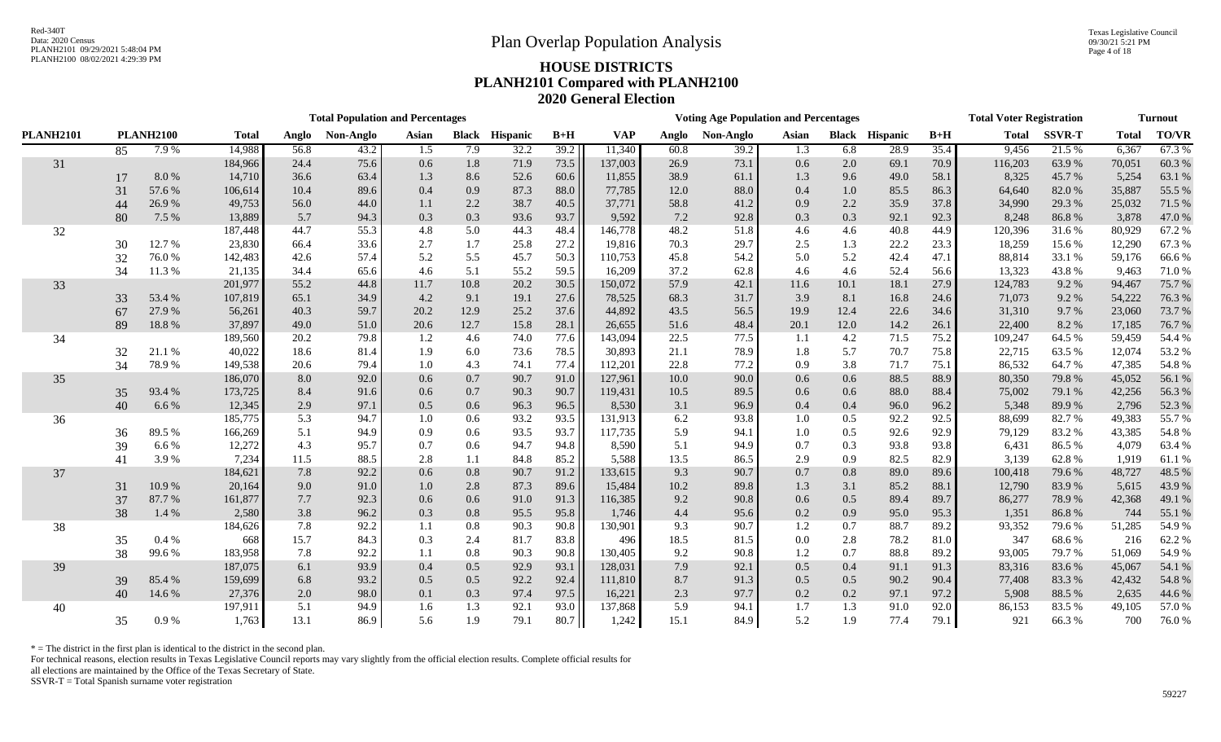Red-340T
Data: 2020 Census
PLANH2101 09/29/2021 5:48:04 PM
PLANH2100 08/02/2021 4:29:39 PM

Texas Legislative Council
09/30/21 5:21 PM

# Plan Overlap Population Analysis

## HOUSE DISTRICTS
## PLANH2101 Compared with PLANH2100
## 2020 General Election

| | | | Total Population and Percentages | | | | | | | Voting Age Population and Percentages | | | | | | | Total Voter Registration | | Turnout | |
|---|---|---|---|---|---|---|---|---|---|---|---|---|---|---|---|---|---|---|---|---|
| PLANH2101 | PLANH2100 | | Total | Anglo | Non-Anglo | Asian | Black | Hispanic | B+H | VAP | Anglo | Non-Anglo | Asian | Black | Hispanic | B+H | Total | SSVR-T | Total | TO/VR |
| | 85 | 7.9 % | 14,988 | 56.8 | 43.2 | 1.5 | 7.9 | 32.2 | 39.2 | 11,340 | 60.8 | 39.2 | 1.3 | 6.8 | 28.9 | 35.4 | 9,456 | 21.5 % | 6,367 | 67.3 % |
| 31 | | | 184,966 | 24.4 | 75.6 | 0.6 | 1.8 | 71.9 | 73.5 | 137,003 | 26.9 | 73.1 | 0.6 | 2.0 | 69.1 | 70.9 | 116,203 | 63.9 % | 70,051 | 60.3 % |
| | 17 | 8.0 % | 14,710 | 36.6 | 63.4 | 1.3 | 8.6 | 52.6 | 60.6 | 11,855 | 38.9 | 61.1 | 1.3 | 9.6 | 49.0 | 58.1 | 8,325 | 45.7 % | 5,254 | 63.1 % |
| | 31 | 57.6 % | 106,614 | 10.4 | 89.6 | 0.4 | 0.9 | 87.3 | 88.0 | 77,785 | 12.0 | 88.0 | 0.4 | 1.0 | 85.5 | 86.3 | 64,640 | 82.0 % | 35,887 | 55.5 % |
| | 44 | 26.9 % | 49,753 | 56.0 | 44.0 | 1.1 | 2.2 | 38.7 | 40.5 | 37,771 | 58.8 | 41.2 | 0.9 | 2.2 | 35.9 | 37.8 | 34,990 | 29.3 % | 25,032 | 71.5 % |
| | 80 | 7.5 % | 13,889 | 5.7 | 94.3 | 0.3 | 0.3 | 93.6 | 93.7 | 9,592 | 7.2 | 92.8 | 0.3 | 0.3 | 92.1 | 92.3 | 8,248 | 86.8 % | 3,878 | 47.0 % |
| 32 | | | 187,448 | 44.7 | 55.3 | 4.8 | 5.0 | 44.3 | 48.4 | 146,778 | 48.2 | 51.8 | 4.6 | 4.6 | 40.8 | 44.9 | 120,396 | 31.6 % | 80,929 | 67.2 % |
| | 30 | 12.7 % | 23,830 | 66.4 | 33.6 | 2.7 | 1.7 | 25.8 | 27.2 | 19,816 | 70.3 | 29.7 | 2.5 | 1.3 | 22.2 | 23.3 | 18,259 | 15.6 % | 12,290 | 67.3 % |
| | 32 | 76.0 % | 142,483 | 42.6 | 57.4 | 5.2 | 5.5 | 45.7 | 50.3 | 110,753 | 45.8 | 54.2 | 5.0 | 5.2 | 42.4 | 47.1 | 88,814 | 33.1 % | 59,176 | 66.6 % |
| | 34 | 11.3 % | 21,135 | 34.4 | 65.6 | 4.6 | 5.1 | 55.2 | 59.5 | 16,209 | 37.2 | 62.8 | 4.6 | 4.6 | 52.4 | 56.6 | 13,323 | 43.8 % | 9,463 | 71.0 % |
| 33 | | | 201,977 | 55.2 | 44.8 | 11.7 | 10.8 | 20.2 | 30.5 | 150,072 | 57.9 | 42.1 | 11.6 | 10.1 | 18.1 | 27.9 | 124,783 | 9.2 % | 94,467 | 75.7 % |
| | 33 | 53.4 % | 107,819 | 65.1 | 34.9 | 4.2 | 9.1 | 19.1 | 27.6 | 78,525 | 68.3 | 31.7 | 3.9 | 8.1 | 16.8 | 24.6 | 71,073 | 9.2 % | 54,222 | 76.3 % |
| | 67 | 27.9 % | 56,261 | 40.3 | 59.7 | 20.2 | 12.9 | 25.2 | 37.6 | 44,892 | 43.5 | 56.5 | 19.9 | 12.4 | 22.6 | 34.6 | 31,310 | 9.7 % | 23,060 | 73.7 % |
| | 89 | 18.8 % | 37,897 | 49.0 | 51.0 | 20.6 | 12.7 | 15.8 | 28.1 | 26,655 | 51.6 | 48.4 | 20.1 | 12.0 | 14.2 | 26.1 | 22,400 | 8.2 % | 17,185 | 76.7 % |
| 34 | | | 189,560 | 20.2 | 79.8 | 1.2 | 4.6 | 74.0 | 77.6 | 143,094 | 22.5 | 77.5 | 1.1 | 4.2 | 71.5 | 75.2 | 109,247 | 64.5 % | 59,459 | 54.4 % |
| | 32 | 21.1 % | 40,022 | 18.6 | 81.4 | 1.9 | 6.0 | 73.6 | 78.5 | 30,893 | 21.1 | 78.9 | 1.8 | 5.7 | 70.7 | 75.8 | 22,715 | 63.5 % | 12,074 | 53.2 % |
| | 34 | 78.9 % | 149,538 | 20.6 | 79.4 | 1.0 | 4.3 | 74.1 | 77.4 | 112,201 | 22.8 | 77.2 | 0.9 | 3.8 | 71.7 | 75.1 | 86,532 | 64.7 % | 47,385 | 54.8 % |
| 35 | | | 186,070 | 8.0 | 92.0 | 0.6 | 0.7 | 90.7 | 91.0 | 127,961 | 10.0 | 90.0 | 0.6 | 0.6 | 88.5 | 88.9 | 80,350 | 79.8 % | 45,052 | 56.1 % |
| | 35 | 93.4 % | 173,725 | 8.4 | 91.6 | 0.6 | 0.7 | 90.3 | 90.7 | 119,431 | 10.5 | 89.5 | 0.6 | 0.6 | 88.0 | 88.4 | 75,002 | 79.1 % | 42,256 | 56.3 % |
| | 40 | 6.6 % | 12,345 | 2.9 | 97.1 | 0.5 | 0.6 | 96.3 | 96.5 | 8,530 | 3.1 | 96.9 | 0.4 | 0.4 | 96.0 | 96.2 | 5,348 | 89.9 % | 2,796 | 52.3 % |
| 36 | | | 185,775 | 5.3 | 94.7 | 1.0 | 0.6 | 93.2 | 93.5 | 131,913 | 6.2 | 93.8 | 1.0 | 0.5 | 92.2 | 92.5 | 88,699 | 82.7 % | 49,383 | 55.7 % |
| | 36 | 89.5 % | 166,269 | 5.1 | 94.9 | 0.9 | 0.6 | 93.5 | 93.7 | 117,735 | 5.9 | 94.1 | 1.0 | 0.5 | 92.6 | 92.9 | 79,129 | 83.2 % | 43,385 | 54.8 % |
| | 39 | 6.6 % | 12,272 | 4.3 | 95.7 | 0.7 | 0.6 | 94.7 | 94.8 | 8,590 | 5.1 | 94.9 | 0.7 | 0.3 | 93.8 | 93.8 | 6,431 | 86.5 % | 4,079 | 63.4 % |
| | 41 | 3.9 % | 7,234 | 11.5 | 88.5 | 2.8 | 1.1 | 84.8 | 85.2 | 5,588 | 13.5 | 86.5 | 2.9 | 0.9 | 82.5 | 82.9 | 3,139 | 62.8 % | 1,919 | 61.1 % |
| 37 | | | 184,621 | 7.8 | 92.2 | 0.6 | 0.8 | 90.7 | 91.2 | 133,615 | 9.3 | 90.7 | 0.7 | 0.8 | 89.0 | 89.6 | 100,418 | 79.6 % | 48,727 | 48.5 % |
| | 31 | 10.9 % | 20,164 | 9.0 | 91.0 | 1.0 | 2.8 | 87.3 | 89.6 | 15,484 | 10.2 | 89.8 | 1.3 | 3.1 | 85.2 | 88.1 | 12,790 | 83.9 % | 5,615 | 43.9 % |
| | 37 | 87.7 % | 161,877 | 7.7 | 92.3 | 0.6 | 0.6 | 91.0 | 91.3 | 116,385 | 9.2 | 90.8 | 0.6 | 0.5 | 89.4 | 89.7 | 86,277 | 78.9 % | 42,368 | 49.1 % |
| | 38 | 1.4 % | 2,580 | 3.8 | 96.2 | 0.3 | 0.8 | 95.5 | 95.8 | 1,746 | 4.4 | 95.6 | 0.2 | 0.9 | 95.0 | 95.3 | 1,351 | 86.8 % | 744 | 55.1 % |
| 38 | | | 184,626 | 7.8 | 92.2 | 1.1 | 0.8 | 90.3 | 90.8 | 130,901 | 9.3 | 90.7 | 1.2 | 0.7 | 88.7 | 89.2 | 93,352 | 79.6 % | 51,285 | 54.9 % |
| | 35 | 0.4 % | 668 | 15.7 | 84.3 | 0.3 | 2.4 | 81.7 | 83.8 | 496 | 18.5 | 81.5 | 0.0 | 2.8 | 78.2 | 81.0 | 347 | 68.6 % | 216 | 62.2 % |
| | 38 | 99.6 % | 183,958 | 7.8 | 92.2 | 1.1 | 0.8 | 90.3 | 90.8 | 130,405 | 9.2 | 90.8 | 1.2 | 0.7 | 88.8 | 89.2 | 93,005 | 79.7 % | 51,069 | 54.9 % |
| 39 | | | 187,075 | 6.1 | 93.9 | 0.4 | 0.5 | 92.9 | 93.1 | 128,031 | 7.9 | 92.1 | 0.5 | 0.4 | 91.1 | 91.3 | 83,316 | 83.6 % | 45,067 | 54.1 % |
| | 39 | 85.4 % | 159,699 | 6.8 | 93.2 | 0.5 | 0.5 | 92.2 | 92.4 | 111,810 | 8.7 | 91.3 | 0.5 | 0.5 | 90.2 | 90.4 | 77,408 | 83.3 % | 42,432 | 54.8 % |
| | 40 | 14.6 % | 27,376 | 2.0 | 98.0 | 0.1 | 0.3 | 97.4 | 97.5 | 16,221 | 2.3 | 97.7 | 0.2 | 0.2 | 97.1 | 97.2 | 5,908 | 88.5 % | 2,635 | 44.6 % |
| 40 | | | 197,911 | 5.1 | 94.9 | 1.6 | 1.3 | 92.1 | 93.0 | 137,868 | 5.9 | 94.1 | 1.7 | 1.3 | 91.0 | 92.0 | 86,153 | 83.5 % | 49,105 | 57.0 % |
| | 35 | 0.9 % | 1,763 | 13.1 | 86.9 | 5.6 | 1.9 | 79.1 | 80.7 | 1,242 | 15.1 | 84.9 | 5.2 | 1.9 | 77.4 | 79.1 | 921 | 66.3 % | 700 | 76.0 % |

* = The district in the first plan is identical to the district in the second plan.
For technical reasons, election results in Texas Legislative Council reports may vary slightly from the official election results. Complete official results for all elections are maintained by the Office of the Texas Secretary of State.
SSVR-T = Total Spanish surname voter registration

59227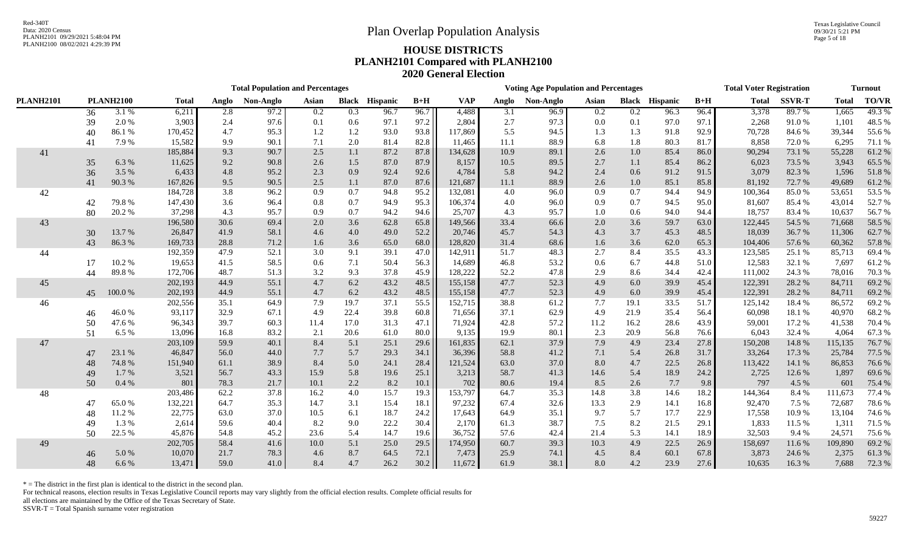Red-340T
Data: 2020 Census
PLANH2101 09/29/2021 5:48:04 PM
PLANH2100 08/02/2021 4:29:39 PM

Texas Legislative Council
09/30/21 5:21 PM

# Plan Overlap Population Analysis

## HOUSE DISTRICTS
## PLANH2101 Compared with PLANH2100
## 2020 General Election

| PLANH2101 | PLANH2100 | | Total Population and Percentages: Total | Anglo | Non-Anglo | Asian | Black | Hispanic | B+H | Voting Age Population and Percentages: VAP | Anglo | Non-Anglo | Asian | Black | Hispanic | B+H | Total Voter Registration: Total | SSVR-T | Turnout: Total | TO/VR |
|---|---|---|---|---|---|---|---|---|---|---|---|---|---|---|---|---|---|---|---|---|
| | 36 | 3.1 % | 6,211 | 2.8 | 97.2 | 0.2 | 0.3 | 96.7 | 96.7 | 4,488 | 3.1 | 96.9 | 0.2 | 0.2 | 96.3 | 96.4 | 3,378 | 89.7 % | 1,665 | 49.3 % |
| | 39 | 2.0 % | 3,903 | 2.4 | 97.6 | 0.1 | 0.6 | 97.1 | 97.2 | 2,804 | 2.7 | 97.3 | 0.0 | 0.1 | 97.0 | 97.1 | 2,268 | 91.0 % | 1,101 | 48.5 % |
| | 40 | 86.1 % | 170,452 | 4.7 | 95.3 | 1.2 | 1.2 | 93.0 | 93.8 | 117,869 | 5.5 | 94.5 | 1.3 | 1.3 | 91.8 | 92.9 | 70,728 | 84.6 % | 39,344 | 55.6 % |
| | 41 | 7.9 % | 15,582 | 9.9 | 90.1 | 7.1 | 2.0 | 81.4 | 82.8 | 11,465 | 11.1 | 88.9 | 6.8 | 1.8 | 80.3 | 81.7 | 8,858 | 72.0 % | 6,295 | 71.1 % |
| 41 | | | 185,884 | 9.3 | 90.7 | 2.5 | 1.1 | 87.2 | 87.8 | 134,628 | 10.9 | 89.1 | 2.6 | 1.0 | 85.4 | 86.0 | 90,294 | 73.1 % | 55,228 | 61.2 % |
| | 35 | 6.3 % | 11,625 | 9.2 | 90.8 | 2.6 | 1.5 | 87.0 | 87.9 | 8,157 | 10.5 | 89.5 | 2.7 | 1.1 | 85.4 | 86.2 | 6,023 | 73.5 % | 3,943 | 65.5 % |
| | 36 | 3.5 % | 6,433 | 4.8 | 95.2 | 2.3 | 0.9 | 92.4 | 92.6 | 4,784 | 5.8 | 94.2 | 2.4 | 0.6 | 91.2 | 91.5 | 3,079 | 82.3 % | 1,596 | 51.8 % |
| | 41 | 90.3 % | 167,826 | 9.5 | 90.5 | 2.5 | 1.1 | 87.0 | 87.6 | 121,687 | 11.1 | 88.9 | 2.6 | 1.0 | 85.1 | 85.8 | 81,192 | 72.7 % | 49,689 | 61.2 % |
| 42 | | | 184,728 | 3.8 | 96.2 | 0.9 | 0.7 | 94.8 | 95.2 | 132,081 | 4.0 | 96.0 | 0.9 | 0.7 | 94.4 | 94.9 | 100,364 | 85.0 % | 53,651 | 53.5 % |
| | 42 | 79.8 % | 147,430 | 3.6 | 96.4 | 0.8 | 0.7 | 94.9 | 95.3 | 106,374 | 4.0 | 96.0 | 0.9 | 0.7 | 94.5 | 95.0 | 81,607 | 85.4 % | 43,014 | 52.7 % |
| | 80 | 20.2 % | 37,298 | 4.3 | 95.7 | 0.9 | 0.7 | 94.2 | 94.6 | 25,707 | 4.3 | 95.7 | 1.0 | 0.6 | 94.0 | 94.4 | 18,757 | 83.4 % | 10,637 | 56.7 % |
| 43 | | | 196,580 | 30.6 | 69.4 | 2.0 | 3.6 | 62.8 | 65.8 | 149,566 | 33.4 | 66.6 | 2.0 | 3.6 | 59.7 | 63.0 | 122,445 | 54.5 % | 71,668 | 58.5 % |
| | 30 | 13.7 % | 26,847 | 41.9 | 58.1 | 4.6 | 4.0 | 49.0 | 52.2 | 20,746 | 45.7 | 54.3 | 4.3 | 3.7 | 45.3 | 48.5 | 18,039 | 36.7 % | 11,306 | 62.7 % |
| | 43 | 86.3 % | 169,733 | 28.8 | 71.2 | 1.6 | 3.6 | 65.0 | 68.0 | 128,820 | 31.4 | 68.6 | 1.6 | 3.6 | 62.0 | 65.3 | 104,406 | 57.6 % | 60,362 | 57.8 % |
| 44 | | | 192,359 | 47.9 | 52.1 | 3.0 | 9.1 | 39.1 | 47.0 | 142,911 | 51.7 | 48.3 | 2.7 | 8.4 | 35.5 | 43.3 | 123,585 | 25.1 % | 85,713 | 69.4 % |
| | 17 | 10.2 % | 19,653 | 41.5 | 58.5 | 0.6 | 7.1 | 50.4 | 56.3 | 14,689 | 46.8 | 53.2 | 0.6 | 6.7 | 44.8 | 51.0 | 12,583 | 32.1 % | 7,697 | 61.2 % |
| | 44 | 89.8 % | 172,706 | 48.7 | 51.3 | 3.2 | 9.3 | 37.8 | 45.9 | 128,222 | 52.2 | 47.8 | 2.9 | 8.6 | 34.4 | 42.4 | 111,002 | 24.3 % | 78,016 | 70.3 % |
| 45 | | | 202,193 | 44.9 | 55.1 | 4.7 | 6.2 | 43.2 | 48.5 | 155,158 | 47.7 | 52.3 | 4.9 | 6.0 | 39.9 | 45.4 | 122,391 | 28.2 % | 84,711 | 69.2 % |
| | 45 | 100.0 % | 202,193 | 44.9 | 55.1 | 4.7 | 6.2 | 43.2 | 48.5 | 155,158 | 47.7 | 52.3 | 4.9 | 6.0 | 39.9 | 45.4 | 122,391 | 28.2 % | 84,711 | 69.2 % |
| 46 | | | 202,556 | 35.1 | 64.9 | 7.9 | 19.7 | 37.1 | 55.5 | 152,715 | 38.8 | 61.2 | 7.7 | 19.1 | 33.5 | 51.7 | 125,142 | 18.4 % | 86,572 | 69.2 % |
| | 46 | 46.0 % | 93,117 | 32.9 | 67.1 | 4.9 | 22.4 | 39.8 | 60.8 | 71,656 | 37.1 | 62.9 | 4.9 | 21.9 | 35.4 | 56.4 | 60,098 | 18.1 % | 40,970 | 68.2 % |
| | 50 | 47.6 % | 96,343 | 39.7 | 60.3 | 11.4 | 17.0 | 31.3 | 47.1 | 71,924 | 42.8 | 57.2 | 11.2 | 16.2 | 28.6 | 43.9 | 59,001 | 17.2 % | 41,538 | 70.4 % |
| | 51 | 6.5 % | 13,096 | 16.8 | 83.2 | 2.1 | 20.6 | 61.0 | 80.0 | 9,135 | 19.9 | 80.1 | 2.3 | 20.9 | 56.8 | 76.6 | 6,043 | 32.4 % | 4,064 | 67.3 % |
| 47 | | | 203,109 | 59.9 | 40.1 | 8.4 | 5.1 | 25.1 | 29.6 | 161,835 | 62.1 | 37.9 | 7.9 | 4.9 | 23.4 | 27.8 | 150,208 | 14.8 % | 115,135 | 76.7 % |
| | 47 | 23.1 % | 46,847 | 56.0 | 44.0 | 7.7 | 5.7 | 29.3 | 34.1 | 36,396 | 58.8 | 41.2 | 7.1 | 5.4 | 26.8 | 31.7 | 33,264 | 17.3 % | 25,784 | 77.5 % |
| | 48 | 74.8 % | 151,940 | 61.1 | 38.9 | 8.4 | 5.0 | 24.1 | 28.4 | 121,524 | 63.0 | 37.0 | 8.0 | 4.7 | 22.5 | 26.8 | 113,422 | 14.1 % | 86,853 | 76.6 % |
| | 49 | 1.7 % | 3,521 | 56.7 | 43.3 | 15.9 | 5.8 | 19.6 | 25.1 | 3,213 | 58.7 | 41.3 | 14.6 | 5.4 | 18.9 | 24.2 | 2,725 | 12.6 % | 1,897 | 69.6 % |
| | 50 | 0.4 % | 801 | 78.3 | 21.7 | 10.1 | 2.2 | 8.2 | 10.1 | 702 | 80.6 | 19.4 | 8.5 | 2.6 | 7.7 | 9.8 | 797 | 4.5 % | 601 | 75.4 % |
| 48 | | | 203,486 | 62.2 | 37.8 | 16.2 | 4.0 | 15.7 | 19.3 | 153,797 | 64.7 | 35.3 | 14.8 | 3.8 | 14.6 | 18.2 | 144,364 | 8.4 % | 111,673 | 77.4 % |
| | 47 | 65.0 % | 132,221 | 64.7 | 35.3 | 14.7 | 3.1 | 15.4 | 18.1 | 97,232 | 67.4 | 32.6 | 13.3 | 2.9 | 14.1 | 16.8 | 92,470 | 7.5 % | 72,687 | 78.6 % |
| | 48 | 11.2 % | 22,775 | 63.0 | 37.0 | 10.5 | 6.1 | 18.7 | 24.2 | 17,643 | 64.9 | 35.1 | 9.7 | 5.7 | 17.7 | 22.9 | 17,558 | 10.9 % | 13,104 | 74.6 % |
| | 49 | 1.3 % | 2,614 | 59.6 | 40.4 | 8.2 | 9.0 | 22.2 | 30.4 | 2,170 | 61.3 | 38.7 | 7.5 | 8.2 | 21.5 | 29.1 | 1,833 | 11.5 % | 1,311 | 71.5 % |
| | 50 | 22.5 % | 45,876 | 54.8 | 45.2 | 23.6 | 5.4 | 14.7 | 19.6 | 36,752 | 57.6 | 42.4 | 21.4 | 5.3 | 14.1 | 18.9 | 32,503 | 9.4 % | 24,571 | 75.6 % |
| 49 | | | 202,705 | 58.4 | 41.6 | 10.0 | 5.1 | 25.0 | 29.5 | 174,950 | 60.7 | 39.3 | 10.3 | 4.9 | 22.5 | 26.9 | 158,697 | 11.6 % | 109,890 | 69.2 % |
| | 46 | 5.0 % | 10,070 | 21.7 | 78.3 | 4.6 | 8.7 | 64.5 | 72.1 | 7,473 | 25.9 | 74.1 | 4.5 | 8.4 | 60.1 | 67.8 | 3,873 | 24.6 % | 2,375 | 61.3 % |
| | 48 | 6.6 % | 13,471 | 59.0 | 41.0 | 8.4 | 4.7 | 26.2 | 30.2 | 11,672 | 61.9 | 38.1 | 8.0 | 4.2 | 23.9 | 27.6 | 10,635 | 16.3 % | 7,688 | 72.3 % |

* = The district in the first plan is identical to the district in the second plan.
For technical reasons, election results in Texas Legislative Council reports may vary slightly from the official election results. Complete official results for all elections are maintained by the Office of the Texas Secretary of State.
SSVR-T = Total Spanish surname voter registration

59227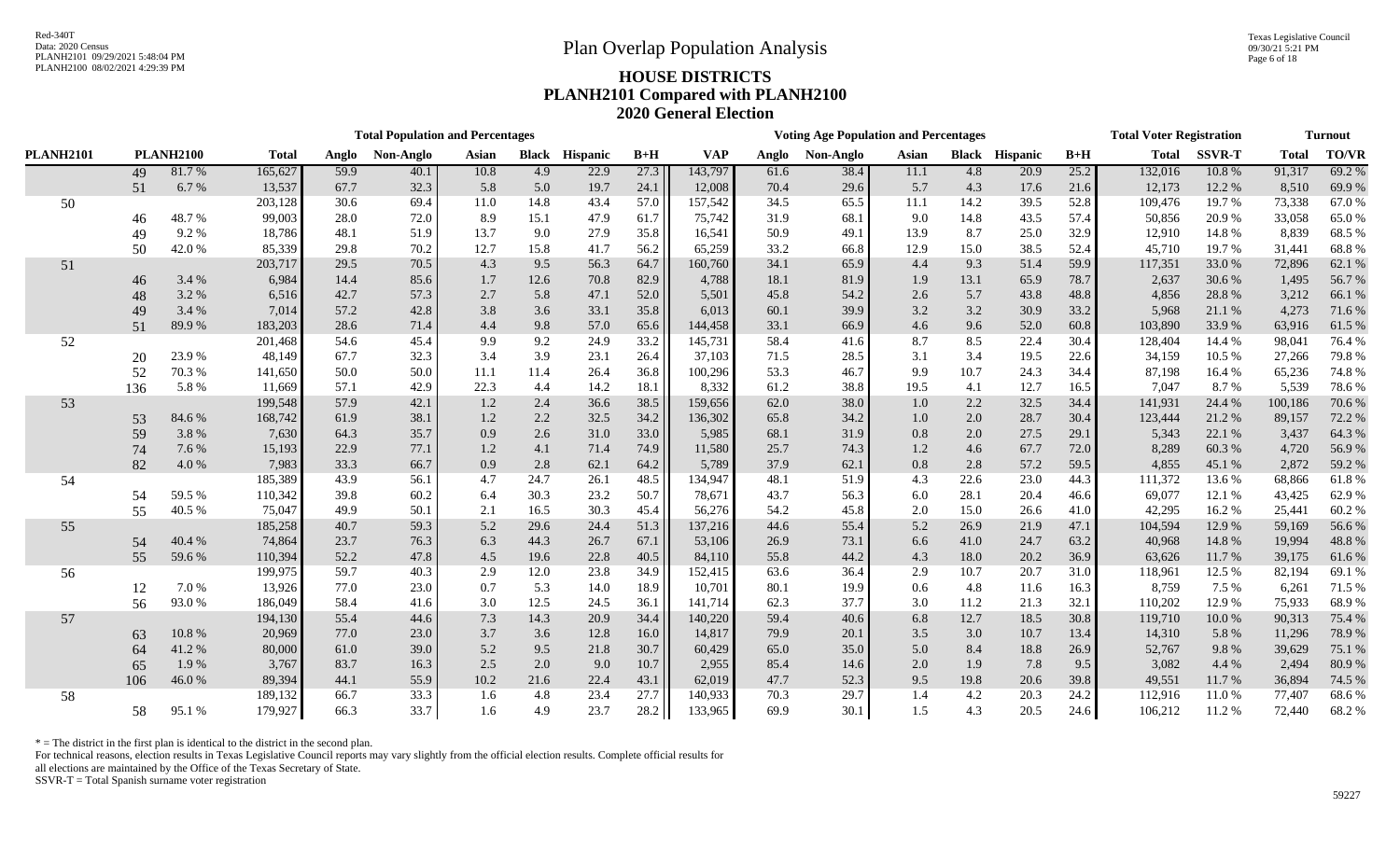# Plan Overlap Population Analysis

## HOUSE DISTRICTS
## PLANH2101 Compared with PLANH2100
## 2020 General Election

| PLANH2101 | PLANH2100 | | Total Population and Percentages: Total | Anglo | Non-Anglo | Asian | Black | Hispanic | B+H | Voting Age Population and Percentages: VAP | Anglo | Non-Anglo | Asian | Black | Hispanic | B+H | Total Voter Registration: Total | SSVR-T | Turnout: Total | TO/VR |
|---|---|---|---|---|---|---|---|---|---|---|---|---|---|---|---|---|---|---|---|---|
| | 49 | 81.7 % | 165,627 | 59.9 | 40.1 | 10.8 | 4.9 | 22.9 | 27.3 | 143,797 | 61.6 | 38.4 | 11.1 | 4.8 | 20.9 | 25.2 | 132,016 | 10.8 % | 91,317 | 69.2 % |
| | 51 | 6.7 % | 13,537 | 67.7 | 32.3 | 5.8 | 5.0 | 19.7 | 24.1 | 12,008 | 70.4 | 29.6 | 5.7 | 4.3 | 17.6 | 21.6 | 12,173 | 12.2 % | 8,510 | 69.9 % |
| 50 | | | 203,128 | 30.6 | 69.4 | 11.0 | 14.8 | 43.4 | 57.0 | 157,542 | 34.5 | 65.5 | 11.1 | 14.2 | 39.5 | 52.8 | 109,476 | 19.7 % | 73,338 | 67.0 % |
| | 46 | 48.7 % | 99,003 | 28.0 | 72.0 | 8.9 | 15.1 | 47.9 | 61.7 | 75,742 | 31.9 | 68.1 | 9.0 | 14.8 | 43.5 | 57.4 | 50,856 | 20.9 % | 33,058 | 65.0 % |
| | 49 | 9.2 % | 18,786 | 48.1 | 51.9 | 13.7 | 9.0 | 27.9 | 35.8 | 16,541 | 50.9 | 49.1 | 13.9 | 8.7 | 25.0 | 32.9 | 12,910 | 14.8 % | 8,839 | 68.5 % |
| | 50 | 42.0 % | 85,339 | 29.8 | 70.2 | 12.7 | 15.8 | 41.7 | 56.2 | 65,259 | 33.2 | 66.8 | 12.9 | 15.0 | 38.5 | 52.4 | 45,710 | 19.7 % | 31,441 | 68.8 % |
| 51 | | | 203,717 | 29.5 | 70.5 | 4.3 | 9.5 | 56.3 | 64.7 | 160,760 | 34.1 | 65.9 | 4.4 | 9.3 | 51.4 | 59.9 | 117,351 | 33.0 % | 72,896 | 62.1 % |
| | 46 | 3.4 % | 6,984 | 14.4 | 85.6 | 1.7 | 12.6 | 70.8 | 82.9 | 4,788 | 18.1 | 81.9 | 1.9 | 13.1 | 65.9 | 78.7 | 2,637 | 30.6 % | 1,495 | 56.7 % |
| | 48 | 3.2 % | 6,516 | 42.7 | 57.3 | 2.7 | 5.8 | 47.1 | 52.0 | 5,501 | 45.8 | 54.2 | 2.6 | 5.7 | 43.8 | 48.8 | 4,856 | 28.8 % | 3,212 | 66.1 % |
| | 49 | 3.4 % | 7,014 | 57.2 | 42.8 | 3.8 | 3.6 | 33.1 | 35.8 | 6,013 | 60.1 | 39.9 | 3.2 | 3.2 | 30.9 | 33.2 | 5,968 | 21.1 % | 4,273 | 71.6 % |
| | 51 | 89.9 % | 183,203 | 28.6 | 71.4 | 4.4 | 9.8 | 57.0 | 65.6 | 144,458 | 33.1 | 66.9 | 4.6 | 9.6 | 52.0 | 60.8 | 103,890 | 33.9 % | 63,916 | 61.5 % |
| 52 | | | 201,468 | 54.6 | 45.4 | 9.9 | 9.2 | 24.9 | 33.2 | 145,731 | 58.4 | 41.6 | 8.7 | 8.5 | 22.4 | 30.4 | 128,404 | 14.4 % | 98,041 | 76.4 % |
| | 20 | 23.9 % | 48,149 | 67.7 | 32.3 | 3.4 | 3.9 | 23.1 | 26.4 | 37,103 | 71.5 | 28.5 | 3.1 | 3.4 | 19.5 | 22.6 | 34,159 | 10.5 % | 27,266 | 79.8 % |
| | 52 | 70.3 % | 141,650 | 50.0 | 50.0 | 11.1 | 11.4 | 26.4 | 36.8 | 100,296 | 53.3 | 46.7 | 9.9 | 10.7 | 24.3 | 34.4 | 87,198 | 16.4 % | 65,236 | 74.8 % |
| | 136 | 5.8 % | 11,669 | 57.1 | 42.9 | 22.3 | 4.4 | 14.2 | 18.1 | 8,332 | 61.2 | 38.8 | 19.5 | 4.1 | 12.7 | 16.5 | 7,047 | 8.7 % | 5,539 | 78.6 % |
| 53 | | | 199,548 | 57.9 | 42.1 | 1.2 | 2.4 | 36.6 | 38.5 | 159,656 | 62.0 | 38.0 | 1.0 | 2.2 | 32.5 | 34.4 | 141,931 | 24.4 % | 100,186 | 70.6 % |
| | 53 | 84.6 % | 168,742 | 61.9 | 38.1 | 1.2 | 2.2 | 32.5 | 34.2 | 136,302 | 65.8 | 34.2 | 1.0 | 2.0 | 28.7 | 30.4 | 123,444 | 21.2 % | 89,157 | 72.2 % |
| | 59 | 3.8 % | 7,630 | 64.3 | 35.7 | 0.9 | 2.6 | 31.0 | 33.0 | 5,985 | 68.1 | 31.9 | 0.8 | 2.0 | 27.5 | 29.1 | 5,343 | 22.1 % | 3,437 | 64.3 % |
| | 74 | 7.6 % | 15,193 | 22.9 | 77.1 | 1.2 | 4.1 | 71.4 | 74.9 | 11,580 | 25.7 | 74.3 | 1.2 | 4.6 | 67.7 | 72.0 | 8,289 | 60.3 % | 4,720 | 56.9 % |
| | 82 | 4.0 % | 7,983 | 33.3 | 66.7 | 0.9 | 2.8 | 62.1 | 64.2 | 5,789 | 37.9 | 62.1 | 0.8 | 2.8 | 57.2 | 59.5 | 4,855 | 45.1 % | 2,872 | 59.2 % |
| 54 | | | 185,389 | 43.9 | 56.1 | 4.7 | 24.7 | 26.1 | 48.5 | 134,947 | 48.1 | 51.9 | 4.3 | 22.6 | 23.0 | 44.3 | 111,372 | 13.6 % | 68,866 | 61.8 % |
| | 54 | 59.5 % | 110,342 | 39.8 | 60.2 | 6.4 | 30.3 | 23.2 | 50.7 | 78,671 | 43.7 | 56.3 | 6.0 | 28.1 | 20.4 | 46.6 | 69,077 | 12.1 % | 43,425 | 62.9 % |
| | 55 | 40.5 % | 75,047 | 49.9 | 50.1 | 2.1 | 16.5 | 30.3 | 45.4 | 56,276 | 54.2 | 45.8 | 2.0 | 15.0 | 26.6 | 41.0 | 42,295 | 16.2 % | 25,441 | 60.2 % |
| 55 | | | 185,258 | 40.7 | 59.3 | 5.2 | 29.6 | 24.4 | 51.3 | 137,216 | 44.6 | 55.4 | 5.2 | 26.9 | 21.9 | 47.1 | 104,594 | 12.9 % | 59,169 | 56.6 % |
| | 54 | 40.4 % | 74,864 | 23.7 | 76.3 | 6.3 | 44.3 | 26.7 | 67.1 | 53,106 | 26.9 | 73.1 | 6.6 | 41.0 | 24.7 | 63.2 | 40,968 | 14.8 % | 19,994 | 48.8 % |
| | 55 | 59.6 % | 110,394 | 52.2 | 47.8 | 4.5 | 19.6 | 22.8 | 40.5 | 84,110 | 55.8 | 44.2 | 4.3 | 18.0 | 20.2 | 36.9 | 63,626 | 11.7 % | 39,175 | 61.6 % |
| 56 | | | 199,975 | 59.7 | 40.3 | 2.9 | 12.0 | 23.8 | 34.9 | 152,415 | 63.6 | 36.4 | 2.9 | 10.7 | 20.7 | 31.0 | 118,961 | 12.5 % | 82,194 | 69.1 % |
| | 12 | 7.0 % | 13,926 | 77.0 | 23.0 | 0.7 | 5.3 | 14.0 | 18.9 | 10,701 | 80.1 | 19.9 | 0.6 | 4.8 | 11.6 | 16.3 | 8,759 | 7.5 % | 6,261 | 71.5 % |
| | 56 | 93.0 % | 186,049 | 58.4 | 41.6 | 3.0 | 12.5 | 24.5 | 36.1 | 141,714 | 62.3 | 37.7 | 3.0 | 11.2 | 21.3 | 32.1 | 110,202 | 12.9 % | 75,933 | 68.9 % |
| 57 | | | 194,130 | 55.4 | 44.6 | 7.3 | 14.3 | 20.9 | 34.4 | 140,220 | 59.4 | 40.6 | 6.8 | 12.7 | 18.5 | 30.8 | 119,710 | 10.0 % | 90,313 | 75.4 % |
| | 63 | 10.8 % | 20,969 | 77.0 | 23.0 | 3.7 | 3.6 | 12.8 | 16.0 | 14,817 | 79.9 | 20.1 | 3.5 | 3.0 | 10.7 | 13.4 | 14,310 | 5.8 % | 11,296 | 78.9 % |
| | 64 | 41.2 % | 80,000 | 61.0 | 39.0 | 5.2 | 9.5 | 21.8 | 30.7 | 60,429 | 65.0 | 35.0 | 5.0 | 8.4 | 18.8 | 26.9 | 52,767 | 9.8 % | 39,629 | 75.1 % |
| | 65 | 1.9 % | 3,767 | 83.7 | 16.3 | 2.5 | 2.0 | 9.0 | 10.7 | 2,955 | 85.4 | 14.6 | 2.0 | 1.9 | 7.8 | 9.5 | 3,082 | 4.4 % | 2,494 | 80.9 % |
| | 106 | 46.0 % | 89,394 | 44.1 | 55.9 | 10.2 | 21.6 | 22.4 | 43.1 | 62,019 | 47.7 | 52.3 | 9.5 | 19.8 | 20.6 | 39.8 | 49,551 | 11.7 % | 36,894 | 74.5 % |
| 58 | | | 189,132 | 66.7 | 33.3 | 1.6 | 4.8 | 23.4 | 27.7 | 140,933 | 70.3 | 29.7 | 1.4 | 4.2 | 20.3 | 24.2 | 112,916 | 11.0 % | 77,407 | 68.6 % |
| | 58 | 95.1 % | 179,927 | 66.3 | 33.7 | 1.6 | 4.9 | 23.7 | 28.2 | 133,965 | 69.9 | 30.1 | 1.5 | 4.3 | 20.5 | 24.6 | 106,212 | 11.2 % | 72,440 | 68.2 % |

* = The district in the first plan is identical to the district in the second plan.
For technical reasons, election results in Texas Legislative Council reports may vary slightly from the official election results. Complete official results for all elections are maintained by the Office of the Texas Secretary of State.
SSVR-T = Total Spanish surname voter registration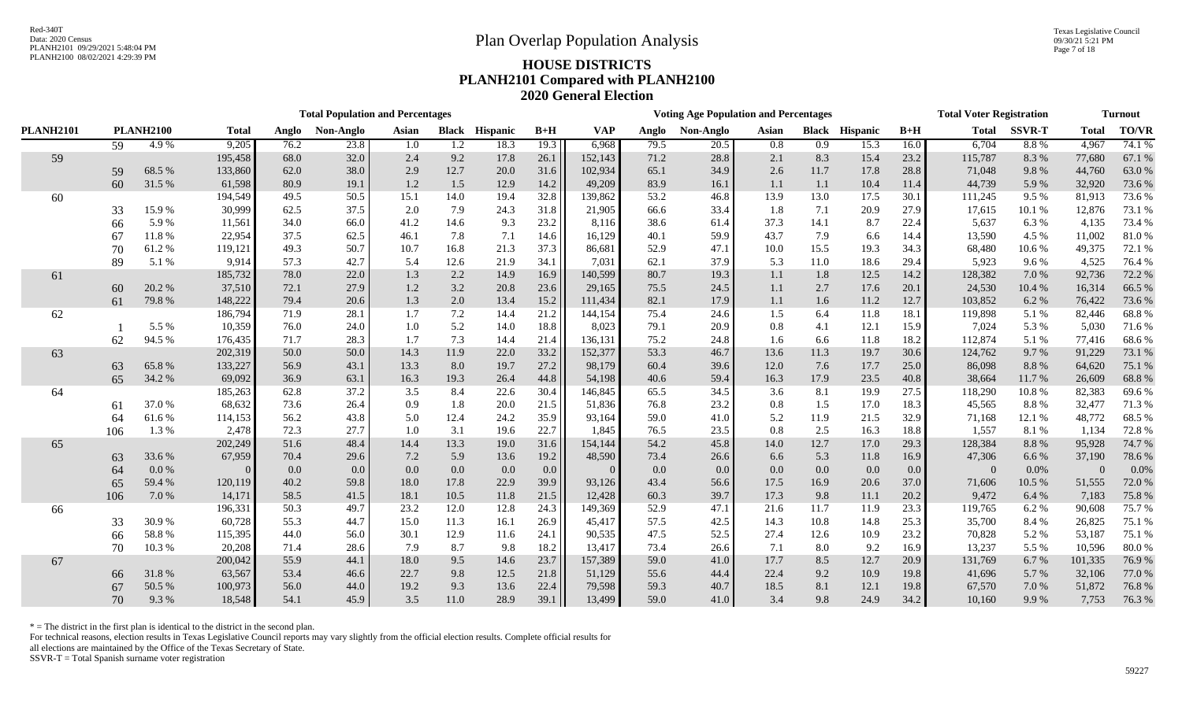# Plan Overlap Population Analysis

## HOUSE DISTRICTS
## PLANH2101 Compared with PLANH2100
## 2020 General Election

Red-340T
Data: 2020 Census
PLANH2101 09/29/2021 5:48:04 PM
PLANH2100 08/02/2021 4:29:39 PM

Texas Legislative Council
09/30/21 5:21 PM

| PLANH2101 | PLANH2100 | | Total Population and Percentages | | | | | | | Voting Age Population and Percentages | | | | | | | Total Voter Registration | | Turnout | |
|---|---|---|---|---|---|---|---|---|---|---|---|---|---|---|---|---|---|---|---|---|
| | | | Total | Anglo | Non-Anglo | Asian | Black | Hispanic | B+H | VAP | Anglo | Non-Anglo | Asian | Black | Hispanic | B+H | Total | SSVR-T | Total | TO/VR |
| | 59 | 4.9 % | 9,205 | 76.2 | 23.8 | 1.0 | 1.2 | 18.3 | 19.3 | 6,968 | 79.5 | 20.5 | 0.8 | 0.9 | 15.3 | 16.0 | 6,704 | 8.8 % | 4,967 | 74.1 % |
| 59 | | | 195,458 | 68.0 | 32.0 | 2.4 | 9.2 | 17.8 | 26.1 | 152,143 | 71.2 | 28.8 | 2.1 | 8.3 | 15.4 | 23.2 | 115,787 | 8.3 % | 77,680 | 67.1 % |
| | 59 | 68.5 % | 133,860 | 62.0 | 38.0 | 2.9 | 12.7 | 20.0 | 31.6 | 102,934 | 65.1 | 34.9 | 2.6 | 11.7 | 17.8 | 28.8 | 71,048 | 9.8 % | 44,760 | 63.0 % |
| | 60 | 31.5 % | 61,598 | 80.9 | 19.1 | 1.2 | 1.5 | 12.9 | 14.2 | 49,209 | 83.9 | 16.1 | 1.1 | 1.1 | 10.4 | 11.4 | 44,739 | 5.9 % | 32,920 | 73.6 % |
| 60 | | | 194,549 | 49.5 | 50.5 | 15.1 | 14.0 | 19.4 | 32.8 | 139,862 | 53.2 | 46.8 | 13.9 | 13.0 | 17.5 | 30.1 | 111,245 | 9.5 % | 81,913 | 73.6 % |
| | 33 | 15.9 % | 30,999 | 62.5 | 37.5 | 2.0 | 7.9 | 24.3 | 31.8 | 21,905 | 66.6 | 33.4 | 1.8 | 7.1 | 20.9 | 27.9 | 17,615 | 10.1 % | 12,876 | 73.1 % |
| | 66 | 5.9 % | 11,561 | 34.0 | 66.0 | 41.2 | 14.6 | 9.3 | 23.2 | 8,116 | 38.6 | 61.4 | 37.3 | 14.1 | 8.7 | 22.4 | 5,637 | 6.3 % | 4,135 | 73.4 % |
| | 67 | 11.8 % | 22,954 | 37.5 | 62.5 | 46.1 | 7.8 | 7.1 | 14.6 | 16,129 | 40.1 | 59.9 | 43.7 | 7.9 | 6.6 | 14.4 | 13,590 | 4.5 % | 11,002 | 81.0 % |
| | 70 | 61.2 % | 119,121 | 49.3 | 50.7 | 10.7 | 16.8 | 21.3 | 37.3 | 86,681 | 52.9 | 47.1 | 10.0 | 15.5 | 19.3 | 34.3 | 68,480 | 10.6 % | 49,375 | 72.1 % |
| | 89 | 5.1 % | 9,914 | 57.3 | 42.7 | 5.4 | 12.6 | 21.9 | 34.1 | 7,031 | 62.1 | 37.9 | 5.3 | 11.0 | 18.6 | 29.4 | 5,923 | 9.6 % | 4,525 | 76.4 % |
| 61 | | | 185,732 | 78.0 | 22.0 | 1.3 | 2.2 | 14.9 | 16.9 | 140,599 | 80.7 | 19.3 | 1.1 | 1.8 | 12.5 | 14.2 | 128,382 | 7.0 % | 92,736 | 72.2 % |
| | 60 | 20.2 % | 37,510 | 72.1 | 27.9 | 1.2 | 3.2 | 20.8 | 23.6 | 29,165 | 75.5 | 24.5 | 1.1 | 2.7 | 17.6 | 20.1 | 24,530 | 10.4 % | 16,314 | 66.5 % |
| | 61 | 79.8 % | 148,222 | 79.4 | 20.6 | 1.3 | 2.0 | 13.4 | 15.2 | 111,434 | 82.1 | 17.9 | 1.1 | 1.6 | 11.2 | 12.7 | 103,852 | 6.2 % | 76,422 | 73.6 % |
| 62 | | | 186,794 | 71.9 | 28.1 | 1.7 | 7.2 | 14.4 | 21.2 | 144,154 | 75.4 | 24.6 | 1.5 | 6.4 | 11.8 | 18.1 | 119,898 | 5.1 % | 82,446 | 68.8 % |
| | 1 | 5.5 % | 10,359 | 76.0 | 24.0 | 1.0 | 5.2 | 14.0 | 18.8 | 8,023 | 79.1 | 20.9 | 0.8 | 4.1 | 12.1 | 15.9 | 7,024 | 5.3 % | 5,030 | 71.6 % |
| | 62 | 94.5 % | 176,435 | 71.7 | 28.3 | 1.7 | 7.3 | 14.4 | 21.4 | 136,131 | 75.2 | 24.8 | 1.6 | 6.6 | 11.8 | 18.2 | 112,874 | 5.1 % | 77,416 | 68.6 % |
| 63 | | | 202,319 | 50.0 | 50.0 | 14.3 | 11.9 | 22.0 | 33.2 | 152,377 | 53.3 | 46.7 | 13.6 | 11.3 | 19.7 | 30.6 | 124,762 | 9.7 % | 91,229 | 73.1 % |
| | 63 | 65.8 % | 133,227 | 56.9 | 43.1 | 13.3 | 8.0 | 19.7 | 27.2 | 98,179 | 60.4 | 39.6 | 12.0 | 7.6 | 17.7 | 25.0 | 86,098 | 8.8 % | 64,620 | 75.1 % |
| | 65 | 34.2 % | 69,092 | 36.9 | 63.1 | 16.3 | 19.3 | 26.4 | 44.8 | 54,198 | 40.6 | 59.4 | 16.3 | 17.9 | 23.5 | 40.8 | 38,664 | 11.7 % | 26,609 | 68.8 % |
| 64 | | | 185,263 | 62.8 | 37.2 | 3.5 | 8.4 | 22.6 | 30.4 | 146,845 | 65.5 | 34.5 | 3.6 | 8.1 | 19.9 | 27.5 | 118,290 | 10.8 % | 82,383 | 69.6 % |
| | 61 | 37.0 % | 68,632 | 73.6 | 26.4 | 0.9 | 1.8 | 20.0 | 21.5 | 51,836 | 76.8 | 23.2 | 0.8 | 1.5 | 17.0 | 18.3 | 45,565 | 8.8 % | 32,477 | 71.3 % |
| | 64 | 61.6 % | 114,153 | 56.2 | 43.8 | 5.0 | 12.4 | 24.2 | 35.9 | 93,164 | 59.0 | 41.0 | 5.2 | 11.9 | 21.5 | 32.9 | 71,168 | 12.1 % | 48,772 | 68.5 % |
| | 106 | 1.3 % | 2,478 | 72.3 | 27.7 | 1.0 | 3.1 | 19.6 | 22.7 | 1,845 | 76.5 | 23.5 | 0.8 | 2.5 | 16.3 | 18.8 | 1,557 | 8.1 % | 1,134 | 72.8 % |
| 65 | | | 202,249 | 51.6 | 48.4 | 14.4 | 13.3 | 19.0 | 31.6 | 154,144 | 54.2 | 45.8 | 14.0 | 12.7 | 17.0 | 29.3 | 128,384 | 8.8 % | 95,928 | 74.7 % |
| | 63 | 33.6 % | 67,959 | 70.4 | 29.6 | 7.2 | 5.9 | 13.6 | 19.2 | 48,590 | 73.4 | 26.6 | 6.6 | 5.3 | 11.8 | 16.9 | 47,306 | 6.6 % | 37,190 | 78.6 % |
| | 64 | 0.0 % | 0 | 0.0 | 0.0 | 0.0 | 0.0 | 0.0 | 0.0 | 0 | 0.0 | 0.0 | 0.0 | 0.0 | 0.0 | 0.0 | 0 | 0.0% | 0 | 0.0% |
| | 65 | 59.4 % | 120,119 | 40.2 | 59.8 | 18.0 | 17.8 | 22.9 | 39.9 | 93,126 | 43.4 | 56.6 | 17.5 | 16.9 | 20.6 | 37.0 | 71,606 | 10.5 % | 51,555 | 72.0 % |
| | 106 | 7.0 % | 14,171 | 58.5 | 41.5 | 18.1 | 10.5 | 11.8 | 21.5 | 12,428 | 60.3 | 39.7 | 17.3 | 9.8 | 11.1 | 20.2 | 9,472 | 6.4 % | 7,183 | 75.8 % |
| 66 | | | 196,331 | 50.3 | 49.7 | 23.2 | 12.0 | 12.8 | 24.3 | 149,369 | 52.9 | 47.1 | 21.6 | 11.7 | 11.9 | 23.3 | 119,765 | 6.2 % | 90,608 | 75.7 % |
| | 33 | 30.9 % | 60,728 | 55.3 | 44.7 | 15.0 | 11.3 | 16.1 | 26.9 | 45,417 | 57.5 | 42.5 | 14.3 | 10.8 | 14.8 | 25.3 | 35,700 | 8.4 % | 26,825 | 75.1 % |
| | 66 | 58.8 % | 115,395 | 44.0 | 56.0 | 30.1 | 12.9 | 11.6 | 24.1 | 90,535 | 47.5 | 52.5 | 27.4 | 12.6 | 10.9 | 23.2 | 70,828 | 5.2 % | 53,187 | 75.1 % |
| | 70 | 10.3 % | 20,208 | 71.4 | 28.6 | 7.9 | 8.7 | 9.8 | 18.2 | 13,417 | 73.4 | 26.6 | 7.1 | 8.0 | 9.2 | 16.9 | 13,237 | 5.5 % | 10,596 | 80.0 % |
| 67 | | | 200,042 | 55.9 | 44.1 | 18.0 | 9.5 | 14.6 | 23.7 | 157,389 | 59.0 | 41.0 | 17.7 | 8.5 | 12.7 | 20.9 | 131,769 | 6.7 % | 101,335 | 76.9 % |
| | 66 | 31.8 % | 63,567 | 53.4 | 46.6 | 22.7 | 9.8 | 12.5 | 21.8 | 51,129 | 55.6 | 44.4 | 22.4 | 9.2 | 10.9 | 19.8 | 41,696 | 5.7 % | 32,106 | 77.0 % |
| | 67 | 50.5 % | 100,973 | 56.0 | 44.0 | 19.2 | 9.3 | 13.6 | 22.4 | 79,598 | 59.3 | 40.7 | 18.5 | 8.1 | 12.1 | 19.8 | 67,570 | 7.0 % | 51,872 | 76.8 % |
| | 70 | 9.3 % | 18,548 | 54.1 | 45.9 | 3.5 | 11.0 | 28.9 | 39.1 | 13,499 | 59.0 | 41.0 | 3.4 | 9.8 | 24.9 | 34.2 | 10,160 | 9.9 % | 7,753 | 76.3 % |

* = The district in the first plan is identical to the district in the second plan.
For technical reasons, election results in Texas Legislative Council reports may vary slightly from the official election results. Complete official results for all elections are maintained by the Office of the Texas Secretary of State.
SSVR-T = Total Spanish surname voter registration

59227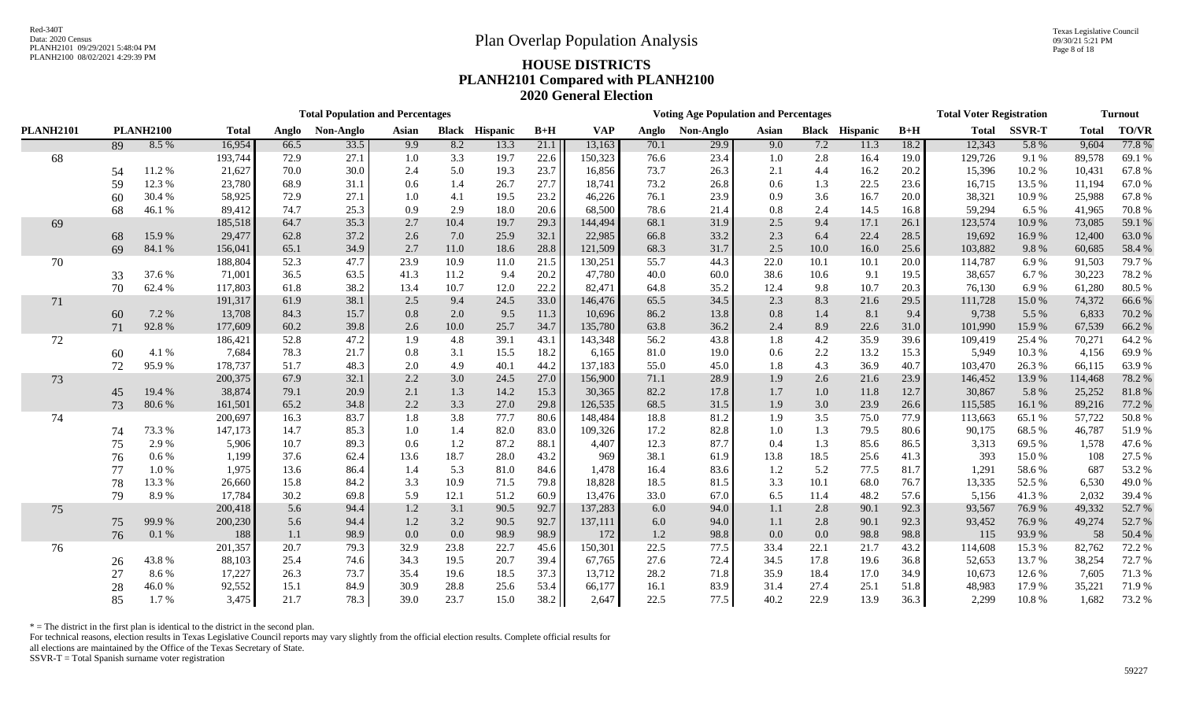# Plan Overlap Population Analysis

## HOUSE DISTRICTS
## PLANH2101 Compared with PLANH2100
## 2020 General Election

Red-340T
Data: 2020 Census
PLANH2101 09/29/2021 5:48:04 PM
PLANH2100 08/02/2021 4:29:39 PM

Texas Legislative Council
09/30/21 5:21 PM

| | | | Total Population and Percentages | | | | | | | Voting Age Population and Percentages | | | | | | | Total Voter Registration | | Turnout | |
|---|---|---|---|---|---|---|---|---|---|---|---|---|---|---|---|---|---|---|---|---|
| PLANH2101 | PLANH2100 | | Total | Anglo | Non-Anglo | Asian | Black | Hispanic | B+H | VAP | Anglo | Non-Anglo | Asian | Black | Hispanic | B+H | Total | SSVR-T | Total | TO/VR |
| | 89 | 8.5 % | 16,954 | 66.5 | 33.5 | 9.9 | 8.2 | 13.3 | 21.1 | 13,163 | 70.1 | 29.9 | 9.0 | 7.2 | 11.3 | 18.2 | 12,343 | 5.8 % | 9,604 | 77.8 % |
| 68 | | | 193,744 | 72.9 | 27.1 | 1.0 | 3.3 | 19.7 | 22.6 | 150,323 | 76.6 | 23.4 | 1.0 | 2.8 | 16.4 | 19.0 | 129,726 | 9.1 % | 89,578 | 69.1 % |
| | 54 | 11.2 % | 21,627 | 70.0 | 30.0 | 2.4 | 5.0 | 19.3 | 23.7 | 16,856 | 73.7 | 26.3 | 2.1 | 4.4 | 16.2 | 20.2 | 15,396 | 10.2 % | 10,431 | 67.8 % |
| | 59 | 12.3 % | 23,780 | 68.9 | 31.1 | 0.6 | 1.4 | 26.7 | 27.7 | 18,741 | 73.2 | 26.8 | 0.6 | 1.3 | 22.5 | 23.6 | 16,715 | 13.5 % | 11,194 | 67.0 % |
| | 60 | 30.4 % | 58,925 | 72.9 | 27.1 | 1.0 | 4.1 | 19.5 | 23.2 | 46,226 | 76.1 | 23.9 | 0.9 | 3.6 | 16.7 | 20.0 | 38,321 | 10.9 % | 25,988 | 67.8 % |
| | 68 | 46.1 % | 89,412 | 74.7 | 25.3 | 0.9 | 2.9 | 18.0 | 20.6 | 68,500 | 78.6 | 21.4 | 0.8 | 2.4 | 14.5 | 16.8 | 59,294 | 6.5 % | 41,965 | 70.8 % |
| 69 | | | 185,518 | 64.7 | 35.3 | 2.7 | 10.4 | 19.7 | 29.3 | 144,494 | 68.1 | 31.9 | 2.5 | 9.4 | 17.1 | 26.1 | 123,574 | 10.9 % | 73,085 | 59.1 % |
| | 68 | 15.9 % | 29,477 | 62.8 | 37.2 | 2.6 | 7.0 | 25.9 | 32.1 | 22,985 | 66.8 | 33.2 | 2.3 | 6.4 | 22.4 | 28.5 | 19,692 | 16.9 % | 12,400 | 63.0 % |
| | 69 | 84.1 % | 156,041 | 65.1 | 34.9 | 2.7 | 11.0 | 18.6 | 28.8 | 121,509 | 68.3 | 31.7 | 2.5 | 10.0 | 16.0 | 25.6 | 103,882 | 9.8 % | 60,685 | 58.4 % |
| 70 | | | 188,804 | 52.3 | 47.7 | 23.9 | 10.9 | 11.0 | 21.5 | 130,251 | 55.7 | 44.3 | 22.0 | 10.1 | 10.1 | 20.0 | 114,787 | 6.9 % | 91,503 | 79.7 % |
| | 33 | 37.6 % | 71,001 | 36.5 | 63.5 | 41.3 | 11.2 | 9.4 | 20.2 | 47,780 | 40.0 | 60.0 | 38.6 | 10.6 | 9.1 | 19.5 | 38,657 | 6.7 % | 30,223 | 78.2 % |
| | 70 | 62.4 % | 117,803 | 61.8 | 38.2 | 13.4 | 10.7 | 12.0 | 22.2 | 82,471 | 64.8 | 35.2 | 12.4 | 9.8 | 10.7 | 20.3 | 76,130 | 6.9 % | 61,280 | 80.5 % |
| 71 | | | 191,317 | 61.9 | 38.1 | 2.5 | 9.4 | 24.5 | 33.0 | 146,476 | 65.5 | 34.5 | 2.3 | 8.3 | 21.6 | 29.5 | 111,728 | 15.0 % | 74,372 | 66.6 % |
| | 60 | 7.2 % | 13,708 | 84.3 | 15.7 | 0.8 | 2.0 | 9.5 | 11.3 | 10,696 | 86.2 | 13.8 | 0.8 | 1.4 | 8.1 | 9.4 | 9,738 | 5.5 % | 6,833 | 70.2 % |
| | 71 | 92.8 % | 177,609 | 60.2 | 39.8 | 2.6 | 10.0 | 25.7 | 34.7 | 135,780 | 63.8 | 36.2 | 2.4 | 8.9 | 22.6 | 31.0 | 101,990 | 15.9 % | 67,539 | 66.2 % |
| 72 | | | 186,421 | 52.8 | 47.2 | 1.9 | 4.8 | 39.1 | 43.1 | 143,348 | 56.2 | 43.8 | 1.8 | 4.2 | 35.9 | 39.6 | 109,419 | 25.4 % | 70,271 | 64.2 % |
| | 60 | 4.1 % | 7,684 | 78.3 | 21.7 | 0.8 | 3.1 | 15.5 | 18.2 | 6,165 | 81.0 | 19.0 | 0.6 | 2.2 | 13.2 | 15.3 | 5,949 | 10.3 % | 4,156 | 69.9 % |
| | 72 | 95.9 % | 178,737 | 51.7 | 48.3 | 2.0 | 4.9 | 40.1 | 44.2 | 137,183 | 55.0 | 45.0 | 1.8 | 4.3 | 36.9 | 40.7 | 103,470 | 26.3 % | 66,115 | 63.9 % |
| 73 | | | 200,375 | 67.9 | 32.1 | 2.2 | 3.0 | 24.5 | 27.0 | 156,900 | 71.1 | 28.9 | 1.9 | 2.6 | 21.6 | 23.9 | 146,452 | 13.9 % | 114,468 | 78.2 % |
| | 45 | 19.4 % | 38,874 | 79.1 | 20.9 | 2.1 | 1.3 | 14.2 | 15.3 | 30,365 | 82.2 | 17.8 | 1.7 | 1.0 | 11.8 | 12.7 | 30,867 | 5.8 % | 25,252 | 81.8 % |
| | 73 | 80.6 % | 161,501 | 65.2 | 34.8 | 2.2 | 3.3 | 27.0 | 29.8 | 126,535 | 68.5 | 31.5 | 1.9 | 3.0 | 23.9 | 26.6 | 115,585 | 16.1 % | 89,216 | 77.2 % |
| 74 | | | 200,697 | 16.3 | 83.7 | 1.8 | 3.8 | 77.7 | 80.6 | 148,484 | 18.8 | 81.2 | 1.9 | 3.5 | 75.0 | 77.9 | 113,663 | 65.1 % | 57,722 | 50.8 % |
| | 74 | 73.3 % | 147,173 | 14.7 | 85.3 | 1.0 | 1.4 | 82.0 | 83.0 | 109,326 | 17.2 | 82.8 | 1.0 | 1.3 | 79.5 | 80.6 | 90,175 | 68.5 % | 46,787 | 51.9 % |
| | 75 | 2.9 % | 5,906 | 10.7 | 89.3 | 0.6 | 1.2 | 87.2 | 88.1 | 4,407 | 12.3 | 87.7 | 0.4 | 1.3 | 85.6 | 86.5 | 3,313 | 69.5 % | 1,578 | 47.6 % |
| | 76 | 0.6 % | 1,199 | 37.6 | 62.4 | 13.6 | 18.7 | 28.0 | 43.2 | 969 | 38.1 | 61.9 | 13.8 | 18.5 | 25.6 | 41.3 | 393 | 15.0 % | 108 | 27.5 % |
| | 77 | 1.0 % | 1,975 | 13.6 | 86.4 | 1.4 | 5.3 | 81.0 | 84.6 | 1,478 | 16.4 | 83.6 | 1.2 | 5.2 | 77.5 | 81.7 | 1,291 | 58.6 % | 687 | 53.2 % |
| | 78 | 13.3 % | 26,660 | 15.8 | 84.2 | 3.3 | 10.9 | 71.5 | 79.8 | 18,828 | 18.5 | 81.5 | 3.3 | 10.1 | 68.0 | 76.7 | 13,335 | 52.5 % | 6,530 | 49.0 % |
| | 79 | 8.9 % | 17,784 | 30.2 | 69.8 | 5.9 | 12.1 | 51.2 | 60.9 | 13,476 | 33.0 | 67.0 | 6.5 | 11.4 | 48.2 | 57.6 | 5,156 | 41.3 % | 2,032 | 39.4 % |
| 75 | | | 200,418 | 5.6 | 94.4 | 1.2 | 3.1 | 90.5 | 92.7 | 137,283 | 6.0 | 94.0 | 1.1 | 2.8 | 90.1 | 92.3 | 93,567 | 76.9 % | 49,332 | 52.7 % |
| | 75 | 99.9 % | 200,230 | 5.6 | 94.4 | 1.2 | 3.2 | 90.5 | 92.7 | 137,111 | 6.0 | 94.0 | 1.1 | 2.8 | 90.1 | 92.3 | 93,452 | 76.9 % | 49,274 | 52.7 % |
| | 76 | 0.1 % | 188 | 1.1 | 98.9 | 0.0 | 0.0 | 98.9 | 98.9 | 172 | 1.2 | 98.8 | 0.0 | 0.0 | 98.8 | 98.8 | 115 | 93.9 % | 58 | 50.4 % |
| 76 | | | 201,357 | 20.7 | 79.3 | 32.9 | 23.8 | 22.7 | 45.6 | 150,301 | 22.5 | 77.5 | 33.4 | 22.1 | 21.7 | 43.2 | 114,608 | 15.3 % | 82,762 | 72.2 % |
| | 26 | 43.8 % | 88,103 | 25.4 | 74.6 | 34.3 | 19.5 | 20.7 | 39.4 | 67,765 | 27.6 | 72.4 | 34.5 | 17.8 | 19.6 | 36.8 | 52,653 | 13.7 % | 38,254 | 72.7 % |
| | 27 | 8.6 % | 17,227 | 26.3 | 73.7 | 35.4 | 19.6 | 18.5 | 37.3 | 13,712 | 28.2 | 71.8 | 35.9 | 18.4 | 17.0 | 34.9 | 10,673 | 12.6 % | 7,605 | 71.3 % |
| | 28 | 46.0 % | 92,552 | 15.1 | 84.9 | 30.9 | 28.8 | 25.6 | 53.4 | 66,177 | 16.1 | 83.9 | 31.4 | 27.4 | 25.1 | 51.8 | 48,983 | 17.9 % | 35,221 | 71.9 % |
| | 85 | 1.7 % | 3,475 | 21.7 | 78.3 | 39.0 | 23.7 | 15.0 | 38.2 | 2,647 | 22.5 | 77.5 | 40.2 | 22.9 | 13.9 | 36.3 | 2,299 | 10.8 % | 1,682 | 73.2 % |

* = The district in the first plan is identical to the district in the second plan.
For technical reasons, election results in Texas Legislative Council reports may vary slightly from the official election results. Complete official results for all elections are maintained by the Office of the Texas Secretary of State.
SSVR-T = Total Spanish surname voter registration

59227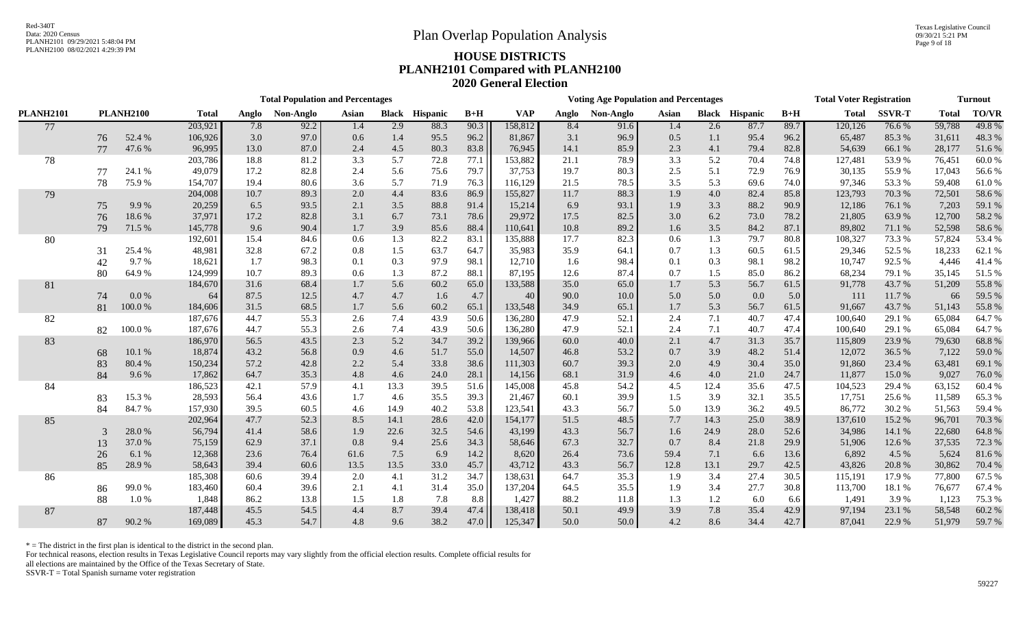# Plan Overlap Population Analysis

## HOUSE DISTRICTS
## PLANH2101 Compared with PLANH2100
## 2020 General Election

Red-340T
Data: 2020 Census
PLANH2101 09/29/2021 5:48:04 PM
PLANH2100 08/02/2021 4:29:39 PM

Texas Legislative Council
09/30/21 5:21 PM

| PLANH2101 | PLANH2100 | | Total Population and Percentages: Total | Anglo | Non-Anglo | Asian | Black | Hispanic | B+H | Voting Age Population and Percentages: VAP | Anglo | Non-Anglo | Asian | Black | Hispanic | B+H | Total Voter Registration: Total | SSVR-T | Turnout: Total | TO/VR |
|---|---|---|---|---|---|---|---|---|---|---|---|---|---|---|---|---|---|---|---|---|
| 77 | | | 203,921 | 7.8 | 92.2 | 1.4 | 2.9 | 88.3 | 90.3 | 158,812 | 8.4 | 91.6 | 1.4 | 2.6 | 87.7 | 89.7 | 120,126 | 76.6 % | 59,788 | 49.8 % |
| | 76 | 52.4 % | 106,926 | 3.0 | 97.0 | 0.6 | 1.4 | 95.5 | 96.2 | 81,867 | 3.1 | 96.9 | 0.5 | 1.1 | 95.4 | 96.2 | 65,487 | 85.3 % | 31,611 | 48.3 % |
| | 77 | 47.6 % | 96,995 | 13.0 | 87.0 | 2.4 | 4.5 | 80.3 | 83.8 | 76,945 | 14.1 | 85.9 | 2.3 | 4.1 | 79.4 | 82.8 | 54,639 | 66.1 % | 28,177 | 51.6 % |
| 78 | | | 203,786 | 18.8 | 81.2 | 3.3 | 5.7 | 72.8 | 77.1 | 153,882 | 21.1 | 78.9 | 3.3 | 5.2 | 70.4 | 74.8 | 127,481 | 53.9 % | 76,451 | 60.0 % |
| | 77 | 24.1 % | 49,079 | 17.2 | 82.8 | 2.4 | 5.6 | 75.6 | 79.7 | 37,753 | 19.7 | 80.3 | 2.5 | 5.1 | 72.9 | 76.9 | 30,135 | 55.9 % | 17,043 | 56.6 % |
| | 78 | 75.9 % | 154,707 | 19.4 | 80.6 | 3.6 | 5.7 | 71.9 | 76.3 | 116,129 | 21.5 | 78.5 | 3.5 | 5.3 | 69.6 | 74.0 | 97,346 | 53.3 % | 59,408 | 61.0 % |
| 79 | | | 204,008 | 10.7 | 89.3 | 2.0 | 4.4 | 83.6 | 86.9 | 155,827 | 11.7 | 88.3 | 1.9 | 4.0 | 82.4 | 85.8 | 123,793 | 70.3 % | 72,501 | 58.6 % |
| | 75 | 9.9 % | 20,259 | 6.5 | 93.5 | 2.1 | 3.5 | 88.8 | 91.4 | 15,214 | 6.9 | 93.1 | 1.9 | 3.3 | 88.2 | 90.9 | 12,186 | 76.1 % | 7,203 | 59.1 % |
| | 76 | 18.6 % | 37,971 | 17.2 | 82.8 | 3.1 | 6.7 | 73.1 | 78.6 | 29,972 | 17.5 | 82.5 | 3.0 | 6.2 | 73.0 | 78.2 | 21,805 | 63.9 % | 12,700 | 58.2 % |
| | 79 | 71.5 % | 145,778 | 9.6 | 90.4 | 1.7 | 3.9 | 85.6 | 88.4 | 110,641 | 10.8 | 89.2 | 1.6 | 3.5 | 84.2 | 87.1 | 89,802 | 71.1 % | 52,598 | 58.6 % |
| 80 | | | 192,601 | 15.4 | 84.6 | 0.6 | 1.3 | 82.2 | 83.1 | 135,888 | 17.7 | 82.3 | 0.6 | 1.3 | 79.7 | 80.8 | 108,327 | 73.3 % | 57,824 | 53.4 % |
| | 31 | 25.4 % | 48,981 | 32.8 | 67.2 | 0.8 | 1.5 | 63.7 | 64.7 | 35,983 | 35.9 | 64.1 | 0.7 | 1.3 | 60.5 | 61.5 | 29,346 | 52.5 % | 18,233 | 62.1 % |
| | 42 | 9.7 % | 18,621 | 1.7 | 98.3 | 0.1 | 0.3 | 97.9 | 98.1 | 12,710 | 1.6 | 98.4 | 0.1 | 0.3 | 98.1 | 98.2 | 10,747 | 92.5 % | 4,446 | 41.4 % |
| | 80 | 64.9 % | 124,999 | 10.7 | 89.3 | 0.6 | 1.3 | 87.2 | 88.1 | 87,195 | 12.6 | 87.4 | 0.7 | 1.5 | 85.0 | 86.2 | 68,234 | 79.1 % | 35,145 | 51.5 % |
| 81 | | | 184,670 | 31.6 | 68.4 | 1.7 | 5.6 | 60.2 | 65.0 | 133,588 | 35.0 | 65.0 | 1.7 | 5.3 | 56.7 | 61.5 | 91,778 | 43.7 % | 51,209 | 55.8 % |
| | 74 | 0.0 % | 64 | 87.5 | 12.5 | 4.7 | 4.7 | 1.6 | 4.7 | 40 | 90.0 | 10.0 | 5.0 | 5.0 | 0.0 | 5.0 | 111 | 11.7 % | 66 | 59.5 % |
| | 81 | 100.0 % | 184,606 | 31.5 | 68.5 | 1.7 | 5.6 | 60.2 | 65.1 | 133,548 | 34.9 | 65.1 | 1.7 | 5.3 | 56.7 | 61.5 | 91,667 | 43.7 % | 51,143 | 55.8 % |
| 82 | | | 187,676 | 44.7 | 55.3 | 2.6 | 7.4 | 43.9 | 50.6 | 136,280 | 47.9 | 52.1 | 2.4 | 7.1 | 40.7 | 47.4 | 100,640 | 29.1 % | 65,084 | 64.7 % |
| | 82 | 100.0 % | 187,676 | 44.7 | 55.3 | 2.6 | 7.4 | 43.9 | 50.6 | 136,280 | 47.9 | 52.1 | 2.4 | 7.1 | 40.7 | 47.4 | 100,640 | 29.1 % | 65,084 | 64.7 % |
| 83 | | | 186,970 | 56.5 | 43.5 | 2.3 | 5.2 | 34.7 | 39.2 | 139,966 | 60.0 | 40.0 | 2.1 | 4.7 | 31.3 | 35.7 | 115,809 | 23.9 % | 79,630 | 68.8 % |
| | 68 | 10.1 % | 18,874 | 43.2 | 56.8 | 0.9 | 4.6 | 51.7 | 55.0 | 14,507 | 46.8 | 53.2 | 0.7 | 3.9 | 48.2 | 51.4 | 12,072 | 36.5 % | 7,122 | 59.0 % |
| | 83 | 80.4 % | 150,234 | 57.2 | 42.8 | 2.2 | 5.4 | 33.8 | 38.6 | 111,303 | 60.7 | 39.3 | 2.0 | 4.9 | 30.4 | 35.0 | 91,860 | 23.4 % | 63,481 | 69.1 % |
| | 84 | 9.6 % | 17,862 | 64.7 | 35.3 | 4.8 | 4.6 | 24.0 | 28.1 | 14,156 | 68.1 | 31.9 | 4.6 | 4.0 | 21.0 | 24.7 | 11,877 | 15.0 % | 9,027 | 76.0 % |
| 84 | | | 186,523 | 42.1 | 57.9 | 4.1 | 13.3 | 39.5 | 51.6 | 145,008 | 45.8 | 54.2 | 4.5 | 12.4 | 35.6 | 47.5 | 104,523 | 29.4 % | 63,152 | 60.4 % |
| | 83 | 15.3 % | 28,593 | 56.4 | 43.6 | 1.7 | 4.6 | 35.5 | 39.3 | 21,467 | 60.1 | 39.9 | 1.5 | 3.9 | 32.1 | 35.5 | 17,751 | 25.6 % | 11,589 | 65.3 % |
| | 84 | 84.7 % | 157,930 | 39.5 | 60.5 | 4.6 | 14.9 | 40.2 | 53.8 | 123,541 | 43.3 | 56.7 | 5.0 | 13.9 | 36.2 | 49.5 | 86,772 | 30.2 % | 51,563 | 59.4 % |
| 85 | | | 202,964 | 47.7 | 52.3 | 8.5 | 14.1 | 28.6 | 42.0 | 154,177 | 51.5 | 48.5 | 7.7 | 14.3 | 25.0 | 38.9 | 137,610 | 15.2 % | 96,701 | 70.3 % |
| | 3 | 28.0 % | 56,794 | 41.4 | 58.6 | 1.9 | 22.6 | 32.5 | 54.6 | 43,199 | 43.3 | 56.7 | 1.6 | 24.9 | 28.0 | 52.6 | 34,986 | 14.1 % | 22,680 | 64.8 % |
| | 13 | 37.0 % | 75,159 | 62.9 | 37.1 | 0.8 | 9.4 | 25.6 | 34.3 | 58,646 | 67.3 | 32.7 | 0.7 | 8.4 | 21.8 | 29.9 | 51,906 | 12.6 % | 37,535 | 72.3 % |
| | 26 | 6.1 % | 12,368 | 23.6 | 76.4 | 61.6 | 7.5 | 6.9 | 14.2 | 8,620 | 26.4 | 73.6 | 59.4 | 7.1 | 6.6 | 13.6 | 6,892 | 4.5 % | 5,624 | 81.6 % |
| | 85 | 28.9 % | 58,643 | 39.4 | 60.6 | 13.5 | 13.5 | 33.0 | 45.7 | 43,712 | 43.3 | 56.7 | 12.8 | 13.1 | 29.7 | 42.5 | 43,826 | 20.8 % | 30,862 | 70.4 % |
| 86 | | | 185,308 | 60.6 | 39.4 | 2.0 | 4.1 | 31.2 | 34.7 | 138,631 | 64.7 | 35.3 | 1.9 | 3.4 | 27.4 | 30.5 | 115,191 | 17.9 % | 77,800 | 67.5 % |
| | 86 | 99.0 % | 183,460 | 60.4 | 39.6 | 2.1 | 4.1 | 31.4 | 35.0 | 137,204 | 64.5 | 35.5 | 1.9 | 3.4 | 27.7 | 30.8 | 113,700 | 18.1 % | 76,677 | 67.4 % |
| | 88 | 1.0 % | 1,848 | 86.2 | 13.8 | 1.5 | 1.8 | 7.8 | 8.8 | 1,427 | 88.2 | 11.8 | 1.3 | 1.2 | 6.0 | 6.6 | 1,491 | 3.9 % | 1,123 | 75.3 % |
| 87 | | | 187,448 | 45.5 | 54.5 | 4.4 | 8.7 | 39.4 | 47.4 | 138,418 | 50.1 | 49.9 | 3.9 | 7.8 | 35.4 | 42.9 | 97,194 | 23.1 % | 58,548 | 60.2 % |
| | 87 | 90.2 % | 169,089 | 45.3 | 54.7 | 4.8 | 9.6 | 38.2 | 47.0 | 125,347 | 50.0 | 50.0 | 4.2 | 8.6 | 34.4 | 42.7 | 87,041 | 22.9 % | 51,979 | 59.7 % |

* = The district in the first plan is identical to the district in the second plan.
For technical reasons, election results in Texas Legislative Council reports may vary slightly from the official election results. Complete official results for all elections are maintained by the Office of the Texas Secretary of State.
SSVR-T = Total Spanish surname voter registration

59227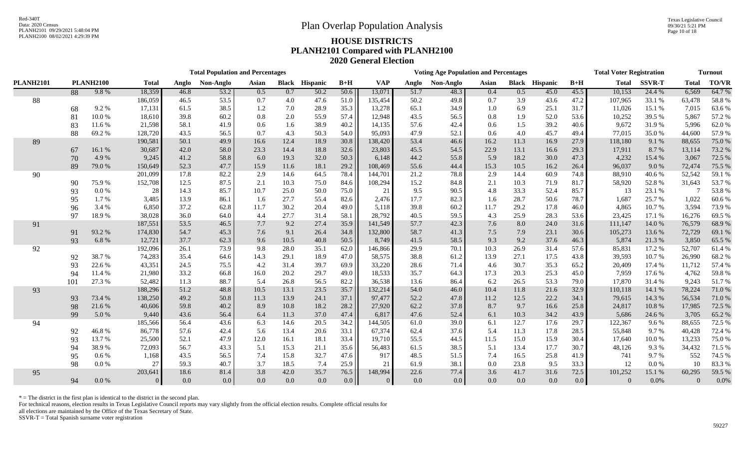Red-340T
Data: 2020 Census
PLANH2101 09/29/2021 5:48:04 PM
PLANH2100 08/02/2021 4:29:39 PM

Texas Legislative Council
09/30/21 5:21 PM

# Plan Overlap Population Analysis

## HOUSE DISTRICTS
## PLANH2101 Compared with PLANH2100
## 2020 General Election

| | | | Total Population and Percentages | | | | | | | | Voting Age Population and Percentages | | | | | | | | Total Voter Registration | | Turnout | |
|---|---|---|---|---|---|---|---|---|---|---|---|---|---|---|---|---|---|---|---|---|---|---|
| PLANH2101 | PLANH2100 | | Total | Anglo | Non-Anglo | Asian | Black | Hispanic | B+H | VAP | Anglo | Non-Anglo | Asian | Black | Hispanic | B+H | Total | SSVR-T | Total | TO/VR |
| | 88 | 9.8 % | 18,359 | 46.8 | 53.2 | 0.5 | 0.7 | 50.2 | 50.6 | 13,071 | 51.7 | 48.3 | 0.4 | 0.5 | 45.0 | 45.5 | 10,153 | 24.4 % | 6,569 | 64.7 % |
| 88 | | | 186,059 | 46.5 | 53.5 | 0.7 | 4.0 | 47.6 | 51.0 | 135,454 | 50.2 | 49.8 | 0.7 | 3.9 | 43.6 | 47.2 | 107,965 | 33.1 % | 63,478 | 58.8 % |
| | 68 | 9.2 % | 17,131 | 61.5 | 38.5 | 1.2 | 7.0 | 28.9 | 35.3 | 13,278 | 65.1 | 34.9 | 1.0 | 6.9 | 25.1 | 31.7 | 11,026 | 15.1 % | 7,015 | 63.6 % |
| | 81 | 10.0 % | 18,610 | 39.8 | 60.2 | 0.8 | 2.0 | 55.9 | 57.4 | 12,948 | 43.5 | 56.5 | 0.8 | 1.9 | 52.0 | 53.6 | 10,252 | 39.5 % | 5,867 | 57.2 % |
| | 83 | 11.6 % | 21,598 | 58.1 | 41.9 | 0.6 | 1.6 | 38.9 | 40.2 | 14,135 | 57.6 | 42.4 | 0.6 | 1.5 | 39.2 | 40.6 | 9,672 | 31.9 % | 5,996 | 62.0 % |
| | 88 | 69.2 % | 128,720 | 43.5 | 56.5 | 0.7 | 4.3 | 50.3 | 54.0 | 95,093 | 47.9 | 52.1 | 0.6 | 4.0 | 45.7 | 49.4 | 77,015 | 35.0 % | 44,600 | 57.9 % |
| 89 | | | 190,581 | 50.1 | 49.9 | 16.6 | 12.4 | 18.9 | 30.8 | 138,420 | 53.4 | 46.6 | 16.2 | 11.3 | 16.9 | 27.9 | 118,180 | 9.1 % | 88,655 | 75.0 % |
| | 67 | 16.1 % | 30,687 | 42.0 | 58.0 | 23.3 | 14.4 | 18.8 | 32.6 | 23,803 | 45.5 | 54.5 | 22.9 | 13.1 | 16.6 | 29.3 | 17,911 | 8.7 % | 13,114 | 73.2 % |
| | 70 | 4.9 % | 9,245 | 41.2 | 58.8 | 6.0 | 19.3 | 32.0 | 50.3 | 6,148 | 44.2 | 55.8 | 5.9 | 18.2 | 30.0 | 47.3 | 4,232 | 15.4 % | 3,067 | 72.5 % |
| | 89 | 79.0 % | 150,649 | 52.3 | 47.7 | 15.9 | 11.6 | 18.1 | 29.2 | 108,469 | 55.6 | 44.4 | 15.3 | 10.5 | 16.2 | 26.4 | 96,037 | 9.0 % | 72,474 | 75.5 % |
| 90 | | | 201,099 | 17.8 | 82.2 | 2.9 | 14.6 | 64.5 | 78.4 | 144,701 | 21.2 | 78.8 | 2.9 | 14.4 | 60.9 | 74.8 | 88,910 | 40.6 % | 52,542 | 59.1 % |
| | 90 | 75.9 % | 152,708 | 12.5 | 87.5 | 2.1 | 10.3 | 75.0 | 84.6 | 108,294 | 15.2 | 84.8 | 2.1 | 10.3 | 71.9 | 81.7 | 58,920 | 52.8 % | 31,643 | 53.7 % |
| | 93 | 0.0 % | 28 | 14.3 | 85.7 | 10.7 | 25.0 | 50.0 | 75.0 | 21 | 9.5 | 90.5 | 4.8 | 33.3 | 52.4 | 85.7 | 13 | 23.1 % | 7 | 53.8 % |
| | 95 | 1.7 % | 3,485 | 13.9 | 86.1 | 1.6 | 27.7 | 55.4 | 82.6 | 2,476 | 17.7 | 82.3 | 1.6 | 28.7 | 50.6 | 78.7 | 1,687 | 25.7 % | 1,022 | 60.6 % |
| | 96 | 3.4 % | 6,850 | 37.2 | 62.8 | 11.7 | 30.2 | 20.4 | 49.0 | 5,118 | 39.8 | 60.2 | 11.7 | 29.2 | 17.8 | 46.0 | 4,865 | 10.7 % | 3,594 | 73.9 % |
| | 97 | 18.9 % | 38,028 | 36.0 | 64.0 | 4.4 | 27.7 | 31.4 | 58.1 | 28,792 | 40.5 | 59.5 | 4.3 | 25.9 | 28.3 | 53.6 | 23,425 | 17.1 % | 16,276 | 69.5 % |
| 91 | | | 187,551 | 53.5 | 46.5 | 7.7 | 9.2 | 27.4 | 35.9 | 141,549 | 57.7 | 42.3 | 7.6 | 8.0 | 24.0 | 31.6 | 111,147 | 14.0 % | 76,579 | 68.9 % |
| | 91 | 93.2 % | 174,830 | 54.7 | 45.3 | 7.6 | 9.1 | 26.4 | 34.8 | 132,800 | 58.7 | 41.3 | 7.5 | 7.9 | 23.1 | 30.6 | 105,273 | 13.6 % | 72,729 | 69.1 % |
| | 93 | 6.8 % | 12,721 | 37.7 | 62.3 | 9.6 | 10.5 | 40.8 | 50.5 | 8,749 | 41.5 | 58.5 | 9.3 | 9.2 | 37.6 | 46.3 | 5,874 | 21.3 % | 3,850 | 65.5 % |
| 92 | | | 192,096 | 26.1 | 73.9 | 9.8 | 28.0 | 35.1 | 62.0 | 146,866 | 29.9 | 70.1 | 10.3 | 26.9 | 31.4 | 57.6 | 85,831 | 17.2 % | 52,707 | 61.4 % |
| | 92 | 38.7 % | 74,283 | 35.4 | 64.6 | 14.3 | 29.1 | 18.9 | 47.0 | 58,575 | 38.8 | 61.2 | 13.9 | 27.1 | 17.5 | 43.8 | 39,593 | 10.7 % | 26,990 | 68.2 % |
| | 93 | 22.6 % | 43,351 | 24.5 | 75.5 | 4.2 | 31.4 | 39.7 | 69.9 | 33,220 | 28.6 | 71.4 | 4.6 | 30.7 | 35.3 | 65.2 | 20,409 | 17.4 % | 11,712 | 57.4 % |
| | 94 | 11.4 % | 21,980 | 33.2 | 66.8 | 16.0 | 20.2 | 29.7 | 49.0 | 18,533 | 35.7 | 64.3 | 17.3 | 20.3 | 25.3 | 45.0 | 7,959 | 17.6 % | 4,762 | 59.8 % |
| | 101 | 27.3 % | 52,482 | 11.3 | 88.7 | 5.4 | 26.8 | 56.5 | 82.2 | 36,538 | 13.6 | 86.4 | 6.2 | 26.5 | 53.3 | 79.0 | 17,870 | 31.4 % | 9,243 | 51.7 % |
| 93 | | | 188,296 | 51.2 | 48.8 | 10.5 | 13.1 | 23.5 | 35.7 | 132,214 | 54.0 | 46.0 | 10.4 | 11.8 | 21.6 | 32.9 | 110,118 | 14.1 % | 78,224 | 71.0 % |
| | 93 | 73.4 % | 138,250 | 49.2 | 50.8 | 11.3 | 13.9 | 24.1 | 37.1 | 97,477 | 52.2 | 47.8 | 11.2 | 12.5 | 22.2 | 34.1 | 79,615 | 14.3 % | 56,534 | 71.0 % |
| | 98 | 21.6 % | 40,606 | 59.8 | 40.2 | 8.9 | 10.8 | 18.2 | 28.2 | 27,920 | 62.2 | 37.8 | 8.7 | 9.7 | 16.6 | 25.8 | 24,817 | 10.8 % | 17,985 | 72.5 % |
| | 99 | 5.0 % | 9,440 | 43.6 | 56.4 | 6.4 | 11.3 | 37.0 | 47.4 | 6,817 | 47.6 | 52.4 | 6.1 | 10.3 | 34.2 | 43.9 | 5,686 | 24.6 % | 3,705 | 65.2 % |
| 94 | | | 185,566 | 56.4 | 43.6 | 6.3 | 14.6 | 20.5 | 34.2 | 144,505 | 61.0 | 39.0 | 6.1 | 12.7 | 17.6 | 29.7 | 122,367 | 9.6 % | 88,655 | 72.5 % |
| | 92 | 46.8 % | 86,778 | 57.6 | 42.4 | 5.6 | 13.4 | 20.6 | 33.1 | 67,374 | 62.4 | 37.6 | 5.4 | 11.3 | 17.8 | 28.5 | 55,848 | 9.7 % | 40,428 | 72.4 % |
| | 93 | 13.7 % | 25,500 | 52.1 | 47.9 | 12.0 | 16.1 | 18.1 | 33.4 | 19,710 | 55.5 | 44.5 | 11.5 | 15.0 | 15.9 | 30.4 | 17,640 | 10.0 % | 13,233 | 75.0 % |
| | 94 | 38.9 % | 72,093 | 56.7 | 43.3 | 5.1 | 15.3 | 21.1 | 35.6 | 56,483 | 61.5 | 38.5 | 5.1 | 13.4 | 17.7 | 30.7 | 48,126 | 9.3 % | 34,432 | 71.5 % |
| | 95 | 0.6 % | 1,168 | 43.5 | 56.5 | 7.4 | 15.8 | 32.7 | 47.6 | 917 | 48.5 | 51.5 | 7.4 | 16.5 | 25.8 | 41.9 | 741 | 9.7 % | 552 | 74.5 % |
| | 98 | 0.0 % | 27 | 59.3 | 40.7 | 3.7 | 18.5 | 7.4 | 25.9 | 21 | 61.9 | 38.1 | 0.0 | 23.8 | 9.5 | 33.3 | 12 | 0.0 % | 10 | 83.3 % |
| 95 | | | 203,641 | 18.6 | 81.4 | 3.8 | 42.0 | 35.7 | 76.5 | 148,994 | 22.6 | 77.4 | 3.6 | 41.7 | 31.6 | 72.5 | 101,252 | 15.1 % | 60,295 | 59.5 % |
| | 94 | 0.0 % | 0 | 0.0 | 0.0 | 0.0 | 0.0 | 0.0 | 0.0 | 0 | 0.0 | 0.0 | 0.0 | 0.0 | 0.0 | 0.0 | 0 | 0.0% | 0 | 0.0% |

* = The district in the first plan is identical to the district in the second plan.
For technical reasons, election results in Texas Legislative Council reports may vary slightly from the official election results. Complete official results for all elections are maintained by the Office of the Texas Secretary of State.
SSVR-T = Total Spanish surname voter registration

59227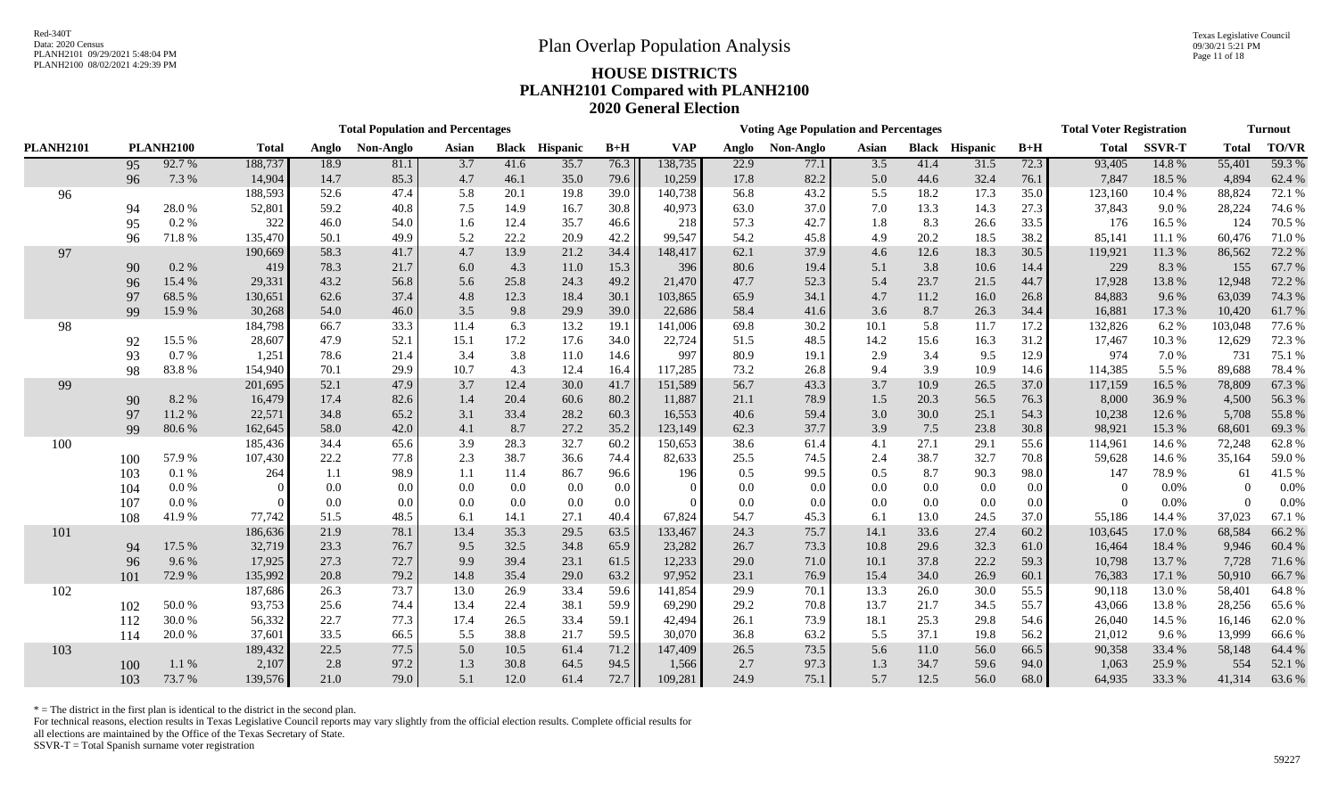Red-340T
Data: 2020 Census
PLANH2101 09/29/2021 5:48:04 PM
PLANH2100 08/02/2021 4:29:39 PM

Texas Legislative Council
09/30/21 5:21 PM

# Plan Overlap Population Analysis

## HOUSE DISTRICTS
## PLANH2101 Compared with PLANH2100
## 2020 General Election

| | | | Total Population and Percentages | | | | | | | Voting Age Population and Percentages | | | | | | | Total Voter Registration | | Turnout | |
|---|---|---|---|---|---|---|---|---|---|---|---|---|---|---|---|---|---|---|---|---|
| PLANH2101 | PLANH2100 | | Total | Anglo | Non-Anglo | Asian | Black | Hispanic | B+H | VAP | Anglo | Non-Anglo | Asian | Black | Hispanic | B+H | Total | SSVR-T | Total | TO/VR |
| | 95 | 92.7 % | 188,737 | 18.9 | 81.1 | 3.7 | 41.6 | 35.7 | 76.3 | 138,735 | 22.9 | 77.1 | 3.5 | 41.4 | 31.5 | 72.3 | 93,405 | 14.8 % | 55,401 | 59.3 % |
| | 96 | 7.3 % | 14,904 | 14.7 | 85.3 | 4.7 | 46.1 | 35.0 | 79.6 | 10,259 | 17.8 | 82.2 | 5.0 | 44.6 | 32.4 | 76.1 | 7,847 | 18.5 % | 4,894 | 62.4 % |
| 96 | | | 188,593 | 52.6 | 47.4 | 5.8 | 20.1 | 19.8 | 39.0 | 140,738 | 56.8 | 43.2 | 5.5 | 18.2 | 17.3 | 35.0 | 123,160 | 10.4 % | 88,824 | 72.1 % |
| | 94 | 28.0 % | 52,801 | 59.2 | 40.8 | 7.5 | 14.9 | 16.7 | 30.8 | 40,973 | 63.0 | 37.0 | 7.0 | 13.3 | 14.3 | 27.3 | 37,843 | 9.0 % | 28,224 | 74.6 % |
| | 95 | 0.2 % | 322 | 46.0 | 54.0 | 1.6 | 12.4 | 35.7 | 46.6 | 218 | 57.3 | 42.7 | 1.8 | 8.3 | 26.6 | 33.5 | 176 | 16.5 % | 124 | 70.5 % |
| | 96 | 71.8 % | 135,470 | 50.1 | 49.9 | 5.2 | 22.2 | 20.9 | 42.2 | 99,547 | 54.2 | 45.8 | 4.9 | 20.2 | 18.5 | 38.2 | 85,141 | 11.1 % | 60,476 | 71.0 % |
| 97 | | | 190,669 | 58.3 | 41.7 | 4.7 | 13.9 | 21.2 | 34.4 | 148,417 | 62.1 | 37.9 | 4.6 | 12.6 | 18.3 | 30.5 | 119,921 | 11.3 % | 86,562 | 72.2 % |
| | 90 | 0.2 % | 419 | 78.3 | 21.7 | 6.0 | 4.3 | 11.0 | 15.3 | 396 | 80.6 | 19.4 | 5.1 | 3.8 | 10.6 | 14.4 | 229 | 8.3 % | 155 | 67.7 % |
| | 96 | 15.4 % | 29,331 | 43.2 | 56.8 | 5.6 | 25.8 | 24.3 | 49.2 | 21,470 | 47.7 | 52.3 | 5.4 | 23.7 | 21.5 | 44.7 | 17,928 | 13.8 % | 12,948 | 72.2 % |
| | 97 | 68.5 % | 130,651 | 62.6 | 37.4 | 4.8 | 12.3 | 18.4 | 30.1 | 103,865 | 65.9 | 34.1 | 4.7 | 11.2 | 16.0 | 26.8 | 84,883 | 9.6 % | 63,039 | 74.3 % |
| | 99 | 15.9 % | 30,268 | 54.0 | 46.0 | 3.5 | 9.8 | 29.9 | 39.0 | 22,686 | 58.4 | 41.6 | 3.6 | 8.7 | 26.3 | 34.4 | 16,881 | 17.3 % | 10,420 | 61.7 % |
| 98 | | | 184,798 | 66.7 | 33.3 | 11.4 | 6.3 | 13.2 | 19.1 | 141,006 | 69.8 | 30.2 | 10.1 | 5.8 | 11.7 | 17.2 | 132,826 | 6.2 % | 103,048 | 77.6 % |
| | 92 | 15.5 % | 28,607 | 47.9 | 52.1 | 15.1 | 17.2 | 17.6 | 34.0 | 22,724 | 51.5 | 48.5 | 14.2 | 15.6 | 16.3 | 31.2 | 17,467 | 10.3 % | 12,629 | 72.3 % |
| | 93 | 0.7 % | 1,251 | 78.6 | 21.4 | 3.4 | 3.8 | 11.0 | 14.6 | 997 | 80.9 | 19.1 | 2.9 | 3.4 | 9.5 | 12.9 | 974 | 7.0 % | 731 | 75.1 % |
| | 98 | 83.8 % | 154,940 | 70.1 | 29.9 | 10.7 | 4.3 | 12.4 | 16.4 | 117,285 | 73.2 | 26.8 | 9.4 | 3.9 | 10.9 | 14.6 | 114,385 | 5.5 % | 89,688 | 78.4 % |
| 99 | | | 201,695 | 52.1 | 47.9 | 3.7 | 12.4 | 30.0 | 41.7 | 151,589 | 56.7 | 43.3 | 3.7 | 10.9 | 26.5 | 37.0 | 117,159 | 16.5 % | 78,809 | 67.3 % |
| | 90 | 8.2 % | 16,479 | 17.4 | 82.6 | 1.4 | 20.4 | 60.6 | 80.2 | 11,887 | 21.1 | 78.9 | 1.5 | 20.3 | 56.5 | 76.3 | 8,000 | 36.9 % | 4,500 | 56.3 % |
| | 97 | 11.2 % | 22,571 | 34.8 | 65.2 | 3.1 | 33.4 | 28.2 | 60.3 | 16,553 | 40.6 | 59.4 | 3.0 | 30.0 | 25.1 | 54.3 | 10,238 | 12.6 % | 5,708 | 55.8 % |
| | 99 | 80.6 % | 162,645 | 58.0 | 42.0 | 4.1 | 8.7 | 27.2 | 35.2 | 123,149 | 62.3 | 37.7 | 3.9 | 7.5 | 23.8 | 30.8 | 98,921 | 15.3 % | 68,601 | 69.3 % |
| 100 | | | 185,436 | 34.4 | 65.6 | 3.9 | 28.3 | 32.7 | 60.2 | 150,653 | 38.6 | 61.4 | 4.1 | 27.1 | 29.1 | 55.6 | 114,961 | 14.6 % | 72,248 | 62.8 % |
| | 100 | 57.9 % | 107,430 | 22.2 | 77.8 | 2.3 | 38.7 | 36.6 | 74.4 | 82,633 | 25.5 | 74.5 | 2.4 | 38.7 | 32.7 | 70.8 | 59,628 | 14.6 % | 35,164 | 59.0 % |
| | 103 | 0.1 % | 264 | 1.1 | 98.9 | 1.1 | 11.4 | 86.7 | 96.6 | 196 | 0.5 | 99.5 | 0.5 | 8.7 | 90.3 | 98.0 | 147 | 78.9 % | 61 | 41.5 % |
| | 104 | 0.0 % | 0 | 0.0 | 0.0 | 0.0 | 0.0 | 0.0 | 0.0 | 0 | 0.0 | 0.0 | 0.0 | 0.0 | 0.0 | 0.0 | 0 | 0.0% | 0 | 0.0% |
| | 107 | 0.0 % | 0 | 0.0 | 0.0 | 0.0 | 0.0 | 0.0 | 0.0 | 0 | 0.0 | 0.0 | 0.0 | 0.0 | 0.0 | 0.0 | 0 | 0.0% | 0 | 0.0% |
| | 108 | 41.9 % | 77,742 | 51.5 | 48.5 | 6.1 | 14.1 | 27.1 | 40.4 | 67,824 | 54.7 | 45.3 | 6.1 | 13.0 | 24.5 | 37.0 | 55,186 | 14.4 % | 37,023 | 67.1 % |
| 101 | | | 186,636 | 21.9 | 78.1 | 13.4 | 35.3 | 29.5 | 63.5 | 133,467 | 24.3 | 75.7 | 14.1 | 33.6 | 27.4 | 60.2 | 103,645 | 17.0 % | 68,584 | 66.2 % |
| | 94 | 17.5 % | 32,719 | 23.3 | 76.7 | 9.5 | 32.5 | 34.8 | 65.9 | 23,282 | 26.7 | 73.3 | 10.8 | 29.6 | 32.3 | 61.0 | 16,464 | 18.4 % | 9,946 | 60.4 % |
| | 96 | 9.6 % | 17,925 | 27.3 | 72.7 | 9.9 | 39.4 | 23.1 | 61.5 | 12,233 | 29.0 | 71.0 | 10.1 | 37.8 | 22.2 | 59.3 | 10,798 | 13.7 % | 7,728 | 71.6 % |
| | 101 | 72.9 % | 135,992 | 20.8 | 79.2 | 14.8 | 35.4 | 29.0 | 63.2 | 97,952 | 23.1 | 76.9 | 15.4 | 34.0 | 26.9 | 60.1 | 76,383 | 17.1 % | 50,910 | 66.7 % |
| 102 | | | 187,686 | 26.3 | 73.7 | 13.0 | 26.9 | 33.4 | 59.6 | 141,854 | 29.9 | 70.1 | 13.3 | 26.0 | 30.0 | 55.5 | 90,118 | 13.0 % | 58,401 | 64.8 % |
| | 102 | 50.0 % | 93,753 | 25.6 | 74.4 | 13.4 | 22.4 | 38.1 | 59.9 | 69,290 | 29.2 | 70.8 | 13.7 | 21.7 | 34.5 | 55.7 | 43,066 | 13.8 % | 28,256 | 65.6 % |
| | 112 | 30.0 % | 56,332 | 22.7 | 77.3 | 17.4 | 26.5 | 33.4 | 59.1 | 42,494 | 26.1 | 73.9 | 18.1 | 25.3 | 29.8 | 54.6 | 26,040 | 14.5 % | 16,146 | 62.0 % |
| | 114 | 20.0 % | 37,601 | 33.5 | 66.5 | 5.5 | 38.8 | 21.7 | 59.5 | 30,070 | 36.8 | 63.2 | 5.5 | 37.1 | 19.8 | 56.2 | 21,012 | 9.6 % | 13,999 | 66.6 % |
| 103 | | | 189,432 | 22.5 | 77.5 | 5.0 | 10.5 | 61.4 | 71.2 | 147,409 | 26.5 | 73.5 | 5.6 | 11.0 | 56.0 | 66.5 | 90,358 | 33.4 % | 58,148 | 64.4 % |
| | 100 | 1.1 % | 2,107 | 2.8 | 97.2 | 1.3 | 30.8 | 64.5 | 94.5 | 1,566 | 2.7 | 97.3 | 1.3 | 34.7 | 59.6 | 94.0 | 1,063 | 25.9 % | 554 | 52.1 % |
| | 103 | 73.7 % | 139,576 | 21.0 | 79.0 | 5.1 | 12.0 | 61.4 | 72.7 | 109,281 | 24.9 | 75.1 | 5.7 | 12.5 | 56.0 | 68.0 | 64,935 | 33.3 % | 41,314 | 63.6 % |

* = The district in the first plan is identical to the district in the second plan.
For technical reasons, election results in Texas Legislative Council reports may vary slightly from the official election results. Complete official results for all elections are maintained by the Office of the Texas Secretary of State.
SSVR-T = Total Spanish surname voter registration

59227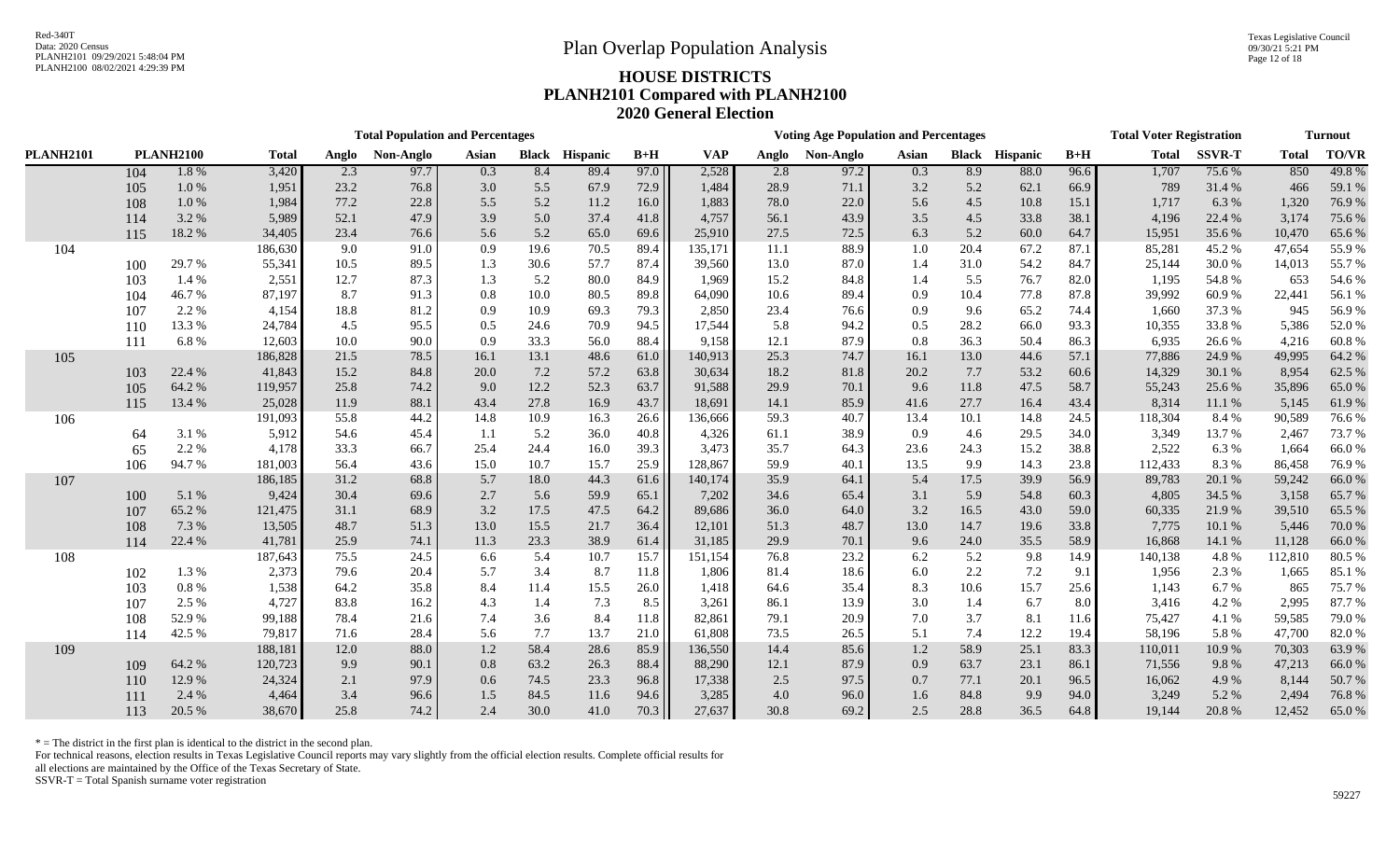Red-340T
Data: 2020 Census
PLANH2101 09/29/2021 5:48:04 PM
PLANH2100 08/02/2021 4:29:39 PM

# Plan Overlap Population Analysis

## HOUSE DISTRICTS
## PLANH2101 Compared with PLANH2100
## 2020 General Election

Texas Legislative Council
09/30/21 5:21 PM

| PLANH2101 | PLANH2100 | | Total Population and Percentages | | | | | | | Voting Age Population and Percentages | | | | | | | Total Voter Registration | | Turnout | |
|---|---|---|---|---|---|---|---|---|---|---|---|---|---|---|---|---|---|---|---|---|
| | | | Total | Anglo | Non-Anglo | Asian | Black | Hispanic | B+H | VAP | Anglo | Non-Anglo | Asian | Black | Hispanic | B+H | Total | SSVR-T | Total | TO/VR |
| | 104 | 1.8 % | 3,420 | 2.3 | 97.7 | 0.3 | 8.4 | 89.4 | 97.0 | 2,528 | 2.8 | 97.2 | 0.3 | 8.9 | 88.0 | 96.6 | 1,707 | 75.6 % | 850 | 49.8 % |
| | 105 | 1.0 % | 1,951 | 23.2 | 76.8 | 3.0 | 5.5 | 67.9 | 72.9 | 1,484 | 28.9 | 71.1 | 3.2 | 5.2 | 62.1 | 66.9 | 789 | 31.4 % | 466 | 59.1 % |
| | 108 | 1.0 % | 1,984 | 77.2 | 22.8 | 5.5 | 5.2 | 11.2 | 16.0 | 1,883 | 78.0 | 22.0 | 5.6 | 4.5 | 10.8 | 15.1 | 1,717 | 6.3 % | 1,320 | 76.9 % |
| | 114 | 3.2 % | 5,989 | 52.1 | 47.9 | 3.9 | 5.0 | 37.4 | 41.8 | 4,757 | 56.1 | 43.9 | 3.5 | 4.5 | 33.8 | 38.1 | 4,196 | 22.4 % | 3,174 | 75.6 % |
| | 115 | 18.2 % | 34,405 | 23.4 | 76.6 | 5.6 | 5.2 | 65.0 | 69.6 | 25,910 | 27.5 | 72.5 | 6.3 | 5.2 | 60.0 | 64.7 | 15,951 | 35.6 % | 10,470 | 65.6 % |
| 104 | | | 186,630 | 9.0 | 91.0 | 0.9 | 19.6 | 70.5 | 89.4 | 135,171 | 11.1 | 88.9 | 1.0 | 20.4 | 67.2 | 87.1 | 85,281 | 45.2 % | 47,654 | 55.9 % |
| | 100 | 29.7 % | 55,341 | 10.5 | 89.5 | 1.3 | 30.6 | 57.7 | 87.4 | 39,560 | 13.0 | 87.0 | 1.4 | 31.0 | 54.2 | 84.7 | 25,144 | 30.0 % | 14,013 | 55.7 % |
| | 103 | 1.4 % | 2,551 | 12.7 | 87.3 | 1.3 | 5.2 | 80.0 | 84.9 | 1,969 | 15.2 | 84.8 | 1.4 | 5.5 | 76.7 | 82.0 | 1,195 | 54.8 % | 653 | 54.6 % |
| | 104 | 46.7 % | 87,197 | 8.7 | 91.3 | 0.8 | 10.0 | 80.5 | 89.8 | 64,090 | 10.6 | 89.4 | 0.9 | 10.4 | 77.8 | 87.8 | 39,992 | 60.9 % | 22,441 | 56.1 % |
| | 107 | 2.2 % | 4,154 | 18.8 | 81.2 | 0.9 | 10.9 | 69.3 | 79.3 | 2,850 | 23.4 | 76.6 | 0.9 | 9.6 | 65.2 | 74.4 | 1,660 | 37.3 % | 945 | 56.9 % |
| | 110 | 13.3 % | 24,784 | 4.5 | 95.5 | 0.5 | 24.6 | 70.9 | 94.5 | 17,544 | 5.8 | 94.2 | 0.5 | 28.2 | 66.0 | 93.3 | 10,355 | 33.8 % | 5,386 | 52.0 % |
| | 111 | 6.8 % | 12,603 | 10.0 | 90.0 | 0.9 | 33.3 | 56.0 | 88.4 | 9,158 | 12.1 | 87.9 | 0.8 | 36.3 | 50.4 | 86.3 | 6,935 | 26.6 % | 4,216 | 60.8 % |
| 105 | | | 186,828 | 21.5 | 78.5 | 16.1 | 13.1 | 48.6 | 61.0 | 140,913 | 25.3 | 74.7 | 16.1 | 13.0 | 44.6 | 57.1 | 77,886 | 24.9 % | 49,995 | 64.2 % |
| | 103 | 22.4 % | 41,843 | 15.2 | 84.8 | 20.0 | 7.2 | 57.2 | 63.8 | 30,634 | 18.2 | 81.8 | 20.2 | 7.7 | 53.2 | 60.6 | 14,329 | 30.1 % | 8,954 | 62.5 % |
| | 105 | 64.2 % | 119,957 | 25.8 | 74.2 | 9.0 | 12.2 | 52.3 | 63.7 | 91,588 | 29.9 | 70.1 | 9.6 | 11.8 | 47.5 | 58.7 | 55,243 | 25.6 % | 35,896 | 65.0 % |
| | 115 | 13.4 % | 25,028 | 11.9 | 88.1 | 43.4 | 27.8 | 16.9 | 43.7 | 18,691 | 14.1 | 85.9 | 41.6 | 27.7 | 16.4 | 43.4 | 8,314 | 11.1 % | 5,145 | 61.9 % |
| 106 | | | 191,093 | 55.8 | 44.2 | 14.8 | 10.9 | 16.3 | 26.6 | 136,666 | 59.3 | 40.7 | 13.4 | 10.1 | 14.8 | 24.5 | 118,304 | 8.4 % | 90,589 | 76.6 % |
| | 64 | 3.1 % | 5,912 | 54.6 | 45.4 | 1.1 | 5.2 | 36.0 | 40.8 | 4,326 | 61.1 | 38.9 | 0.9 | 4.6 | 29.5 | 34.0 | 3,349 | 13.7 % | 2,467 | 73.7 % |
| | 65 | 2.2 % | 4,178 | 33.3 | 66.7 | 25.4 | 24.4 | 16.0 | 39.3 | 3,473 | 35.7 | 64.3 | 23.6 | 24.3 | 15.2 | 38.8 | 2,522 | 6.3 % | 1,664 | 66.0 % |
| | 106 | 94.7 % | 181,003 | 56.4 | 43.6 | 15.0 | 10.7 | 15.7 | 25.9 | 128,867 | 59.9 | 40.1 | 13.5 | 9.9 | 14.3 | 23.8 | 112,433 | 8.3 % | 86,458 | 76.9 % |
| 107 | | | 186,185 | 31.2 | 68.8 | 5.7 | 18.0 | 44.3 | 61.6 | 140,174 | 35.9 | 64.1 | 5.4 | 17.5 | 39.9 | 56.9 | 89,783 | 20.1 % | 59,242 | 66.0 % |
| | 100 | 5.1 % | 9,424 | 30.4 | 69.6 | 2.7 | 5.6 | 59.9 | 65.1 | 7,202 | 34.6 | 65.4 | 3.1 | 5.9 | 54.8 | 60.3 | 4,805 | 34.5 % | 3,158 | 65.7 % |
| | 107 | 65.2 % | 121,475 | 31.1 | 68.9 | 3.2 | 17.5 | 47.5 | 64.2 | 89,686 | 36.0 | 64.0 | 3.2 | 16.5 | 43.0 | 59.0 | 60,335 | 21.9 % | 39,510 | 65.5 % |
| | 108 | 7.3 % | 13,505 | 48.7 | 51.3 | 13.0 | 15.5 | 21.7 | 36.4 | 12,101 | 51.3 | 48.7 | 13.0 | 14.7 | 19.6 | 33.8 | 7,775 | 10.1 % | 5,446 | 70.0 % |
| | 114 | 22.4 % | 41,781 | 25.9 | 74.1 | 11.3 | 23.3 | 38.9 | 61.4 | 31,185 | 29.9 | 70.1 | 9.6 | 24.0 | 35.5 | 58.9 | 16,868 | 14.1 % | 11,128 | 66.0 % |
| 108 | | | 187,643 | 75.5 | 24.5 | 6.6 | 5.4 | 10.7 | 15.7 | 151,154 | 76.8 | 23.2 | 6.2 | 5.2 | 9.8 | 14.9 | 140,138 | 4.8 % | 112,810 | 80.5 % |
| | 102 | 1.3 % | 2,373 | 79.6 | 20.4 | 5.7 | 3.4 | 8.7 | 11.8 | 1,806 | 81.4 | 18.6 | 6.0 | 2.2 | 7.2 | 9.1 | 1,956 | 2.3 % | 1,665 | 85.1 % |
| | 103 | 0.8 % | 1,538 | 64.2 | 35.8 | 8.4 | 11.4 | 15.5 | 26.0 | 1,418 | 64.6 | 35.4 | 8.3 | 10.6 | 15.7 | 25.6 | 1,143 | 6.7 % | 865 | 75.7 % |
| | 107 | 2.5 % | 4,727 | 83.8 | 16.2 | 4.3 | 1.4 | 7.3 | 8.5 | 3,261 | 86.1 | 13.9 | 3.0 | 1.4 | 6.7 | 8.0 | 3,416 | 4.2 % | 2,995 | 87.7 % |
| | 108 | 52.9 % | 99,188 | 78.4 | 21.6 | 7.4 | 3.6 | 8.4 | 11.8 | 82,861 | 79.1 | 20.9 | 7.0 | 3.7 | 8.1 | 11.6 | 75,427 | 4.1 % | 59,585 | 79.0 % |
| | 114 | 42.5 % | 79,817 | 71.6 | 28.4 | 5.6 | 7.7 | 13.7 | 21.0 | 61,808 | 73.5 | 26.5 | 5.1 | 7.4 | 12.2 | 19.4 | 58,196 | 5.8 % | 47,700 | 82.0 % |
| 109 | | | 188,181 | 12.0 | 88.0 | 1.2 | 58.4 | 28.6 | 85.9 | 136,550 | 14.4 | 85.6 | 1.2 | 58.9 | 25.1 | 83.3 | 110,011 | 10.9 % | 70,303 | 63.9 % |
| | 109 | 64.2 % | 120,723 | 9.9 | 90.1 | 0.8 | 63.2 | 26.3 | 88.4 | 88,290 | 12.1 | 87.9 | 0.9 | 63.7 | 23.1 | 86.1 | 71,556 | 9.8 % | 47,213 | 66.0 % |
| | 110 | 12.9 % | 24,324 | 2.1 | 97.9 | 0.6 | 74.5 | 23.3 | 96.8 | 17,338 | 2.5 | 97.5 | 0.7 | 77.1 | 20.1 | 96.5 | 16,062 | 4.9 % | 8,144 | 50.7 % |
| | 111 | 2.4 % | 4,464 | 3.4 | 96.6 | 1.5 | 84.5 | 11.6 | 94.6 | 3,285 | 4.0 | 96.0 | 1.6 | 84.8 | 9.9 | 94.0 | 3,249 | 5.2 % | 2,494 | 76.8 % |
| | 113 | 20.5 % | 38,670 | 25.8 | 74.2 | 2.4 | 30.0 | 41.0 | 70.3 | 27,637 | 30.8 | 69.2 | 2.5 | 28.8 | 36.5 | 64.8 | 19,144 | 20.8 % | 12,452 | 65.0 % |

* = The district in the first plan is identical to the district in the second plan.
For technical reasons, election results in Texas Legislative Council reports may vary slightly from the official election results. Complete official results for all elections are maintained by the Office of the Texas Secretary of State.
SSVR-T = Total Spanish surname voter registration

59227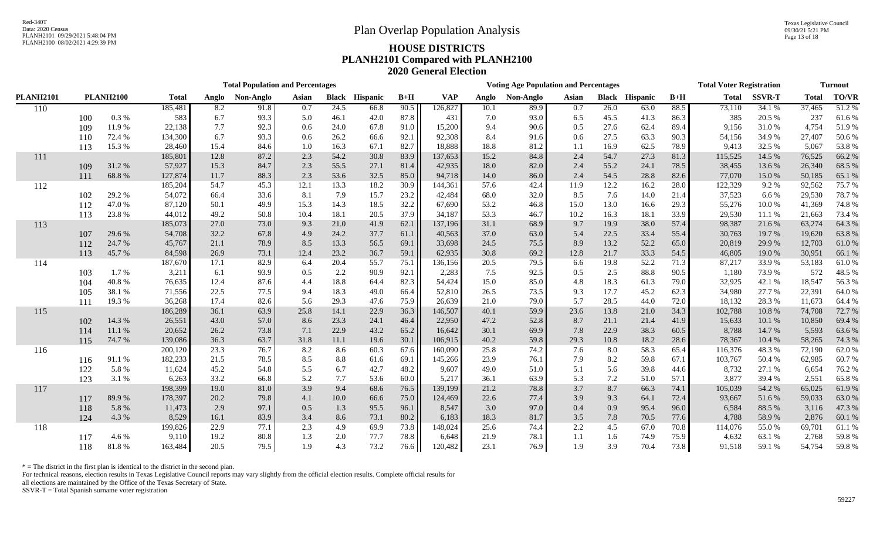# Plan Overlap Population Analysis

## HOUSE DISTRICTS
## PLANH2101 Compared with PLANH2100
## 2020 General Election

Red-340T
Data: 2020 Census
PLANH2101 09/29/2021 5:48:04 PM
PLANH2100 08/02/2021 4:29:39 PM

| PLANH2101 | PLANH2100 | | Total Population and Percentages: Total | Anglo | Non-Anglo | Asian | Black | Hispanic | B+H | Voting Age Population and Percentages: VAP | Anglo | Non-Anglo | Asian | Black | Hispanic | B+H | Total Voter Registration: Total | SSVR-T | Turnout: Total | TO/VR |
|---|---|---|---|---|---|---|---|---|---|---|---|---|---|---|---|---|---|---|---|---|
| 110 | | | 185,481 | 8.2 | 91.8 | 0.7 | 24.5 | 66.8 | 90.5 | 126,827 | 10.1 | 89.9 | 0.7 | 26.0 | 63.0 | 88.5 | 73,110 | 34.1 % | 37,465 | 51.2 % |
| | 100 | 0.3 % | 583 | 6.7 | 93.3 | 5.0 | 46.1 | 42.0 | 87.8 | 431 | 7.0 | 93.0 | 6.5 | 45.5 | 41.3 | 86.3 | 385 | 20.5 % | 237 | 61.6 % |
| | 109 | 11.9 % | 22,138 | 7.7 | 92.3 | 0.6 | 24.0 | 67.8 | 91.0 | 15,200 | 9.4 | 90.6 | 0.5 | 27.6 | 62.4 | 89.4 | 9,156 | 31.0 % | 4,754 | 51.9 % |
| | 110 | 72.4 % | 134,300 | 6.7 | 93.3 | 0.6 | 26.2 | 66.6 | 92.1 | 92,308 | 8.4 | 91.6 | 0.6 | 27.5 | 63.3 | 90.3 | 54,156 | 34.9 % | 27,407 | 50.6 % |
| | 113 | 15.3 % | 28,460 | 15.4 | 84.6 | 1.0 | 16.3 | 67.1 | 82.7 | 18,888 | 18.8 | 81.2 | 1.1 | 16.9 | 62.5 | 78.9 | 9,413 | 32.5 % | 5,067 | 53.8 % |
| 111 | | | 185,801 | 12.8 | 87.2 | 2.3 | 54.2 | 30.8 | 83.9 | 137,653 | 15.2 | 84.8 | 2.4 | 54.7 | 27.3 | 81.3 | 115,525 | 14.5 % | 76,525 | 66.2 % |
| | 109 | 31.2 % | 57,927 | 15.3 | 84.7 | 2.3 | 55.5 | 27.1 | 81.4 | 42,935 | 18.0 | 82.0 | 2.4 | 55.2 | 24.1 | 78.5 | 38,455 | 13.6 % | 26,340 | 68.5 % |
| | 111 | 68.8 % | 127,874 | 11.7 | 88.3 | 2.3 | 53.6 | 32.5 | 85.0 | 94,718 | 14.0 | 86.0 | 2.4 | 54.5 | 28.8 | 82.6 | 77,070 | 15.0 % | 50,185 | 65.1 % |
| 112 | | | 185,204 | 54.7 | 45.3 | 12.1 | 13.3 | 18.2 | 30.9 | 144,361 | 57.6 | 42.4 | 11.9 | 12.2 | 16.2 | 28.0 | 122,329 | 9.2 % | 92,562 | 75.7 % |
| | 102 | 29.2 % | 54,072 | 66.4 | 33.6 | 8.1 | 7.9 | 15.7 | 23.2 | 42,484 | 68.0 | 32.0 | 8.5 | 7.6 | 14.0 | 21.4 | 37,523 | 6.6 % | 29,530 | 78.7 % |
| | 112 | 47.0 % | 87,120 | 50.1 | 49.9 | 15.3 | 14.3 | 18.5 | 32.2 | 67,690 | 53.2 | 46.8 | 15.0 | 13.0 | 16.6 | 29.3 | 55,276 | 10.0 % | 41,369 | 74.8 % |
| | 113 | 23.8 % | 44,012 | 49.2 | 50.8 | 10.4 | 18.1 | 20.5 | 37.9 | 34,187 | 53.3 | 46.7 | 10.2 | 16.3 | 18.1 | 33.9 | 29,530 | 11.1 % | 21,663 | 73.4 % |
| 113 | | | 185,073 | 27.0 | 73.0 | 9.3 | 21.0 | 41.9 | 62.1 | 137,196 | 31.1 | 68.9 | 9.7 | 19.9 | 38.0 | 57.4 | 98,387 | 21.6 % | 63,274 | 64.3 % |
| | 107 | 29.6 % | 54,708 | 32.2 | 67.8 | 4.9 | 24.2 | 37.7 | 61.1 | 40,563 | 37.0 | 63.0 | 5.4 | 22.5 | 33.4 | 55.4 | 30,763 | 19.7 % | 19,620 | 63.8 % |
| | 112 | 24.7 % | 45,767 | 21.1 | 78.9 | 8.5 | 13.3 | 56.5 | 69.1 | 33,698 | 24.5 | 75.5 | 8.9 | 13.2 | 52.2 | 65.0 | 20,819 | 29.9 % | 12,703 | 61.0 % |
| | 113 | 45.7 % | 84,598 | 26.9 | 73.1 | 12.4 | 23.2 | 36.7 | 59.1 | 62,935 | 30.8 | 69.2 | 12.8 | 21.7 | 33.3 | 54.5 | 46,805 | 19.0 % | 30,951 | 66.1 % |
| 114 | | | 187,670 | 17.1 | 82.9 | 6.4 | 20.4 | 55.7 | 75.1 | 136,156 | 20.5 | 79.5 | 6.6 | 19.8 | 52.2 | 71.3 | 87,217 | 33.9 % | 53,183 | 61.0 % |
| | 103 | 1.7 % | 3,211 | 6.1 | 93.9 | 0.5 | 2.2 | 90.9 | 92.1 | 2,283 | 7.5 | 92.5 | 0.5 | 2.5 | 88.8 | 90.5 | 1,180 | 73.9 % | 572 | 48.5 % |
| | 104 | 40.8 % | 76,635 | 12.4 | 87.6 | 4.4 | 18.8 | 64.4 | 82.3 | 54,424 | 15.0 | 85.0 | 4.8 | 18.3 | 61.3 | 79.0 | 32,925 | 42.1 % | 18,547 | 56.3 % |
| | 105 | 38.1 % | 71,556 | 22.5 | 77.5 | 9.4 | 18.3 | 49.0 | 66.4 | 52,810 | 26.5 | 73.5 | 9.3 | 17.7 | 45.2 | 62.3 | 34,980 | 27.7 % | 22,391 | 64.0 % |
| | 111 | 19.3 % | 36,268 | 17.4 | 82.6 | 5.6 | 29.3 | 47.6 | 75.9 | 26,639 | 21.0 | 79.0 | 5.7 | 28.5 | 44.0 | 72.0 | 18,132 | 28.3 % | 11,673 | 64.4 % |
| 115 | | | 186,289 | 36.1 | 63.9 | 25.8 | 14.1 | 22.9 | 36.3 | 146,507 | 40.1 | 59.9 | 23.6 | 13.8 | 21.0 | 34.3 | 102,788 | 10.8 % | 74,708 | 72.7 % |
| | 102 | 14.3 % | 26,551 | 43.0 | 57.0 | 8.6 | 23.3 | 24.1 | 46.4 | 22,950 | 47.2 | 52.8 | 8.7 | 21.1 | 21.4 | 41.9 | 15,633 | 10.1 % | 10,850 | 69.4 % |
| | 114 | 11.1 % | 20,652 | 26.2 | 73.8 | 7.1 | 22.9 | 43.2 | 65.2 | 16,642 | 30.1 | 69.9 | 7.8 | 22.9 | 38.3 | 60.5 | 8,788 | 14.7 % | 5,593 | 63.6 % |
| | 115 | 74.7 % | 139,086 | 36.3 | 63.7 | 31.8 | 11.1 | 19.6 | 30.1 | 106,915 | 40.2 | 59.8 | 29.3 | 10.8 | 18.2 | 28.6 | 78,367 | 10.4 % | 58,265 | 74.3 % |
| 116 | | | 200,120 | 23.3 | 76.7 | 8.2 | 8.6 | 60.3 | 67.6 | 160,090 | 25.8 | 74.2 | 7.6 | 8.0 | 58.3 | 65.4 | 116,376 | 48.3 % | 72,190 | 62.0 % |
| | 116 | 91.1 % | 182,233 | 21.5 | 78.5 | 8.5 | 8.8 | 61.6 | 69.1 | 145,266 | 23.9 | 76.1 | 7.9 | 8.2 | 59.8 | 67.1 | 103,767 | 50.4 % | 62,985 | 60.7 % |
| | 122 | 5.8 % | 11,624 | 45.2 | 54.8 | 5.5 | 6.7 | 42.7 | 48.2 | 9,607 | 49.0 | 51.0 | 5.1 | 5.6 | 39.8 | 44.6 | 8,732 | 27.1 % | 6,654 | 76.2 % |
| | 123 | 3.1 % | 6,263 | 33.2 | 66.8 | 5.2 | 7.7 | 53.6 | 60.0 | 5,217 | 36.1 | 63.9 | 5.3 | 7.2 | 51.0 | 57.1 | 3,877 | 39.4 % | 2,551 | 65.8 % |
| 117 | | | 198,399 | 19.0 | 81.0 | 3.9 | 9.4 | 68.6 | 76.5 | 139,199 | 21.2 | 78.8 | 3.7 | 8.7 | 66.3 | 74.1 | 105,039 | 54.2 % | 65,025 | 61.9 % |
| | 117 | 89.9 % | 178,397 | 20.2 | 79.8 | 4.1 | 10.0 | 66.6 | 75.0 | 124,469 | 22.6 | 77.4 | 3.9 | 9.3 | 64.1 | 72.4 | 93,667 | 51.6 % | 59,033 | 63.0 % |
| | 118 | 5.8 % | 11,473 | 2.9 | 97.1 | 0.5 | 1.3 | 95.5 | 96.1 | 8,547 | 3.0 | 97.0 | 0.4 | 0.9 | 95.4 | 96.0 | 6,584 | 88.5 % | 3,116 | 47.3 % |
| | 124 | 4.3 % | 8,529 | 16.1 | 83.9 | 3.4 | 8.6 | 73.1 | 80.2 | 6,183 | 18.3 | 81.7 | 3.5 | 7.8 | 70.5 | 77.6 | 4,788 | 58.9 % | 2,876 | 60.1 % |
| 118 | | | 199,826 | 22.9 | 77.1 | 2.3 | 4.9 | 69.9 | 73.8 | 148,024 | 25.6 | 74.4 | 2.2 | 4.5 | 67.0 | 70.8 | 114,076 | 55.0 % | 69,701 | 61.1 % |
| | 117 | 4.6 % | 9,110 | 19.2 | 80.8 | 1.3 | 2.0 | 77.7 | 78.8 | 6,648 | 21.9 | 78.1 | 1.1 | 1.6 | 74.9 | 75.9 | 4,632 | 63.1 % | 2,768 | 59.8 % |
| | 118 | 81.8 % | 163,484 | 20.5 | 79.5 | 1.9 | 4.3 | 73.2 | 76.6 | 120,482 | 23.1 | 76.9 | 1.9 | 3.9 | 70.4 | 73.8 | 91,518 | 59.1 % | 54,754 | 59.8 % |

* = The district in the first plan is identical to the district in the second plan.
For technical reasons, election results in Texas Legislative Council reports may vary slightly from the official election results. Complete official results for all elections are maintained by the Office of the Texas Secretary of State.
SSVR-T = Total Spanish surname voter registration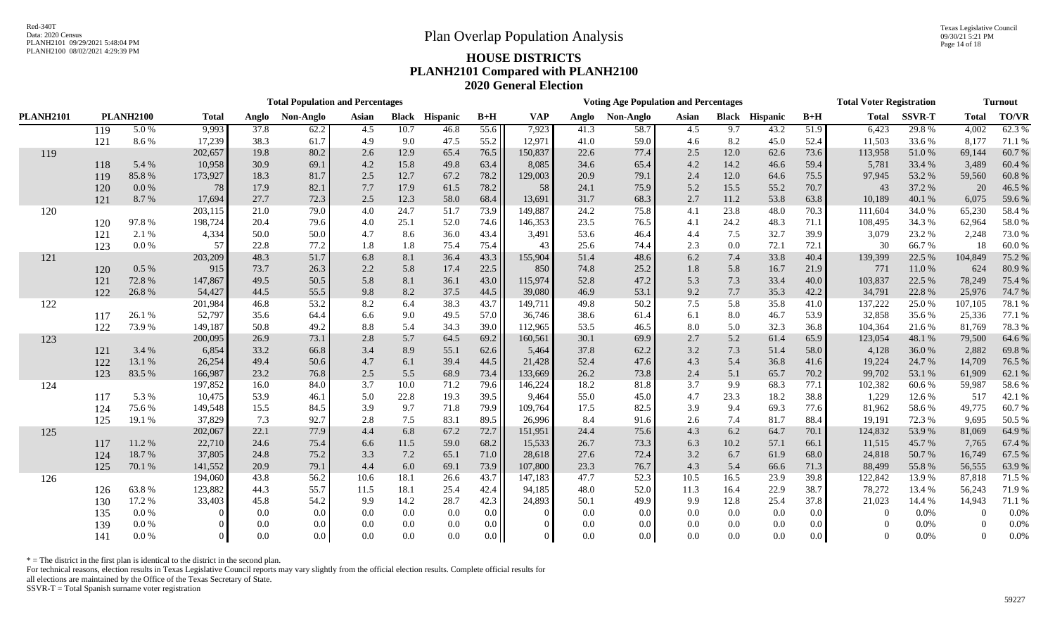Red-340T
Data: 2020 Census
PLANH2101 09/29/2021 5:48:04 PM
PLANH2100 08/02/2021 4:29:39 PM

# Plan Overlap Population Analysis

## HOUSE DISTRICTS
## PLANH2101 Compared with PLANH2100
## 2020 General Election

Texas Legislative Council
09/30/21 5:21 PM

| PLANH2101 | PLANH2100 | | Total Population and Percentages: Total | Anglo | Non-Anglo | Asian | Black | Hispanic | B+H | Voting Age Population and Percentages: VAP | Anglo | Non-Anglo | Asian | Black | Hispanic | B+H | Total Voter Registration: Total | SSVR-T | Turnout: Total | TO/VR |
|---|---|---|---|---|---|---|---|---|---|---|---|---|---|---|---|---|---|---|---|---|
| | 119 | 5.0 % | 9,993 | 37.8 | 62.2 | 4.5 | 10.7 | 46.8 | 55.6 | 7,923 | 41.3 | 58.7 | 4.5 | 9.7 | 43.2 | 51.9 | 6,423 | 29.8 % | 4,002 | 62.3 % |
| | 121 | 8.6 % | 17,239 | 38.3 | 61.7 | 4.9 | 9.0 | 47.5 | 55.2 | 12,971 | 41.0 | 59.0 | 4.6 | 8.2 | 45.0 | 52.4 | 11,503 | 33.6 % | 8,177 | 71.1 % |
| 119 | | | 202,657 | 19.8 | 80.2 | 2.6 | 12.9 | 65.4 | 76.5 | 150,837 | 22.6 | 77.4 | 2.5 | 12.0 | 62.6 | 73.6 | 113,958 | 51.0 % | 69,144 | 60.7 % |
| | 118 | 5.4 % | 10,958 | 30.9 | 69.1 | 4.2 | 15.8 | 49.8 | 63.4 | 8,085 | 34.6 | 65.4 | 4.2 | 14.2 | 46.6 | 59.4 | 5,781 | 33.4 % | 3,489 | 60.4 % |
| | 119 | 85.8 % | 173,927 | 18.3 | 81.7 | 2.5 | 12.7 | 67.2 | 78.2 | 129,003 | 20.9 | 79.1 | 2.4 | 12.0 | 64.6 | 75.5 | 97,945 | 53.2 % | 59,560 | 60.8 % |
| | 120 | 0.0 % | 78 | 17.9 | 82.1 | 7.7 | 17.9 | 61.5 | 78.2 | 58 | 24.1 | 75.9 | 5.2 | 15.5 | 55.2 | 70.7 | 43 | 37.2 % | 20 | 46.5 % |
| | 121 | 8.7 % | 17,694 | 27.7 | 72.3 | 2.5 | 12.3 | 58.0 | 68.4 | 13,691 | 31.7 | 68.3 | 2.7 | 11.2 | 53.8 | 63.8 | 10,189 | 40.1 % | 6,075 | 59.6 % |
| 120 | | | 203,115 | 21.0 | 79.0 | 4.0 | 24.7 | 51.7 | 73.9 | 149,887 | 24.2 | 75.8 | 4.1 | 23.8 | 48.0 | 70.3 | 111,604 | 34.0 % | 65,230 | 58.4 % |
| | 120 | 97.8 % | 198,724 | 20.4 | 79.6 | 4.0 | 25.1 | 52.0 | 74.6 | 146,353 | 23.5 | 76.5 | 4.1 | 24.2 | 48.3 | 71.1 | 108,495 | 34.3 % | 62,964 | 58.0 % |
| | 121 | 2.1 % | 4,334 | 50.0 | 50.0 | 4.7 | 8.6 | 36.0 | 43.4 | 3,491 | 53.6 | 46.4 | 4.4 | 7.5 | 32.7 | 39.9 | 3,079 | 23.2 % | 2,248 | 73.0 % |
| | 123 | 0.0 % | 57 | 22.8 | 77.2 | 1.8 | 1.8 | 75.4 | 75.4 | 43 | 25.6 | 74.4 | 2.3 | 0.0 | 72.1 | 72.1 | 30 | 66.7 % | 18 | 60.0 % |
| 121 | | | 203,209 | 48.3 | 51.7 | 6.8 | 8.1 | 36.4 | 43.3 | 155,904 | 51.4 | 48.6 | 6.2 | 7.4 | 33.8 | 40.4 | 139,399 | 22.5 % | 104,849 | 75.2 % |
| | 120 | 0.5 % | 915 | 73.7 | 26.3 | 2.2 | 5.8 | 17.4 | 22.5 | 850 | 74.8 | 25.2 | 1.8 | 5.8 | 16.7 | 21.9 | 771 | 11.0 % | 624 | 80.9 % |
| | 121 | 72.8 % | 147,867 | 49.5 | 50.5 | 5.8 | 8.1 | 36.1 | 43.0 | 115,974 | 52.8 | 47.2 | 5.3 | 7.3 | 33.4 | 40.0 | 103,837 | 22.5 % | 78,249 | 75.4 % |
| | 122 | 26.8 % | 54,427 | 44.5 | 55.5 | 9.8 | 8.2 | 37.5 | 44.5 | 39,080 | 46.9 | 53.1 | 9.2 | 7.7 | 35.3 | 42.2 | 34,791 | 22.8 % | 25,976 | 74.7 % |
| 122 | | | 201,984 | 46.8 | 53.2 | 8.2 | 6.4 | 38.3 | 43.7 | 149,711 | 49.8 | 50.2 | 7.5 | 5.8 | 35.8 | 41.0 | 137,222 | 25.0 % | 107,105 | 78.1 % |
| | 117 | 26.1 % | 52,797 | 35.6 | 64.4 | 6.6 | 9.0 | 49.5 | 57.0 | 36,746 | 38.6 | 61.4 | 6.1 | 8.0 | 46.7 | 53.9 | 32,858 | 35.6 % | 25,336 | 77.1 % |
| | 122 | 73.9 % | 149,187 | 50.8 | 49.2 | 8.8 | 5.4 | 34.3 | 39.0 | 112,965 | 53.5 | 46.5 | 8.0 | 5.0 | 32.3 | 36.8 | 104,364 | 21.6 % | 81,769 | 78.3 % |
| 123 | | | 200,095 | 26.9 | 73.1 | 2.8 | 5.7 | 64.5 | 69.2 | 160,561 | 30.1 | 69.9 | 2.7 | 5.2 | 61.4 | 65.9 | 123,054 | 48.1 % | 79,500 | 64.6 % |
| | 121 | 3.4 % | 6,854 | 33.2 | 66.8 | 3.4 | 8.9 | 55.1 | 62.6 | 5,464 | 37.8 | 62.2 | 3.2 | 7.3 | 51.4 | 58.0 | 4,128 | 36.0 % | 2,882 | 69.8 % |
| | 122 | 13.1 % | 26,254 | 49.4 | 50.6 | 4.7 | 6.1 | 39.4 | 44.5 | 21,428 | 52.4 | 47.6 | 4.3 | 5.4 | 36.8 | 41.6 | 19,224 | 24.7 % | 14,709 | 76.5 % |
| | 123 | 83.5 % | 166,987 | 23.2 | 76.8 | 2.5 | 5.5 | 68.9 | 73.4 | 133,669 | 26.2 | 73.8 | 2.4 | 5.1 | 65.7 | 70.2 | 99,702 | 53.1 % | 61,909 | 62.1 % |
| 124 | | | 197,852 | 16.0 | 84.0 | 3.7 | 10.0 | 71.2 | 79.6 | 146,224 | 18.2 | 81.8 | 3.7 | 9.9 | 68.3 | 77.1 | 102,382 | 60.6 % | 59,987 | 58.6 % |
| | 117 | 5.3 % | 10,475 | 53.9 | 46.1 | 5.0 | 22.8 | 19.3 | 39.5 | 9,464 | 55.0 | 45.0 | 4.7 | 23.3 | 18.2 | 38.8 | 1,229 | 12.6 % | 517 | 42.1 % |
| | 124 | 75.6 % | 149,548 | 15.5 | 84.5 | 3.9 | 9.7 | 71.8 | 79.9 | 109,764 | 17.5 | 82.5 | 3.9 | 9.4 | 69.3 | 77.6 | 81,962 | 58.6 % | 49,775 | 60.7 % |
| | 125 | 19.1 % | 37,829 | 7.3 | 92.7 | 2.8 | 7.5 | 83.1 | 89.5 | 26,996 | 8.4 | 91.6 | 2.6 | 7.4 | 81.7 | 88.4 | 19,191 | 72.3 % | 9,695 | 50.5 % |
| 125 | | | 202,067 | 22.1 | 77.9 | 4.4 | 6.8 | 67.2 | 72.7 | 151,951 | 24.4 | 75.6 | 4.3 | 6.2 | 64.7 | 70.1 | 124,832 | 53.9 % | 81,069 | 64.9 % |
| | 117 | 11.2 % | 22,710 | 24.6 | 75.4 | 6.6 | 11.5 | 59.0 | 68.2 | 15,533 | 26.7 | 73.3 | 6.3 | 10.2 | 57.1 | 66.1 | 11,515 | 45.7 % | 7,765 | 67.4 % |
| | 124 | 18.7 % | 37,805 | 24.8 | 75.2 | 3.3 | 7.2 | 65.1 | 71.0 | 28,618 | 27.6 | 72.4 | 3.2 | 6.7 | 61.9 | 68.0 | 24,818 | 50.7 % | 16,749 | 67.5 % |
| | 125 | 70.1 % | 141,552 | 20.9 | 79.1 | 4.4 | 6.0 | 69.1 | 73.9 | 107,800 | 23.3 | 76.7 | 4.3 | 5.4 | 66.6 | 71.3 | 88,499 | 55.8 % | 56,555 | 63.9 % |
| 126 | | | 194,060 | 43.8 | 56.2 | 10.6 | 18.1 | 26.6 | 43.7 | 147,183 | 47.7 | 52.3 | 10.5 | 16.5 | 23.9 | 39.8 | 122,842 | 13.9 % | 87,818 | 71.5 % |
| | 126 | 63.8 % | 123,882 | 44.3 | 55.7 | 11.5 | 18.1 | 25.4 | 42.4 | 94,185 | 48.0 | 52.0 | 11.3 | 16.4 | 22.9 | 38.7 | 78,272 | 13.4 % | 56,243 | 71.9 % |
| | 130 | 17.2 % | 33,403 | 45.8 | 54.2 | 9.9 | 14.2 | 28.7 | 42.3 | 24,893 | 50.1 | 49.9 | 9.9 | 12.8 | 25.4 | 37.8 | 21,023 | 14.4 % | 14,943 | 71.1 % |
| | 135 | 0.0 % | 0 | 0.0 | 0.0 | 0.0 | 0.0 | 0.0 | 0.0 | 0 | 0.0 | 0.0 | 0.0 | 0.0 | 0.0 | 0.0 | 0 | 0.0% | 0 | 0.0% |
| | 139 | 0.0 % | 0 | 0.0 | 0.0 | 0.0 | 0.0 | 0.0 | 0.0 | 0 | 0.0 | 0.0 | 0.0 | 0.0 | 0.0 | 0.0 | 0 | 0.0% | 0 | 0.0% |
| | 141 | 0.0 % | 0 | 0.0 | 0.0 | 0.0 | 0.0 | 0.0 | 0.0 | 0 | 0.0 | 0.0 | 0.0 | 0.0 | 0.0 | 0.0 | 0 | 0.0% | 0 | 0.0% |

* = The district in the first plan is identical to the district in the second plan.
For technical reasons, election results in Texas Legislative Council reports may vary slightly from the official election results. Complete official results for all elections are maintained by the Office of the Texas Secretary of State.
SSVR-T = Total Spanish surname voter registration

59227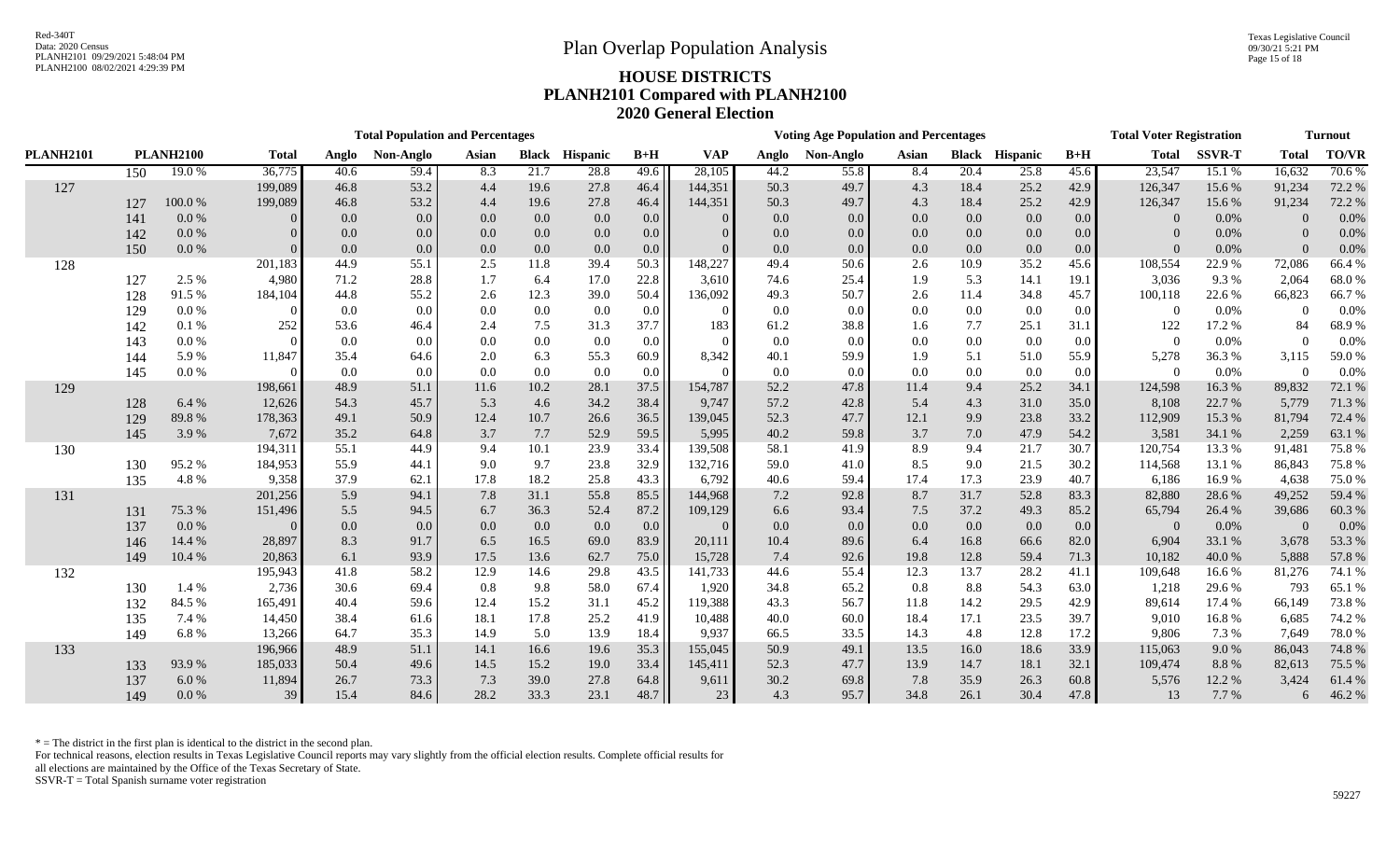# Plan Overlap Population Analysis

## HOUSE DISTRICTS
## PLANH2101 Compared with PLANH2100
## 2020 General Election

| | | | Total Population and Percentages | | | | | | | | Voting Age Population and Percentages | | | | | | | | Total Voter Registration | | Turnout | |
|---|---|---|---|---|---|---|---|---|---|---|---|---|---|---|---|---|---|---|---|---|---|---|
| PLANH2101 | PLANH2100 | | Total | Anglo | Non-Anglo | Asian | Black | Hispanic | B+H | VAP | Anglo | Non-Anglo | Asian | Black | Hispanic | B+H | Total | SSVR-T | Total | TO/VR |
| | 150 | 19.0 % | 36,775 | 40.6 | 59.4 | 8.3 | 21.7 | 28.8 | 49.6 | 28,105 | 44.2 | 55.8 | 8.4 | 20.4 | 25.8 | 45.6 | 23,547 | 15.1 % | 16,632 | 70.6 % |
| 127 | | | 199,089 | 46.8 | 53.2 | 4.4 | 19.6 | 27.8 | 46.4 | 144,351 | 50.3 | 49.7 | 4.3 | 18.4 | 25.2 | 42.9 | 126,347 | 15.6 % | 91,234 | 72.2 % |
| | 127 | 100.0 % | 199,089 | 46.8 | 53.2 | 4.4 | 19.6 | 27.8 | 46.4 | 144,351 | 50.3 | 49.7 | 4.3 | 18.4 | 25.2 | 42.9 | 126,347 | 15.6 % | 91,234 | 72.2 % |
| | 141 | 0.0 % | 0 | 0.0 | 0.0 | 0.0 | 0.0 | 0.0 | 0.0 | 0 | 0.0 | 0.0 | 0.0 | 0.0 | 0.0 | 0.0 | 0 | 0.0% | 0 | 0.0% |
| | 142 | 0.0 % | 0 | 0.0 | 0.0 | 0.0 | 0.0 | 0.0 | 0.0 | 0 | 0.0 | 0.0 | 0.0 | 0.0 | 0.0 | 0.0 | 0 | 0.0% | 0 | 0.0% |
| | 150 | 0.0 % | 0 | 0.0 | 0.0 | 0.0 | 0.0 | 0.0 | 0.0 | 0 | 0.0 | 0.0 | 0.0 | 0.0 | 0.0 | 0.0 | 0 | 0.0% | 0 | 0.0% |
| 128 | | | 201,183 | 44.9 | 55.1 | 2.5 | 11.8 | 39.4 | 50.3 | 148,227 | 49.4 | 50.6 | 2.6 | 10.9 | 35.2 | 45.6 | 108,554 | 22.9 % | 72,086 | 66.4 % |
| | 127 | 2.5 % | 4,980 | 71.2 | 28.8 | 1.7 | 6.4 | 17.0 | 22.8 | 3,610 | 74.6 | 25.4 | 1.9 | 5.3 | 14.1 | 19.1 | 3,036 | 9.3 % | 2,064 | 68.0 % |
| | 128 | 91.5 % | 184,104 | 44.8 | 55.2 | 2.6 | 12.3 | 39.0 | 50.4 | 136,092 | 49.3 | 50.7 | 2.6 | 11.4 | 34.8 | 45.7 | 100,118 | 22.6 % | 66,823 | 66.7 % |
| | 129 | 0.0 % | 0 | 0.0 | 0.0 | 0.0 | 0.0 | 0.0 | 0.0 | 0 | 0.0 | 0.0 | 0.0 | 0.0 | 0.0 | 0.0 | 0 | 0.0% | 0 | 0.0% |
| | 142 | 0.1 % | 252 | 53.6 | 46.4 | 2.4 | 7.5 | 31.3 | 37.7 | 183 | 61.2 | 38.8 | 1.6 | 7.7 | 25.1 | 31.1 | 122 | 17.2 % | 84 | 68.9 % |
| | 143 | 0.0 % | 0 | 0.0 | 0.0 | 0.0 | 0.0 | 0.0 | 0.0 | 0 | 0.0 | 0.0 | 0.0 | 0.0 | 0.0 | 0.0 | 0 | 0.0% | 0 | 0.0% |
| | 144 | 5.9 % | 11,847 | 35.4 | 64.6 | 2.0 | 6.3 | 55.3 | 60.9 | 8,342 | 40.1 | 59.9 | 1.9 | 5.1 | 51.0 | 55.9 | 5,278 | 36.3 % | 3,115 | 59.0 % |
| | 145 | 0.0 % | 0 | 0.0 | 0.0 | 0.0 | 0.0 | 0.0 | 0.0 | 0 | 0.0 | 0.0 | 0.0 | 0.0 | 0.0 | 0.0 | 0 | 0.0% | 0 | 0.0% |
| 129 | | | 198,661 | 48.9 | 51.1 | 11.6 | 10.2 | 28.1 | 37.5 | 154,787 | 52.2 | 47.8 | 11.4 | 9.4 | 25.2 | 34.1 | 124,598 | 16.3 % | 89,832 | 72.1 % |
| | 128 | 6.4 % | 12,626 | 54.3 | 45.7 | 5.3 | 4.6 | 34.2 | 38.4 | 9,747 | 57.2 | 42.8 | 5.4 | 4.3 | 31.0 | 35.0 | 8,108 | 22.7 % | 5,779 | 71.3 % |
| | 129 | 89.8 % | 178,363 | 49.1 | 50.9 | 12.4 | 10.7 | 26.6 | 36.5 | 139,045 | 52.3 | 47.7 | 12.1 | 9.9 | 23.8 | 33.2 | 112,909 | 15.3 % | 81,794 | 72.4 % |
| | 145 | 3.9 % | 7,672 | 35.2 | 64.8 | 3.7 | 7.7 | 52.9 | 59.5 | 5,995 | 40.2 | 59.8 | 3.7 | 7.0 | 47.9 | 54.2 | 3,581 | 34.1 % | 2,259 | 63.1 % |
| 130 | | | 194,311 | 55.1 | 44.9 | 9.4 | 10.1 | 23.9 | 33.4 | 139,508 | 58.1 | 41.9 | 8.9 | 9.4 | 21.7 | 30.7 | 120,754 | 13.3 % | 91,481 | 75.8 % |
| | 130 | 95.2 % | 184,953 | 55.9 | 44.1 | 9.0 | 9.7 | 23.8 | 32.9 | 132,716 | 59.0 | 41.0 | 8.5 | 9.0 | 21.5 | 30.2 | 114,568 | 13.1 % | 86,843 | 75.8 % |
| | 135 | 4.8 % | 9,358 | 37.9 | 62.1 | 17.8 | 18.2 | 25.8 | 43.3 | 6,792 | 40.6 | 59.4 | 17.4 | 17.3 | 23.9 | 40.7 | 6,186 | 16.9 % | 4,638 | 75.0 % |
| 131 | | | 201,256 | 5.9 | 94.1 | 7.8 | 31.1 | 55.8 | 85.5 | 144,968 | 7.2 | 92.8 | 8.7 | 31.7 | 52.8 | 83.3 | 82,880 | 28.6 % | 49,252 | 59.4 % |
| | 131 | 75.3 % | 151,496 | 5.5 | 94.5 | 6.7 | 36.3 | 52.4 | 87.2 | 109,129 | 6.6 | 93.4 | 7.5 | 37.2 | 49.3 | 85.2 | 65,794 | 26.4 % | 39,686 | 60.3 % |
| | 137 | 0.0 % | 0 | 0.0 | 0.0 | 0.0 | 0.0 | 0.0 | 0.0 | 0 | 0.0 | 0.0 | 0.0 | 0.0 | 0.0 | 0.0 | 0 | 0.0% | 0 | 0.0% |
| | 146 | 14.4 % | 28,897 | 8.3 | 91.7 | 6.5 | 16.5 | 69.0 | 83.9 | 20,111 | 10.4 | 89.6 | 6.4 | 16.8 | 66.6 | 82.0 | 6,904 | 33.1 % | 3,678 | 53.3 % |
| | 149 | 10.4 % | 20,863 | 6.1 | 93.9 | 17.5 | 13.6 | 62.7 | 75.0 | 15,728 | 7.4 | 92.6 | 19.8 | 12.8 | 59.4 | 71.3 | 10,182 | 40.0 % | 5,888 | 57.8 % |
| 132 | | | 195,943 | 41.8 | 58.2 | 12.9 | 14.6 | 29.8 | 43.5 | 141,733 | 44.6 | 55.4 | 12.3 | 13.7 | 28.2 | 41.1 | 109,648 | 16.6 % | 81,276 | 74.1 % |
| | 130 | 1.4 % | 2,736 | 30.6 | 69.4 | 0.8 | 9.8 | 58.0 | 67.4 | 1,920 | 34.8 | 65.2 | 0.8 | 8.8 | 54.3 | 63.0 | 1,218 | 29.6 % | 793 | 65.1 % |
| | 132 | 84.5 % | 165,491 | 40.4 | 59.6 | 12.4 | 15.2 | 31.1 | 45.2 | 119,388 | 43.3 | 56.7 | 11.8 | 14.2 | 29.5 | 42.9 | 89,614 | 17.4 % | 66,149 | 73.8 % |
| | 135 | 7.4 % | 14,450 | 38.4 | 61.6 | 18.1 | 17.8 | 25.2 | 41.9 | 10,488 | 40.0 | 60.0 | 18.4 | 17.1 | 23.5 | 39.7 | 9,010 | 16.8 % | 6,685 | 74.2 % |
| | 149 | 6.8 % | 13,266 | 64.7 | 35.3 | 14.9 | 5.0 | 13.9 | 18.4 | 9,937 | 66.5 | 33.5 | 14.3 | 4.8 | 12.8 | 17.2 | 9,806 | 7.3 % | 7,649 | 78.0 % |
| 133 | | | 196,966 | 48.9 | 51.1 | 14.1 | 16.6 | 19.6 | 35.3 | 155,045 | 50.9 | 49.1 | 13.5 | 16.0 | 18.6 | 33.9 | 115,063 | 9.0 % | 86,043 | 74.8 % |
| | 133 | 93.9 % | 185,033 | 50.4 | 49.6 | 14.5 | 15.2 | 19.0 | 33.4 | 145,411 | 52.3 | 47.7 | 13.9 | 14.7 | 18.1 | 32.1 | 109,474 | 8.8 % | 82,613 | 75.5 % |
| | 137 | 6.0 % | 11,894 | 26.7 | 73.3 | 7.3 | 39.0 | 27.8 | 64.8 | 9,611 | 30.2 | 69.8 | 7.8 | 35.9 | 26.3 | 60.8 | 5,576 | 12.2 % | 3,424 | 61.4 % |
| | 149 | 0.0 % | 39 | 15.4 | 84.6 | 28.2 | 33.3 | 23.1 | 48.7 | 23 | 4.3 | 95.7 | 34.8 | 26.1 | 30.4 | 47.8 | 13 | 7.7 % | 6 | 46.2 % |

* = The district in the first plan is identical to the district in the second plan.
For technical reasons, election results in Texas Legislative Council reports may vary slightly from the official election results. Complete official results for all elections are maintained by the Office of the Texas Secretary of State.
SSVR-T = Total Spanish surname voter registration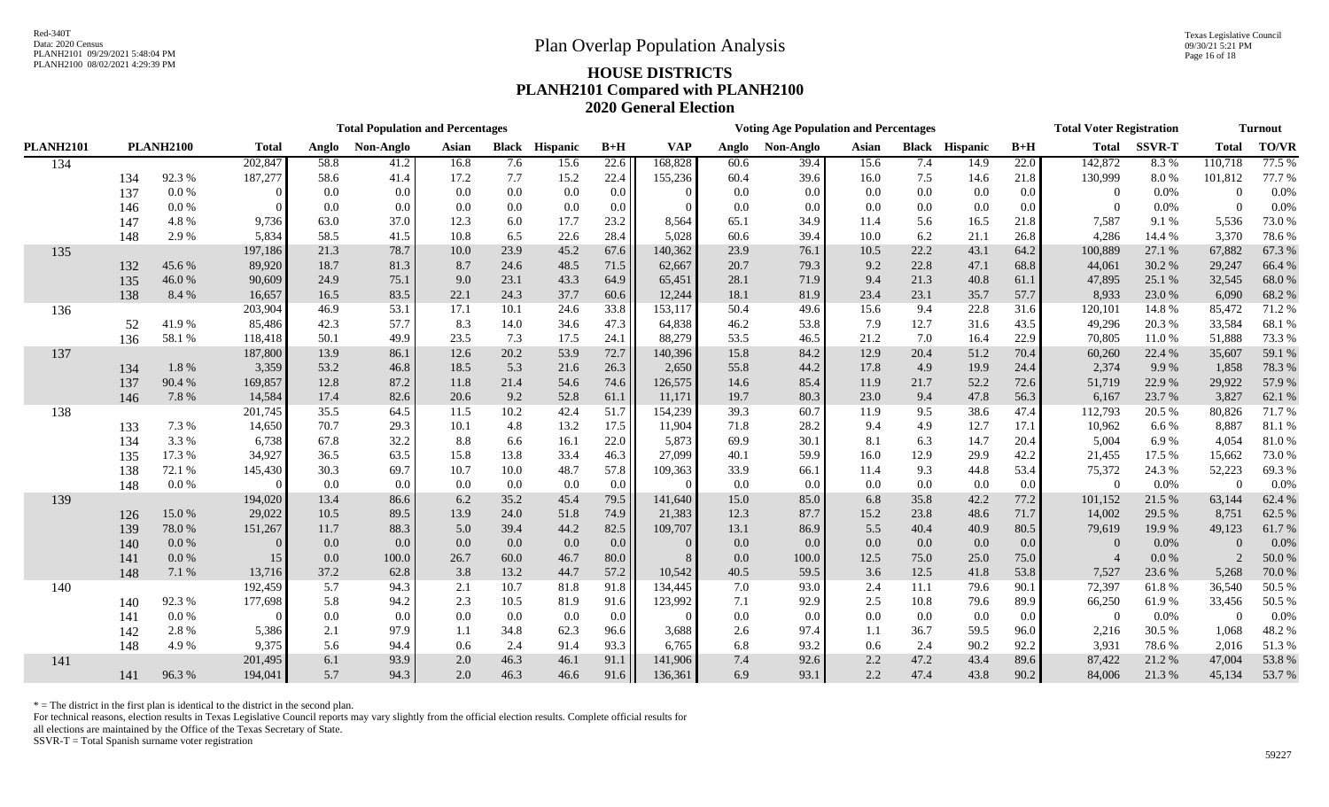# Plan Overlap Population Analysis

## HOUSE DISTRICTS
## PLANH2101 Compared with PLANH2100
## 2020 General Election

| PLANH2101 | PLANH2100 | | Total Population and Percentages: Total | Anglo | Non-Anglo | Asian | Black | Hispanic | B+H | Voting Age Population and Percentages: VAP | Anglo | Non-Anglo | Asian | Black | Hispanic | B+H | Total Voter Registration: Total | SSVR-T | Turnout: Total | TO/VR |
|---|---|---|---|---|---|---|---|---|---|---|---|---|---|---|---|---|---|---|---|---|
| 134 | | | 202,847 | 58.8 | 41.2 | 16.8 | 7.6 | 15.6 | 22.6 | 168,828 | 60.6 | 39.4 | 15.6 | 7.4 | 14.9 | 22.0 | 142,872 | 8.3 % | 110,718 | 77.5 % |
| | 134 | 92.3 % | 187,277 | 58.6 | 41.4 | 17.2 | 7.7 | 15.2 | 22.4 | 155,236 | 60.4 | 39.6 | 16.0 | 7.5 | 14.6 | 21.8 | 130,999 | 8.0 % | 101,812 | 77.7 % |
| | 137 | 0.0 % | 0 | 0.0 | 0.0 | 0.0 | 0.0 | 0.0 | 0.0 | 0 | 0.0 | 0.0 | 0.0 | 0.0 | 0.0 | 0.0 | 0 | 0.0% | 0 | 0.0% |
| | 146 | 0.0 % | 0 | 0.0 | 0.0 | 0.0 | 0.0 | 0.0 | 0.0 | 0 | 0.0 | 0.0 | 0.0 | 0.0 | 0.0 | 0.0 | 0 | 0.0% | 0 | 0.0% |
| | 147 | 4.8 % | 9,736 | 63.0 | 37.0 | 12.3 | 6.0 | 17.7 | 23.2 | 8,564 | 65.1 | 34.9 | 11.4 | 5.6 | 16.5 | 21.8 | 7,587 | 9.1 % | 5,536 | 73.0 % |
| | 148 | 2.9 % | 5,834 | 58.5 | 41.5 | 10.8 | 6.5 | 22.6 | 28.4 | 5,028 | 60.6 | 39.4 | 10.0 | 6.2 | 21.1 | 26.8 | 4,286 | 14.4 % | 3,370 | 78.6 % |
| 135 | | | 197,186 | 21.3 | 78.7 | 10.0 | 23.9 | 45.2 | 67.6 | 140,362 | 23.9 | 76.1 | 10.5 | 22.2 | 43.1 | 64.2 | 100,889 | 27.1 % | 67,882 | 67.3 % |
| | 132 | 45.6 % | 89,920 | 18.7 | 81.3 | 8.7 | 24.6 | 48.5 | 71.5 | 62,667 | 20.7 | 79.3 | 9.2 | 22.8 | 47.1 | 68.8 | 44,061 | 30.2 % | 29,247 | 66.4 % |
| | 135 | 46.0 % | 90,609 | 24.9 | 75.1 | 9.0 | 23.1 | 43.3 | 64.9 | 65,451 | 28.1 | 71.9 | 9.4 | 21.3 | 40.8 | 61.1 | 47,895 | 25.1 % | 32,545 | 68.0 % |
| | 138 | 8.4 % | 16,657 | 16.5 | 83.5 | 22.1 | 24.3 | 37.7 | 60.6 | 12,244 | 18.1 | 81.9 | 23.4 | 23.1 | 35.7 | 57.7 | 8,933 | 23.0 % | 6,090 | 68.2 % |
| 136 | | | 203,904 | 46.9 | 53.1 | 17.1 | 10.1 | 24.6 | 33.8 | 153,117 | 50.4 | 49.6 | 15.6 | 9.4 | 22.8 | 31.6 | 120,101 | 14.8 % | 85,472 | 71.2 % |
| | 52 | 41.9 % | 85,486 | 42.3 | 57.7 | 8.3 | 14.0 | 34.6 | 47.3 | 64,838 | 46.2 | 53.8 | 7.9 | 12.7 | 31.6 | 43.5 | 49,296 | 20.3 % | 33,584 | 68.1 % |
| | 136 | 58.1 % | 118,418 | 50.1 | 49.9 | 23.5 | 7.3 | 17.5 | 24.1 | 88,279 | 53.5 | 46.5 | 21.2 | 7.0 | 16.4 | 22.9 | 70,805 | 11.0 % | 51,888 | 73.3 % |
| 137 | | | 187,800 | 13.9 | 86.1 | 12.6 | 20.2 | 53.9 | 72.7 | 140,396 | 15.8 | 84.2 | 12.9 | 20.4 | 51.2 | 70.4 | 60,260 | 22.4 % | 35,607 | 59.1 % |
| | 134 | 1.8 % | 3,359 | 53.2 | 46.8 | 18.5 | 5.3 | 21.6 | 26.3 | 2,650 | 55.8 | 44.2 | 17.8 | 4.9 | 19.9 | 24.4 | 2,374 | 9.9 % | 1,858 | 78.3 % |
| | 137 | 90.4 % | 169,857 | 12.8 | 87.2 | 11.8 | 21.4 | 54.6 | 74.6 | 126,575 | 14.6 | 85.4 | 11.9 | 21.7 | 52.2 | 72.6 | 51,719 | 22.9 % | 29,922 | 57.9 % |
| | 146 | 7.8 % | 14,584 | 17.4 | 82.6 | 20.6 | 9.2 | 52.8 | 61.1 | 11,171 | 19.7 | 80.3 | 23.0 | 9.4 | 47.8 | 56.3 | 6,167 | 23.7 % | 3,827 | 62.1 % |
| 138 | | | 201,745 | 35.5 | 64.5 | 11.5 | 10.2 | 42.4 | 51.7 | 154,239 | 39.3 | 60.7 | 11.9 | 9.5 | 38.6 | 47.4 | 112,793 | 20.5 % | 80,826 | 71.7 % |
| | 133 | 7.3 % | 14,650 | 70.7 | 29.3 | 10.1 | 4.8 | 13.2 | 17.5 | 11,904 | 71.8 | 28.2 | 9.4 | 4.9 | 12.7 | 17.1 | 10,962 | 6.6 % | 8,887 | 81.1 % |
| | 134 | 3.3 % | 6,738 | 67.8 | 32.2 | 8.8 | 6.6 | 16.1 | 22.0 | 5,873 | 69.9 | 30.1 | 8.1 | 6.3 | 14.7 | 20.4 | 5,004 | 6.9 % | 4,054 | 81.0 % |
| | 135 | 17.3 % | 34,927 | 36.5 | 63.5 | 15.8 | 13.8 | 33.4 | 46.3 | 27,099 | 40.1 | 59.9 | 16.0 | 12.9 | 29.9 | 42.2 | 21,455 | 17.5 % | 15,662 | 73.0 % |
| | 138 | 72.1 % | 145,430 | 30.3 | 69.7 | 10.7 | 10.0 | 48.7 | 57.8 | 109,363 | 33.9 | 66.1 | 11.4 | 9.3 | 44.8 | 53.4 | 75,372 | 24.3 % | 52,223 | 69.3 % |
| | 148 | 0.0 % | 0 | 0.0 | 0.0 | 0.0 | 0.0 | 0.0 | 0.0 | 0 | 0.0 | 0.0 | 0.0 | 0.0 | 0.0 | 0.0 | 0 | 0.0% | 0 | 0.0% |
| 139 | | | 194,020 | 13.4 | 86.6 | 6.2 | 35.2 | 45.4 | 79.5 | 141,640 | 15.0 | 85.0 | 6.8 | 35.8 | 42.2 | 77.2 | 101,152 | 21.5 % | 63,144 | 62.4 % |
| | 126 | 15.0 % | 29,022 | 10.5 | 89.5 | 13.9 | 24.0 | 51.8 | 74.9 | 21,383 | 12.3 | 87.7 | 15.2 | 23.8 | 48.6 | 71.7 | 14,002 | 29.5 % | 8,751 | 62.5 % |
| | 139 | 78.0 % | 151,267 | 11.7 | 88.3 | 5.0 | 39.4 | 44.2 | 82.5 | 109,707 | 13.1 | 86.9 | 5.5 | 40.4 | 40.9 | 80.5 | 79,619 | 19.9 % | 49,123 | 61.7 % |
| | 140 | 0.0 % | 0 | 0.0 | 0.0 | 0.0 | 0.0 | 0.0 | 0.0 | 0 | 0.0 | 0.0 | 0.0 | 0.0 | 0.0 | 0.0 | 0 | 0.0% | 0 | 0.0% |
| | 141 | 0.0 % | 15 | 0.0 | 100.0 | 26.7 | 60.0 | 46.7 | 80.0 | 8 | 0.0 | 100.0 | 12.5 | 75.0 | 25.0 | 75.0 | 4 | 0.0 % | 2 | 50.0 % |
| | 148 | 7.1 % | 13,716 | 37.2 | 62.8 | 3.8 | 13.2 | 44.7 | 57.2 | 10,542 | 40.5 | 59.5 | 3.6 | 12.5 | 41.8 | 53.8 | 7,527 | 23.6 % | 5,268 | 70.0 % |
| 140 | | | 192,459 | 5.7 | 94.3 | 2.1 | 10.7 | 81.8 | 91.8 | 134,445 | 7.0 | 93.0 | 2.4 | 11.1 | 79.6 | 90.1 | 72,397 | 61.8 % | 36,540 | 50.5 % |
| | 140 | 92.3 % | 177,698 | 5.8 | 94.2 | 2.3 | 10.5 | 81.9 | 91.6 | 123,992 | 7.1 | 92.9 | 2.5 | 10.8 | 79.6 | 89.9 | 66,250 | 61.9 % | 33,456 | 50.5 % |
| | 141 | 0.0 % | 0 | 0.0 | 0.0 | 0.0 | 0.0 | 0.0 | 0.0 | 0 | 0.0 | 0.0 | 0.0 | 0.0 | 0.0 | 0.0 | 0 | 0.0% | 0 | 0.0% |
| | 142 | 2.8 % | 5,386 | 2.1 | 97.9 | 1.1 | 34.8 | 62.3 | 96.6 | 3,688 | 2.6 | 97.4 | 1.1 | 36.7 | 59.5 | 96.0 | 2,216 | 30.5 % | 1,068 | 48.2 % |
| | 148 | 4.9 % | 9,375 | 5.6 | 94.4 | 0.6 | 2.4 | 91.4 | 93.3 | 6,765 | 6.8 | 93.2 | 0.6 | 2.4 | 90.2 | 92.2 | 3,931 | 78.6 % | 2,016 | 51.3 % |
| 141 | | | 201,495 | 6.1 | 93.9 | 2.0 | 46.3 | 46.1 | 91.1 | 141,906 | 7.4 | 92.6 | 2.2 | 47.2 | 43.4 | 89.6 | 87,422 | 21.2 % | 47,004 | 53.8 % |
| | 141 | 96.3 % | 194,041 | 5.7 | 94.3 | 2.0 | 46.3 | 46.6 | 91.6 | 136,361 | 6.9 | 93.1 | 2.2 | 47.4 | 43.8 | 90.2 | 84,006 | 21.3 % | 45,134 | 53.7 % |

* = The district in the first plan is identical to the district in the second plan.

For technical reasons, election results in Texas Legislative Council reports may vary slightly from the official election results. Complete official results for all elections are maintained by the Office of the Texas Secretary of State.

SSVR-T = Total Spanish surname voter registration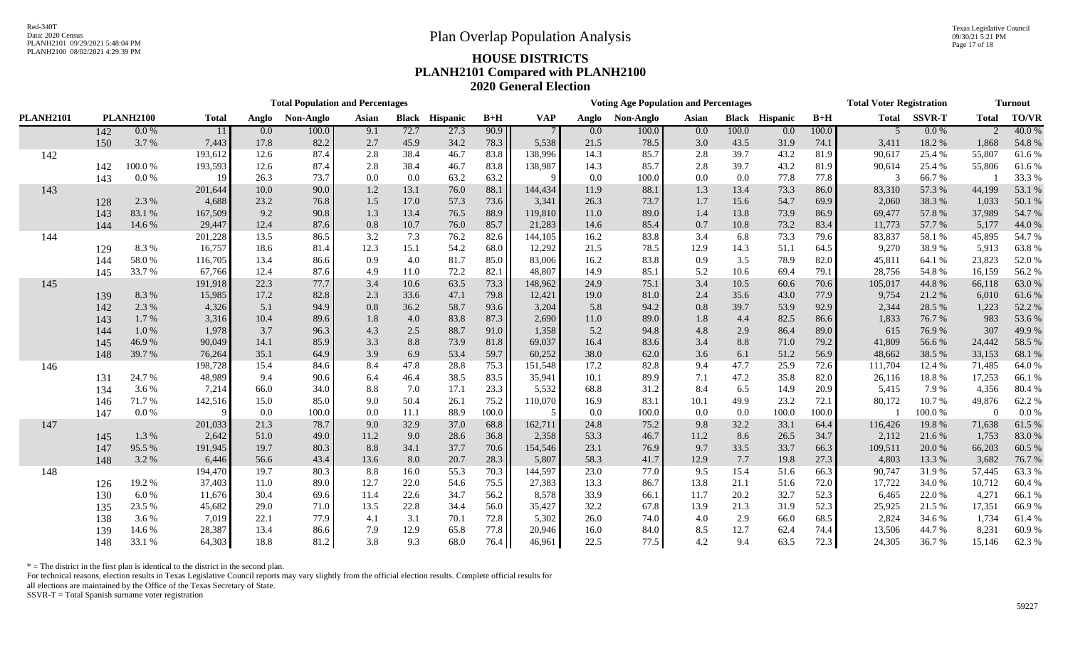# Plan Overlap Population Analysis

## HOUSE DISTRICTS
## PLANH2101 Compared with PLANH2100
## 2020 General Election

| PLANH2101 | PLANH2100 | | Total Population and Percentages: Total | Anglo | Non-Anglo | Asian | Black | Hispanic | B+H | Voting Age Population and Percentages: VAP | Anglo | Non-Anglo | Asian | Black | Hispanic | B+H | Total Voter Registration: Total | SSVR-T | Turnout: Total | TO/VR |
|---|---|---|---|---|---|---|---|---|---|---|---|---|---|---|---|---|---|---|---|---|
| | 142 | 0.0 % | 11 | 0.0 | 100.0 | 9.1 | 72.7 | 27.3 | 90.9 | 7 | 0.0 | 100.0 | 0.0 | 100.0 | 0.0 | 100.0 | 5 | 0.0 % | 2 | 40.0 % |
| | 150 | 3.7 % | 7,443 | 17.8 | 82.2 | 2.7 | 45.9 | 34.2 | 78.3 | 5,538 | 21.5 | 78.5 | 3.0 | 43.5 | 31.9 | 74.1 | 3,411 | 18.2 % | 1,868 | 54.8 % |
| 142 | | | 193,612 | 12.6 | 87.4 | 2.8 | 38.4 | 46.7 | 83.8 | 138,996 | 14.3 | 85.7 | 2.8 | 39.7 | 43.2 | 81.9 | 90,617 | 25.4 % | 55,807 | 61.6 % |
| | 142 | 100.0 % | 193,593 | 12.6 | 87.4 | 2.8 | 38.4 | 46.7 | 83.8 | 138,987 | 14.3 | 85.7 | 2.8 | 39.7 | 43.2 | 81.9 | 90,614 | 25.4 % | 55,806 | 61.6 % |
| | 143 | 0.0 % | 19 | 26.3 | 73.7 | 0.0 | 0.0 | 63.2 | 63.2 | 9 | 0.0 | 100.0 | 0.0 | 0.0 | 77.8 | 77.8 | 3 | 66.7 % | 1 | 33.3 % |
| 143 | | | 201,644 | 10.0 | 90.0 | 1.2 | 13.1 | 76.0 | 88.1 | 144,434 | 11.9 | 88.1 | 1.3 | 13.4 | 73.3 | 86.0 | 83,310 | 57.3 % | 44,199 | 53.1 % |
| | 128 | 2.3 % | 4,688 | 23.2 | 76.8 | 1.5 | 17.0 | 57.3 | 73.6 | 3,341 | 26.3 | 73.7 | 1.7 | 15.6 | 54.7 | 69.9 | 2,060 | 38.3 % | 1,033 | 50.1 % |
| | 143 | 83.1 % | 167,509 | 9.2 | 90.8 | 1.3 | 13.4 | 76.5 | 88.9 | 119,810 | 11.0 | 89.0 | 1.4 | 13.8 | 73.9 | 86.9 | 69,477 | 57.8 % | 37,989 | 54.7 % |
| | 144 | 14.6 % | 29,447 | 12.4 | 87.6 | 0.8 | 10.7 | 76.0 | 85.7 | 21,283 | 14.6 | 85.4 | 0.7 | 10.8 | 73.2 | 83.4 | 11,773 | 57.7 % | 5,177 | 44.0 % |
| 144 | | | 201,228 | 13.5 | 86.5 | 3.2 | 7.3 | 76.2 | 82.6 | 144,105 | 16.2 | 83.8 | 3.4 | 6.8 | 73.3 | 79.6 | 83,837 | 58.1 % | 45,895 | 54.7 % |
| | 129 | 8.3 % | 16,757 | 18.6 | 81.4 | 12.3 | 15.1 | 54.2 | 68.0 | 12,292 | 21.5 | 78.5 | 12.9 | 14.3 | 51.1 | 64.5 | 9,270 | 38.9 % | 5,913 | 63.8 % |
| | 144 | 58.0 % | 116,705 | 13.4 | 86.6 | 0.9 | 4.0 | 81.7 | 85.0 | 83,006 | 16.2 | 83.8 | 0.9 | 3.5 | 78.9 | 82.0 | 45,811 | 64.1 % | 23,823 | 52.0 % |
| | 145 | 33.7 % | 67,766 | 12.4 | 87.6 | 4.9 | 11.0 | 72.2 | 82.1 | 48,807 | 14.9 | 85.1 | 5.2 | 10.6 | 69.4 | 79.1 | 28,756 | 54.8 % | 16,159 | 56.2 % |
| 145 | | | 191,918 | 22.3 | 77.7 | 3.4 | 10.6 | 63.5 | 73.3 | 148,962 | 24.9 | 75.1 | 3.4 | 10.5 | 60.6 | 70.6 | 105,017 | 44.8 % | 66,118 | 63.0 % |
| | 139 | 8.3 % | 15,985 | 17.2 | 82.8 | 2.3 | 33.6 | 47.1 | 79.8 | 12,421 | 19.0 | 81.0 | 2.4 | 35.6 | 43.0 | 77.9 | 9,754 | 21.2 % | 6,010 | 61.6 % |
| | 142 | 2.3 % | 4,326 | 5.1 | 94.9 | 0.8 | 36.2 | 58.7 | 93.6 | 3,204 | 5.8 | 94.2 | 0.8 | 39.7 | 53.9 | 92.9 | 2,344 | 28.5 % | 1,223 | 52.2 % |
| | 143 | 1.7 % | 3,316 | 10.4 | 89.6 | 1.8 | 4.0 | 83.8 | 87.3 | 2,690 | 11.0 | 89.0 | 1.8 | 4.4 | 82.5 | 86.6 | 1,833 | 76.7 % | 983 | 53.6 % |
| | 144 | 1.0 % | 1,978 | 3.7 | 96.3 | 4.3 | 2.5 | 88.7 | 91.0 | 1,358 | 5.2 | 94.8 | 4.8 | 2.9 | 86.4 | 89.0 | 615 | 76.9 % | 307 | 49.9 % |
| | 145 | 46.9 % | 90,049 | 14.1 | 85.9 | 3.3 | 8.8 | 73.9 | 81.8 | 69,037 | 16.4 | 83.6 | 3.4 | 8.8 | 71.0 | 79.2 | 41,809 | 56.6 % | 24,442 | 58.5 % |
| | 148 | 39.7 % | 76,264 | 35.1 | 64.9 | 3.9 | 6.9 | 53.4 | 59.7 | 60,252 | 38.0 | 62.0 | 3.6 | 6.1 | 51.2 | 56.9 | 48,662 | 38.5 % | 33,153 | 68.1 % |
| 146 | | | 198,728 | 15.4 | 84.6 | 8.4 | 47.8 | 28.8 | 75.3 | 151,548 | 17.2 | 82.8 | 9.4 | 47.7 | 25.9 | 72.6 | 111,704 | 12.4 % | 71,485 | 64.0 % |
| | 131 | 24.7 % | 48,989 | 9.4 | 90.6 | 6.4 | 46.4 | 38.5 | 83.5 | 35,941 | 10.1 | 89.9 | 7.1 | 47.2 | 35.8 | 82.0 | 26,116 | 18.8 % | 17,253 | 66.1 % |
| | 134 | 3.6 % | 7,214 | 66.0 | 34.0 | 8.8 | 7.0 | 17.1 | 23.3 | 5,532 | 68.8 | 31.2 | 8.4 | 6.5 | 14.9 | 20.9 | 5,415 | 7.9 % | 4,356 | 80.4 % |
| | 146 | 71.7 % | 142,516 | 15.0 | 85.0 | 9.0 | 50.4 | 26.1 | 75.2 | 110,070 | 16.9 | 83.1 | 10.1 | 49.9 | 23.2 | 72.1 | 80,172 | 10.7 % | 49,876 | 62.2 % |
| | 147 | 0.0 % | 9 | 0.0 | 100.0 | 0.0 | 11.1 | 88.9 | 100.0 | 5 | 0.0 | 100.0 | 0.0 | 0.0 | 100.0 | 100.0 | 1 | 100.0 % | 0 | 0.0 % |
| 147 | | | 201,033 | 21.3 | 78.7 | 9.0 | 32.9 | 37.0 | 68.8 | 162,711 | 24.8 | 75.2 | 9.8 | 32.2 | 33.1 | 64.4 | 116,426 | 19.8 % | 71,638 | 61.5 % |
| | 145 | 1.3 % | 2,642 | 51.0 | 49.0 | 11.2 | 9.0 | 28.6 | 36.8 | 2,358 | 53.3 | 46.7 | 11.2 | 8.6 | 26.5 | 34.7 | 2,112 | 21.6 % | 1,753 | 83.0 % |
| | 147 | 95.5 % | 191,945 | 19.7 | 80.3 | 8.8 | 34.1 | 37.7 | 70.6 | 154,546 | 23.1 | 76.9 | 9.7 | 33.5 | 33.7 | 66.3 | 109,511 | 20.0 % | 66,203 | 60.5 % |
| | 148 | 3.2 % | 6,446 | 56.6 | 43.4 | 13.6 | 8.0 | 20.7 | 28.3 | 5,807 | 58.3 | 41.7 | 12.9 | 7.7 | 19.8 | 27.3 | 4,803 | 13.3 % | 3,682 | 76.7 % |
| 148 | | | 194,470 | 19.7 | 80.3 | 8.8 | 16.0 | 55.3 | 70.3 | 144,597 | 23.0 | 77.0 | 9.5 | 15.4 | 51.6 | 66.3 | 90,747 | 31.9 % | 57,445 | 63.3 % |
| | 126 | 19.2 % | 37,403 | 11.0 | 89.0 | 12.7 | 22.0 | 54.6 | 75.5 | 27,383 | 13.3 | 86.7 | 13.8 | 21.1 | 51.6 | 72.0 | 17,722 | 34.0 % | 10,712 | 60.4 % |
| | 130 | 6.0 % | 11,676 | 30.4 | 69.6 | 11.4 | 22.6 | 34.7 | 56.2 | 8,578 | 33.9 | 66.1 | 11.7 | 20.2 | 32.7 | 52.3 | 6,465 | 22.0 % | 4,271 | 66.1 % |
| | 135 | 23.5 % | 45,682 | 29.0 | 71.0 | 13.5 | 22.8 | 34.4 | 56.0 | 35,427 | 32.2 | 67.8 | 13.9 | 21.3 | 31.9 | 52.3 | 25,925 | 21.5 % | 17,351 | 66.9 % |
| | 138 | 3.6 % | 7,019 | 22.1 | 77.9 | 4.1 | 3.1 | 70.1 | 72.8 | 5,302 | 26.0 | 74.0 | 4.0 | 2.9 | 66.0 | 68.5 | 2,824 | 34.6 % | 1,734 | 61.4 % |
| | 139 | 14.6 % | 28,387 | 13.4 | 86.6 | 7.9 | 12.9 | 65.8 | 77.8 | 20,946 | 16.0 | 84.0 | 8.5 | 12.7 | 62.4 | 74.4 | 13,506 | 44.7 % | 8,231 | 60.9 % |
| | 148 | 33.1 % | 64,303 | 18.8 | 81.2 | 3.8 | 9.3 | 68.0 | 76.4 | 46,961 | 22.5 | 77.5 | 4.2 | 9.4 | 63.5 | 72.3 | 24,305 | 36.7 % | 15,146 | 62.3 % |

* = The district in the first plan is identical to the district in the second plan.
For technical reasons, election results in Texas Legislative Council reports may vary slightly from the official election results. Complete official results for all elections are maintained by the Office of the Texas Secretary of State.
SSVR-T = Total Spanish surname voter registration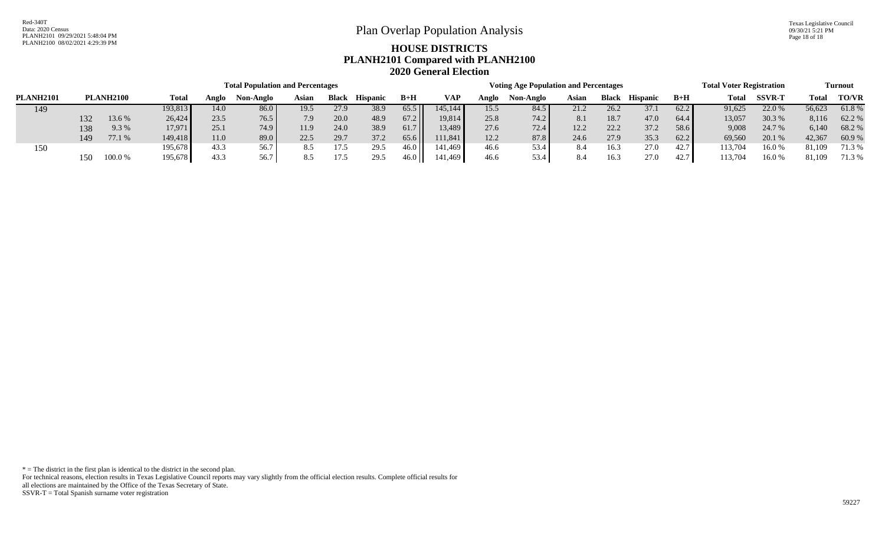# Plan Overlap Population Analysis

## HOUSE DISTRICTS
## PLANH2101 Compared with PLANH2100
## 2020 General Election

| | | | Total Population and Percentages | | | | | | | | Voting Age Population and Percentages | | | | | | | | Total Voter Registration | | Turnout | |
|---|---|---|---|---|---|---|---|---|---|---|---|---|---|---|---|---|---|---|---|---|---|---|
| PLANH2101 | PLANH2100 | | Total | Anglo | Non-Anglo | Asian | Black | Hispanic | B+H | VAP | Anglo | Non-Anglo | Asian | Black | Hispanic | B+H | Total | SSVR-T | Total | TO/VR |
| 149 | | | 193,813 | 14.0 | 86.0 | 19.5 | 27.9 | 38.9 | 65.5 | 145,144 | 15.5 | 84.5 | 21.2 | 26.2 | 37.1 | 62.2 | 91,625 | 22.0 % | 56,623 | 61.8 % |
| | 132 | 13.6 % | 26,424 | 23.5 | 76.5 | 7.9 | 20.0 | 48.9 | 67.2 | 19,814 | 25.8 | 74.2 | 8.1 | 18.7 | 47.0 | 64.4 | 13,057 | 30.3 % | 8,116 | 62.2 % |
| | 138 | 9.3 % | 17,971 | 25.1 | 74.9 | 11.9 | 24.0 | 38.9 | 61.7 | 13,489 | 27.6 | 72.4 | 12.2 | 22.2 | 37.2 | 58.6 | 9,008 | 24.7 % | 6,140 | 68.2 % |
| | 149 | 77.1 % | 149,418 | 11.0 | 89.0 | 22.5 | 29.7 | 37.2 | 65.6 | 111,841 | 12.2 | 87.8 | 24.6 | 27.9 | 35.3 | 62.2 | 69,560 | 20.1 % | 42,367 | 60.9 % |
| 150 | | | 195,678 | 43.3 | 56.7 | 8.5 | 17.5 | 29.5 | 46.0 | 141,469 | 46.6 | 53.4 | 8.4 | 16.3 | 27.0 | 42.7 | 113,704 | 16.0 % | 81,109 | 71.3 % |
| | 150 | 100.0 % | 195,678 | 43.3 | 56.7 | 8.5 | 17.5 | 29.5 | 46.0 | 141,469 | 46.6 | 53.4 | 8.4 | 16.3 | 27.0 | 42.7 | 113,704 | 16.0 % | 81,109 | 71.3 % |

* = The district in the first plan is identical to the district in the second plan.
For technical reasons, election results in Texas Legislative Council reports may vary slightly from the official election results. Complete official results for all elections are maintained by the Office of the Texas Secretary of State.
SSVR-T = Total Spanish surname voter registration